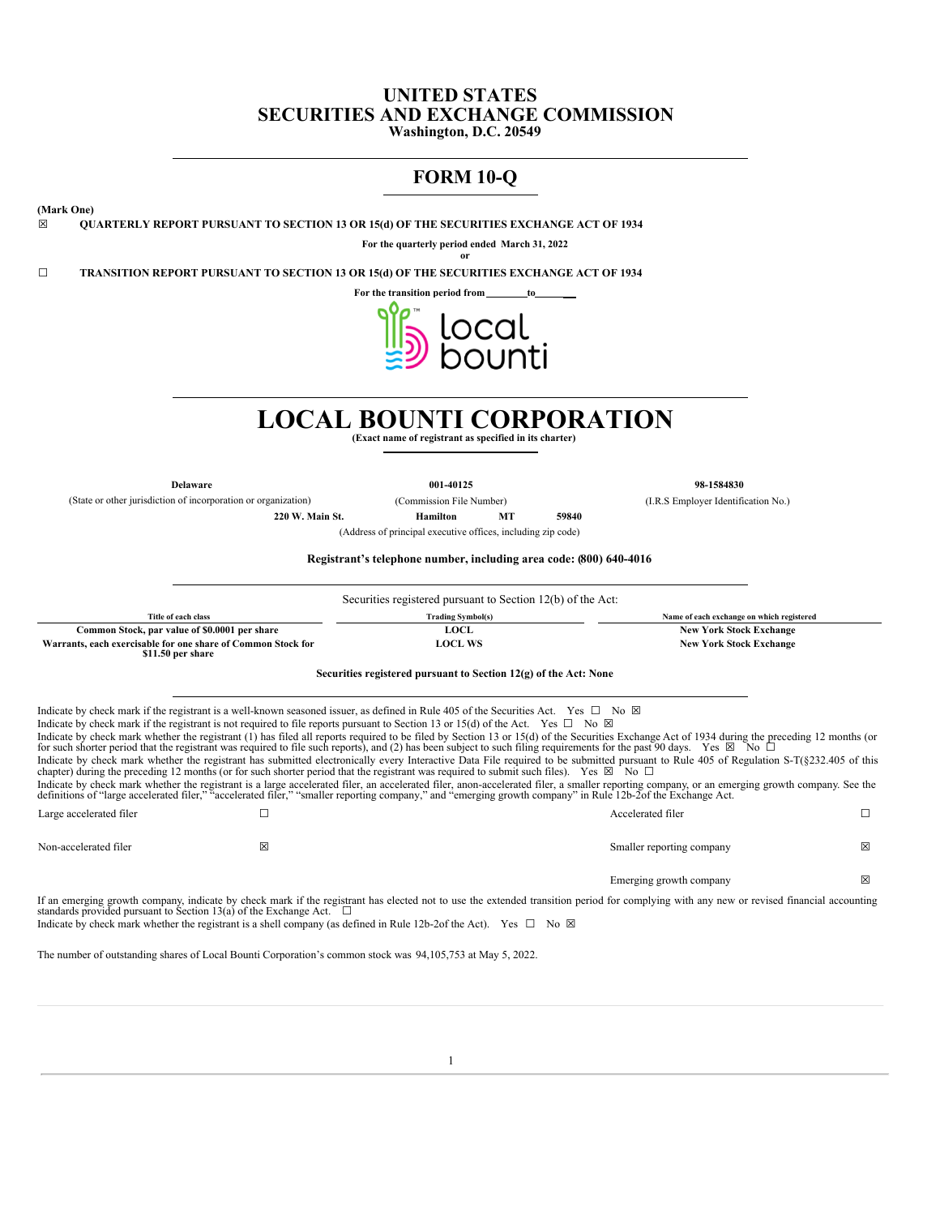# UNITED STATES
# SECURITIES AND EXCHANGE COMMISSION
**Washington, D.C. 20549**

## FORM 10-Q

**(Mark One)**

☒ **QUARTERLY REPORT PURSUANT TO SECTION 13 OR 15(d) OF THE SECURITIES EXCHANGE ACT OF 1934**

**For the quarterly period ended March 31, 2022**

**or**

☐ **TRANSITION REPORT PURSUANT TO SECTION 13 OR 15(d) OF THE SECURITIES EXCHANGE ACT OF 1934**

**For the transition period from ________to______**

# LOCAL BOUNTI CORPORATION
**(Exact name of registrant as specified in its charter)**

| **Delaware** | **001-40125** | **98-1584830** |
|---|---|---|
| (State or other jurisdiction of incorporation or organization) | (Commission File Number) | (I.R.S Employer Identification No.) |

**220 W. Main St. Hamilton MT 59840**
(Address of principal executive offices, including zip code)

**Registrant's telephone number, including area code: (800) 640-4016**

Securities registered pursuant to Section 12(b) of the Act:

| Title of each class | Trading Symbol(s) | Name of each exchange on which registered |
|---|---|---|
| **Common Stock, par value of $0.0001 per share** | **LOCL** | **New York Stock Exchange** |
| **Warrants, each exercisable for one share of Common Stock for $11.50 per share** | **LOCL WS** | **New York Stock Exchange** |

**Securities registered pursuant to Section 12(g) of the Act: None**

Indicate by check mark if the registrant is a well-known seasoned issuer, as defined in Rule 405 of the Securities Act. Yes ☐ No ☒

Indicate by check mark if the registrant is not required to file reports pursuant to Section 13 or 15(d) of the Act. Yes ☐ No ☒

Indicate by check mark whether the registrant (1) has filed all reports required to be filed by Section 13 or 15(d) of the Securities Exchange Act of 1934 during the preceding 12 months (or for such shorter period that the registrant was required to file such reports), and (2) has been subject to such filing requirements for the past 90 days. Yes ☒ No ☐

Indicate by check mark whether the registrant has submitted electronically every Interactive Data File required to be submitted pursuant to Rule 405 of Regulation S-T(§232.405 of this chapter) during the preceding 12 months (or for such shorter period that the registrant was required to submit such files). Yes ☒ No ☐

Indicate by check mark whether the registrant is a large accelerated filer, an accelerated filer, anon-accelerated filer, a smaller reporting company, or an emerging growth company. See the definitions of "large accelerated filer," "accelerated filer," "smaller reporting company," and "emerging growth company" in Rule 12b-2of the Exchange Act.

| | | | |
|---|---|---|---|
| Large accelerated filer | ☐ | Accelerated filer | ☐ |
| Non-accelerated filer | ☒ | Smaller reporting company | ☒ |
| | | Emerging growth company | ☒ |

If an emerging growth company, indicate by check mark if the registrant has elected not to use the extended transition period for complying with any new or revised financial accounting standards provided pursuant to Section 13(a) of the Exchange Act. ☐

Indicate by check mark whether the registrant is a shell company (as defined in Rule 12b-2of the Act). Yes ☐ No ☒

The number of outstanding shares of Local Bounti Corporation's common stock was 94,105,753 at May 5, 2022.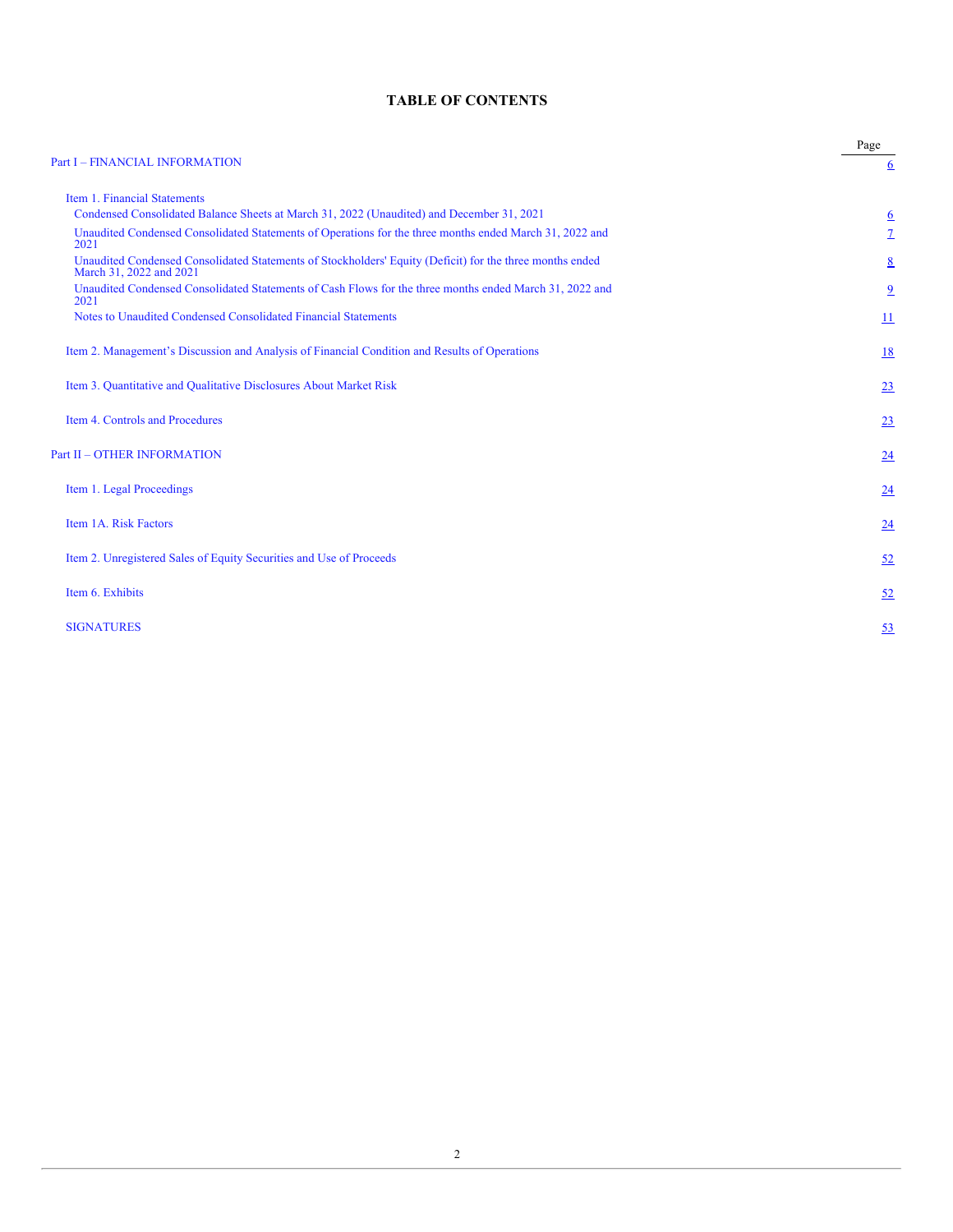# TABLE OF CONTENTS

| | Page |
|---|---|
| Part I – FINANCIAL INFORMATION | 6 |
| Item 1. Financial Statements | |
| Condensed Consolidated Balance Sheets at March 31, 2022 (Unaudited) and December 31, 2021 | 6 |
| Unaudited Condensed Consolidated Statements of Operations for the three months ended March 31, 2022 and 2021 | 7 |
| Unaudited Condensed Consolidated Statements of Stockholders' Equity (Deficit) for the three months ended March 31, 2022 and 2021 | 8 |
| Unaudited Condensed Consolidated Statements of Cash Flows for the three months ended March 31, 2022 and 2021 | 9 |
| Notes to Unaudited Condensed Consolidated Financial Statements | 11 |
| Item 2. Management's Discussion and Analysis of Financial Condition and Results of Operations | 18 |
| Item 3. Quantitative and Qualitative Disclosures About Market Risk | 23 |
| Item 4. Controls and Procedures | 23 |
| Part II – OTHER INFORMATION | 24 |
| Item 1. Legal Proceedings | 24 |
| Item 1A. Risk Factors | 24 |
| Item 2. Unregistered Sales of Equity Securities and Use of Proceeds | 52 |
| Item 6. Exhibits | 52 |
| SIGNATURES | 53 |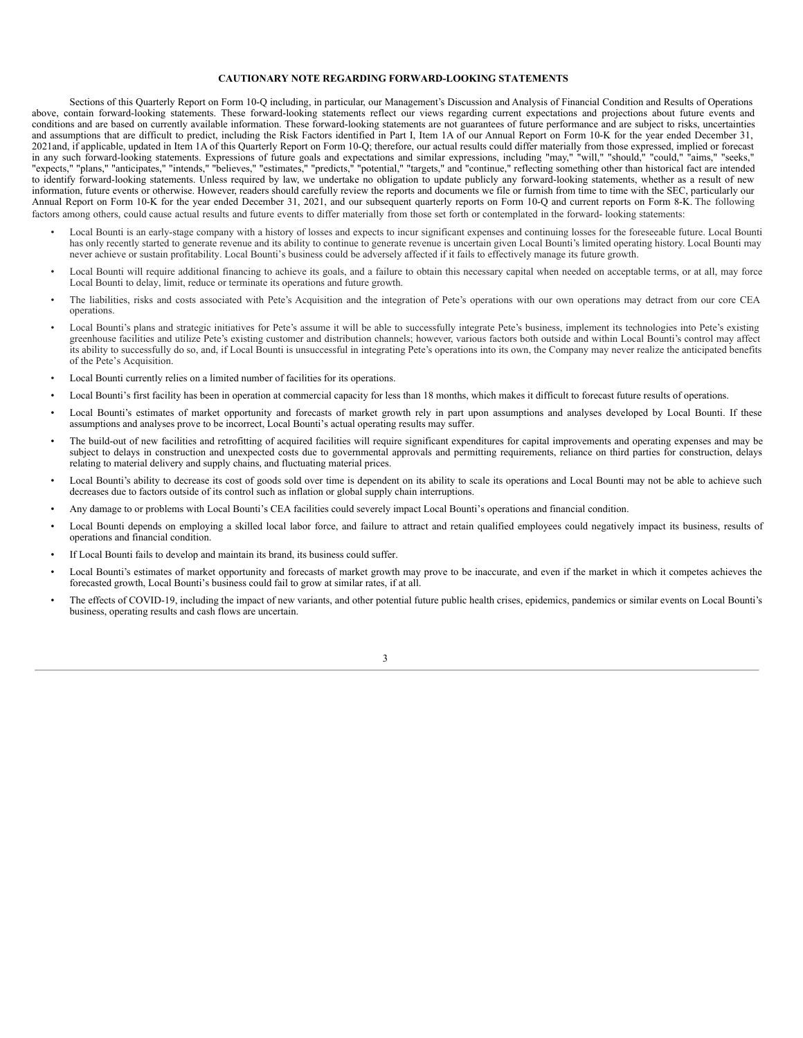## CAUTIONARY NOTE REGARDING FORWARD-LOOKING STATEMENTS

Sections of this Quarterly Report on Form 10-Q including, in particular, our Management's Discussion and Analysis of Financial Condition and Results of Operations above, contain forward-looking statements. These forward-looking statements reflect our views regarding current expectations and projections about future events and conditions and are based on currently available information. These forward-looking statements are not guarantees of future performance and are subject to risks, uncertainties and assumptions that are difficult to predict, including the Risk Factors identified in Part I, Item 1A of our Annual Report on Form 10-K for the year ended December 31, 2021and, if applicable, updated in Item 1A of this Quarterly Report on Form 10-Q; therefore, our actual results could differ materially from those expressed, implied or forecast in any such forward-looking statements. Expressions of future goals and expectations and similar expressions, including "may," "will," "should," "could," "aims," "seeks," "expects," "plans," "anticipates," "intends," "believes," "estimates," "predicts," "potential," "targets," and "continue," reflecting something other than historical fact are intended to identify forward-looking statements. Unless required by law, we undertake no obligation to update publicly any forward-looking statements, whether as a result of new information, future events or otherwise. However, readers should carefully review the reports and documents we file or furnish from time to time with the SEC, particularly our Annual Report on Form 10-K for the year ended December 31, 2021, and our subsequent quarterly reports on Form 10-Q and current reports on Form 8-K. The following factors among others, could cause actual results and future events to differ materially from those set forth or contemplated in the forward- looking statements:

- Local Bounti is an early-stage company with a history of losses and expects to incur significant expenses and continuing losses for the foreseeable future. Local Bounti has only recently started to generate revenue and its ability to continue to generate revenue is uncertain given Local Bounti's limited operating history. Local Bounti may never achieve or sustain profitability. Local Bounti's business could be adversely affected if it fails to effectively manage its future growth.
- Local Bounti will require additional financing to achieve its goals, and a failure to obtain this necessary capital when needed on acceptable terms, or at all, may force Local Bounti to delay, limit, reduce or terminate its operations and future growth.
- The liabilities, risks and costs associated with Pete's Acquisition and the integration of Pete's operations with our own operations may detract from our core CEA operations.
- Local Bounti's plans and strategic initiatives for Pete's assume it will be able to successfully integrate Pete's business, implement its technologies into Pete's existing greenhouse facilities and utilize Pete's existing customer and distribution channels; however, various factors both outside and within Local Bounti's control may affect its ability to successfully do so, and, if Local Bounti is unsuccessful in integrating Pete's operations into its own, the Company may never realize the anticipated benefits of the Pete's Acquisition.
- Local Bounti currently relies on a limited number of facilities for its operations.
- Local Bounti's first facility has been in operation at commercial capacity for less than 18 months, which makes it difficult to forecast future results of operations.
- Local Bounti's estimates of market opportunity and forecasts of market growth rely in part upon assumptions and analyses developed by Local Bounti. If these assumptions and analyses prove to be incorrect, Local Bounti's actual operating results may suffer.
- The build-out of new facilities and retrofitting of acquired facilities will require significant expenditures for capital improvements and operating expenses and may be subject to delays in construction and unexpected costs due to governmental approvals and permitting requirements, reliance on third parties for construction, delays relating to material delivery and supply chains, and fluctuating material prices.
- Local Bounti's ability to decrease its cost of goods sold over time is dependent on its ability to scale its operations and Local Bounti may not be able to achieve such decreases due to factors outside of its control such as inflation or global supply chain interruptions.
- Any damage to or problems with Local Bounti's CEA facilities could severely impact Local Bounti's operations and financial condition.
- Local Bounti depends on employing a skilled local labor force, and failure to attract and retain qualified employees could negatively impact its business, results of operations and financial condition.
- If Local Bounti fails to develop and maintain its brand, its business could suffer.
- Local Bounti's estimates of market opportunity and forecasts of market growth may prove to be inaccurate, and even if the market in which it competes achieves the forecasted growth, Local Bounti's business could fail to grow at similar rates, if at all.
- The effects of COVID-19, including the impact of new variants, and other potential future public health crises, epidemics, pandemics or similar events on Local Bounti's business, operating results and cash flows are uncertain.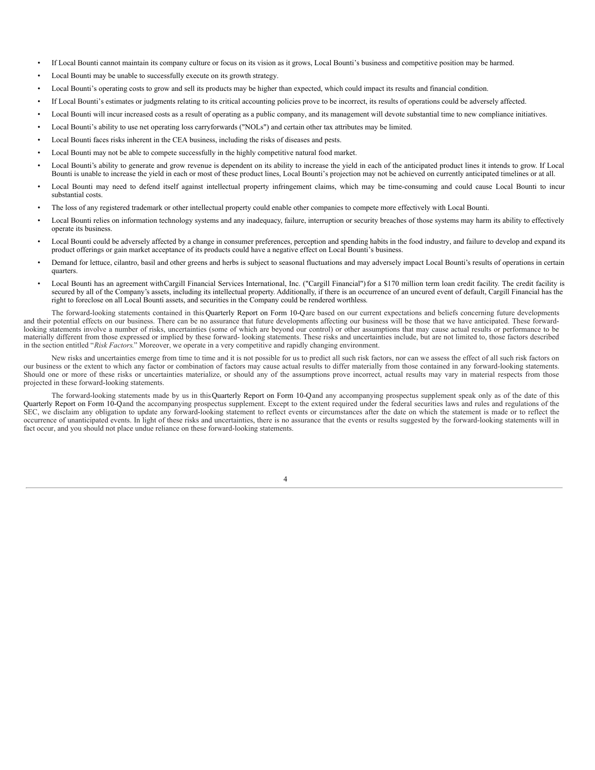- If Local Bounti cannot maintain its company culture or focus on its vision as it grows, Local Bounti's business and competitive position may be harmed.
- Local Bounti may be unable to successfully execute on its growth strategy.
- Local Bounti's operating costs to grow and sell its products may be higher than expected, which could impact its results and financial condition.
- If Local Bounti's estimates or judgments relating to its critical accounting policies prove to be incorrect, its results of operations could be adversely affected.
- Local Bounti will incur increased costs as a result of operating as a public company, and its management will devote substantial time to new compliance initiatives.
- Local Bounti's ability to use net operating loss carryforwards ("NOLs") and certain other tax attributes may be limited.
- Local Bounti faces risks inherent in the CEA business, including the risks of diseases and pests.
- Local Bounti may not be able to compete successfully in the highly competitive natural food market.
- Local Bounti's ability to generate and grow revenue is dependent on its ability to increase the yield in each of the anticipated product lines it intends to grow. If Local Bounti is unable to increase the yield in each or most of these product lines, Local Bounti's projection may not be achieved on currently anticipated timelines or at all.
- Local Bounti may need to defend itself against intellectual property infringement claims, which may be time-consuming and could cause Local Bounti to incur substantial costs.
- The loss of any registered trademark or other intellectual property could enable other companies to compete more effectively with Local Bounti.
- Local Bounti relies on information technology systems and any inadequacy, failure, interruption or security breaches of those systems may harm its ability to effectively operate its business.
- Local Bounti could be adversely affected by a change in consumer preferences, perception and spending habits in the food industry, and failure to develop and expand its product offerings or gain market acceptance of its products could have a negative effect on Local Bounti's business.
- Demand for lettuce, cilantro, basil and other greens and herbs is subject to seasonal fluctuations and may adversely impact Local Bounti's results of operations in certain quarters.
- Local Bounti has an agreement with Cargill Financial Services International, Inc. ("Cargill Financial") for a $170 million term loan credit facility. The credit facility is secured by all of the Company's assets, including its intellectual property. Additionally, if there is an occurrence of an uncured event of default, Cargill Financial has the right to foreclose on all Local Bounti assets, and securities in the Company could be rendered worthless.

The forward-looking statements contained in this Quarterly Report on Form 10-Q are based on our current expectations and beliefs concerning future developments and their potential effects on our business. There can be no assurance that future developments affecting our business will be those that we have anticipated. These forward-looking statements involve a number of risks, uncertainties (some of which are beyond our control) or other assumptions that may cause actual results or performance to be materially different from those expressed or implied by these forward- looking statements. These risks and uncertainties include, but are not limited to, those factors described in the section entitled "*Risk Factors*." Moreover, we operate in a very competitive and rapidly changing environment.

New risks and uncertainties emerge from time to time and it is not possible for us to predict all such risk factors, nor can we assess the effect of all such risk factors on our business or the extent to which any factor or combination of factors may cause actual results to differ materially from those contained in any forward-looking statements. Should one or more of these risks or uncertainties materialize, or should any of the assumptions prove incorrect, actual results may vary in material respects from those projected in these forward-looking statements.

The forward-looking statements made by us in this Quarterly Report on Form 10-Q and any accompanying prospectus supplement speak only as of the date of this Quarterly Report on Form 10-Q and the accompanying prospectus supplement. Except to the extent required under the federal securities laws and rules and regulations of the SEC, we disclaim any obligation to update any forward-looking statement to reflect events or circumstances after the date on which the statement is made or to reflect the occurrence of unanticipated events. In light of these risks and uncertainties, there is no assurance that the events or results suggested by the forward-looking statements will in fact occur, and you should not place undue reliance on these forward-looking statements.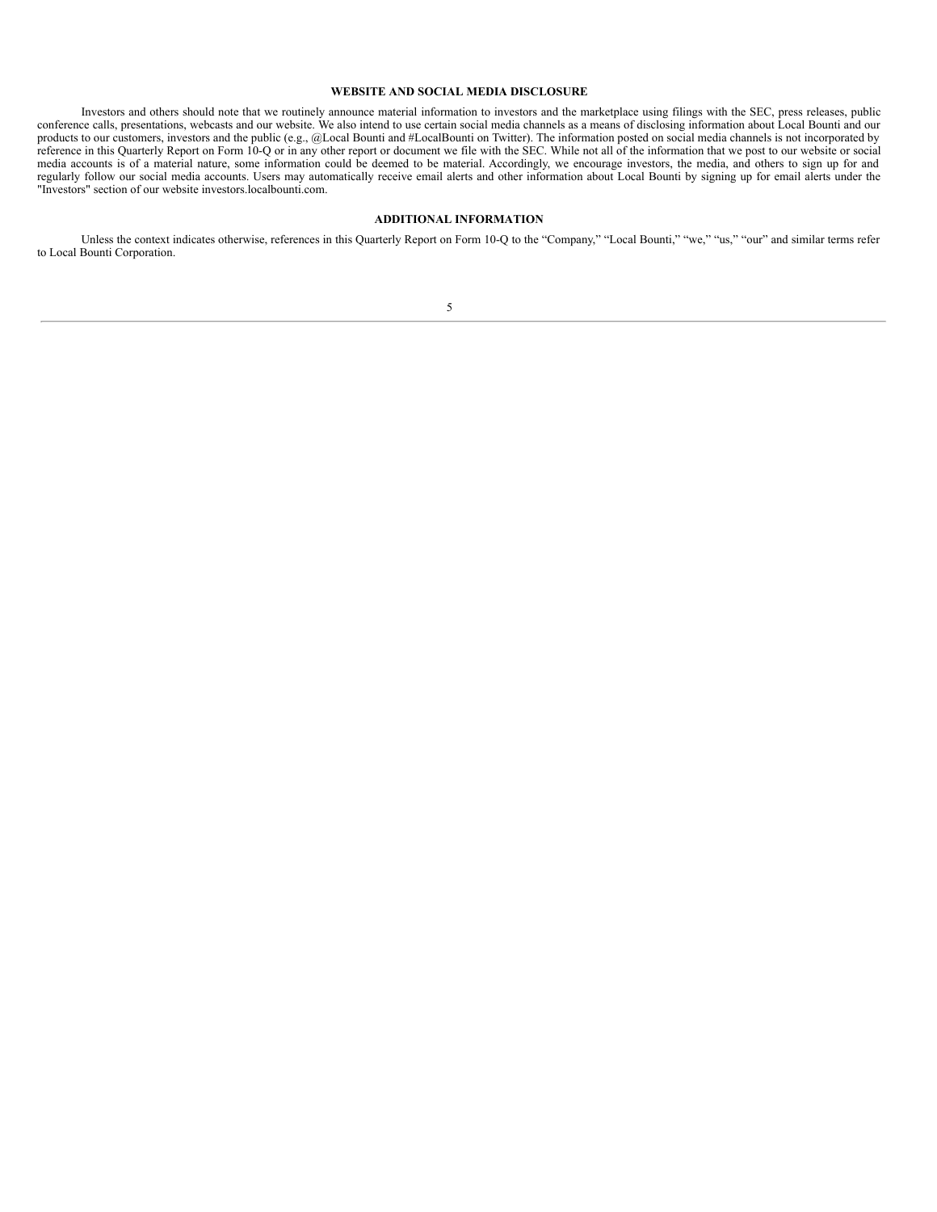## WEBSITE AND SOCIAL MEDIA DISCLOSURE

Investors and others should note that we routinely announce material information to investors and the marketplace using filings with the SEC, press releases, public conference calls, presentations, webcasts and our website. We also intend to use certain social media channels as a means of disclosing information about Local Bounti and our products to our customers, investors and the public (e.g., @Local Bounti and #LocalBounti on Twitter). The information posted on social media channels is not incorporated by reference in this Quarterly Report on Form 10-Q or in any other report or document we file with the SEC. While not all of the information that we post to our website or social media accounts is of a material nature, some information could be deemed to be material. Accordingly, we encourage investors, the media, and others to sign up for and regularly follow our social media accounts. Users may automatically receive email alerts and other information about Local Bounti by signing up for email alerts under the "Investors" section of our website investors.localbounti.com.

## ADDITIONAL INFORMATION

Unless the context indicates otherwise, references in this Quarterly Report on Form 10-Q to the “Company,” “Local Bounti,” “we,” “us,” “our” and similar terms refer to Local Bounti Corporation.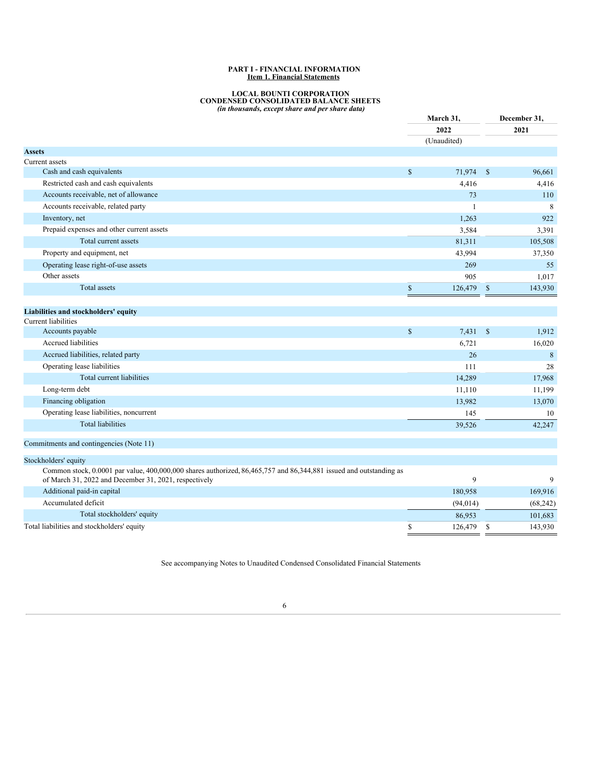# PART I - FINANCIAL INFORMATION

## Item 1. Financial Statements

### LOCAL BOUNTI CORPORATION
### CONDENSED CONSOLIDATED BALANCE SHEETS
*(in thousands, except share and per share data)*

| | March 31, 2022 (Unaudited) | December 31, 2021 |
|---|---|---|
| **Assets** | | |
| Current assets | | |
| Cash and cash equivalents | $ 71,974 | $ 96,661 |
| Restricted cash and cash equivalents | 4,416 | 4,416 |
| Accounts receivable, net of allowance | 73 | 110 |
| Accounts receivable, related party | 1 | 8 |
| Inventory, net | 1,263 | 922 |
| Prepaid expenses and other current assets | 3,584 | 3,391 |
| Total current assets | 81,311 | 105,508 |
| Property and equipment, net | 43,994 | 37,350 |
| Operating lease right-of-use assets | 269 | 55 |
| Other assets | 905 | 1,017 |
| Total assets | $ 126,479 | $ 143,930 |
| | | |
| **Liabilities and stockholders' equity** | | |
| Current liabilities | | |
| Accounts payable | $ 7,431 | $ 1,912 |
| Accrued liabilities | 6,721 | 16,020 |
| Accrued liabilities, related party | 26 | 8 |
| Operating lease liabilities | 111 | 28 |
| Total current liabilities | 14,289 | 17,968 |
| Long-term debt | 11,110 | 11,199 |
| Financing obligation | 13,982 | 13,070 |
| Operating lease liabilities, noncurrent | 145 | 10 |
| Total liabilities | 39,526 | 42,247 |
| | | |
| Commitments and contingencies (Note 11) | | |
| | | |
| Stockholders' equity | | |
| Common stock, 0.0001 par value, 400,000,000 shares authorized, 86,465,757 and 86,344,881 issued and outstanding as of March 31, 2022 and December 31, 2021, respectively | 9 | 9 |
| Additional paid-in capital | 180,958 | 169,916 |
| Accumulated deficit | (94,014) | (68,242) |
| Total stockholders' equity | 86,953 | 101,683 |
| Total liabilities and stockholders' equity | $ 126,479 | $ 143,930 |

See accompanying Notes to Unaudited Condensed Consolidated Financial Statements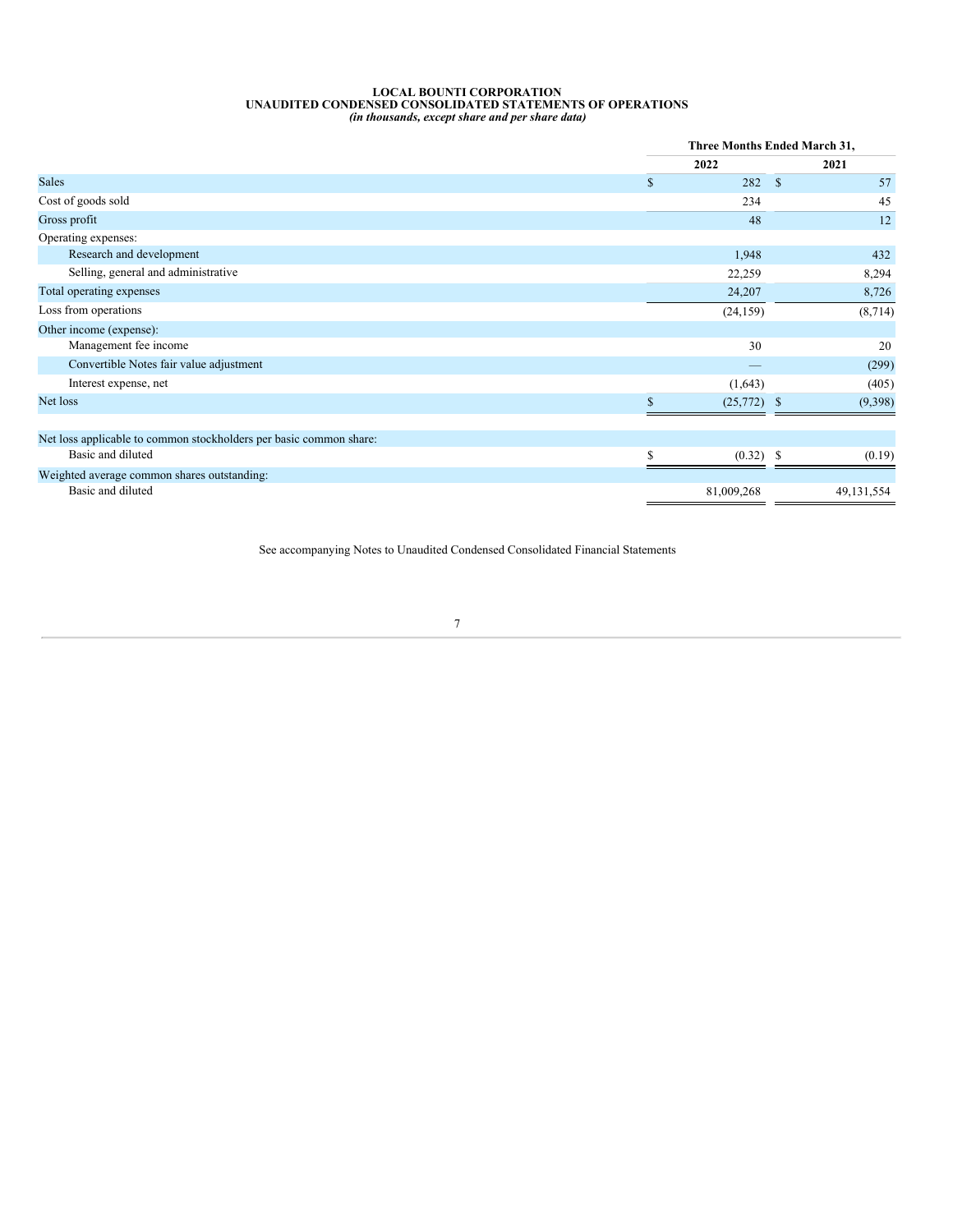**LOCAL BOUNTI CORPORATION**
**UNAUDITED CONDENSED CONSOLIDATED STATEMENTS OF OPERATIONS**
*(in thousands, except share and per share data)*

| | Three Months Ended March 31, | |
|---|---|---|
| | 2022 | 2021 |
| Sales | $ 282 | $ 57 |
| Cost of goods sold | 234 | 45 |
| Gross profit | 48 | 12 |
| Operating expenses: | | |
| Research and development | 1,948 | 432 |
| Selling, general and administrative | 22,259 | 8,294 |
| Total operating expenses | 24,207 | 8,726 |
| Loss from operations | (24,159) | (8,714) |
| Other income (expense): | | |
| Management fee income | 30 | 20 |
| Convertible Notes fair value adjustment | — | (299) |
| Interest expense, net | (1,643) | (405) |
| Net loss | $ (25,772) | $ (9,398) |
| | | |
| Net loss applicable to common stockholders per basic common share: | | |
| Basic and diluted | $ (0.32) | $ (0.19) |
| Weighted average common shares outstanding: | | |
| Basic and diluted | 81,009,268 | 49,131,554 |

See accompanying Notes to Unaudited Condensed Consolidated Financial Statements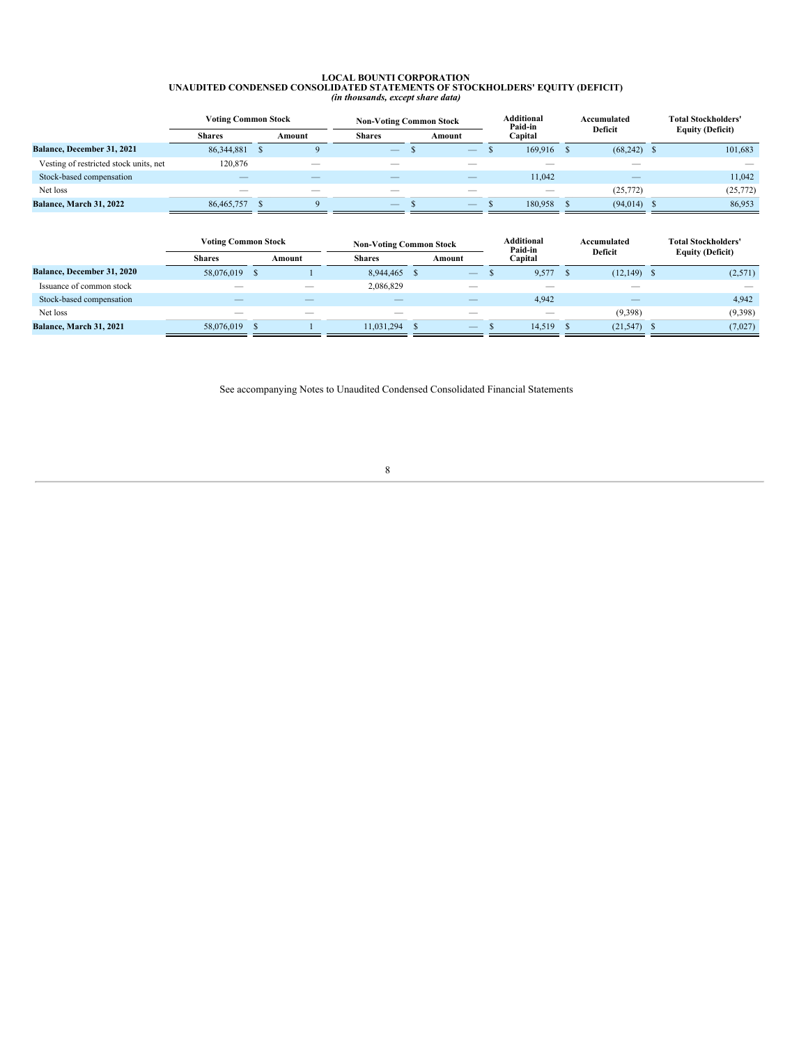# LOCAL BOUNTI CORPORATION
## UNAUDITED CONDENSED CONSOLIDATED STATEMENTS OF STOCKHOLDERS' EQUITY (DEFICIT)
*(in thousands, except share data)*

| | Voting Common Stock | | Non-Voting Common Stock | | Additional Paid-in Capital | Accumulated Deficit | Total Stockholders' Equity (Deficit) |
|---|---|---|---|---|---|---|---|
| | Shares | Amount | Shares | Amount | | | |
| **Balance, December 31, 2021** | 86,344,881 | $ 9 | — | $ — | $ 169,916 | $ (68,242) | $ 101,683 |
| Vesting of restricted stock units, net | 120,876 | — | — | — | — | — | — |
| Stock-based compensation | — | — | — | — | 11,042 | — | 11,042 |
| Net loss | — | — | — | — | — | (25,772) | (25,772) |
| **Balance, March 31, 2022** | 86,465,757 | $ 9 | — | $ — | $ 180,958 | $ (94,014) | $ 86,953 |

| | Voting Common Stock | | Non-Voting Common Stock | | Additional Paid-in Capital | Accumulated Deficit | Total Stockholders' Equity (Deficit) |
|---|---|---|---|---|---|---|---|
| | Shares | Amount | Shares | Amount | | | |
| **Balance, December 31, 2020** | 58,076,019 | $ 1 | 8,944,465 | $ — | $ 9,577 | $ (12,149) | $ (2,571) |
| Issuance of common stock | — | — | 2,086,829 | — | — | — | — |
| Stock-based compensation | — | — | — | — | 4,942 | — | 4,942 |
| Net loss | — | — | — | — | — | (9,398) | (9,398) |
| **Balance, March 31, 2021** | 58,076,019 | $ 1 | 11,031,294 | $ — | $ 14,519 | $ (21,547) | $ (7,027) |

See accompanying Notes to Unaudited Condensed Consolidated Financial Statements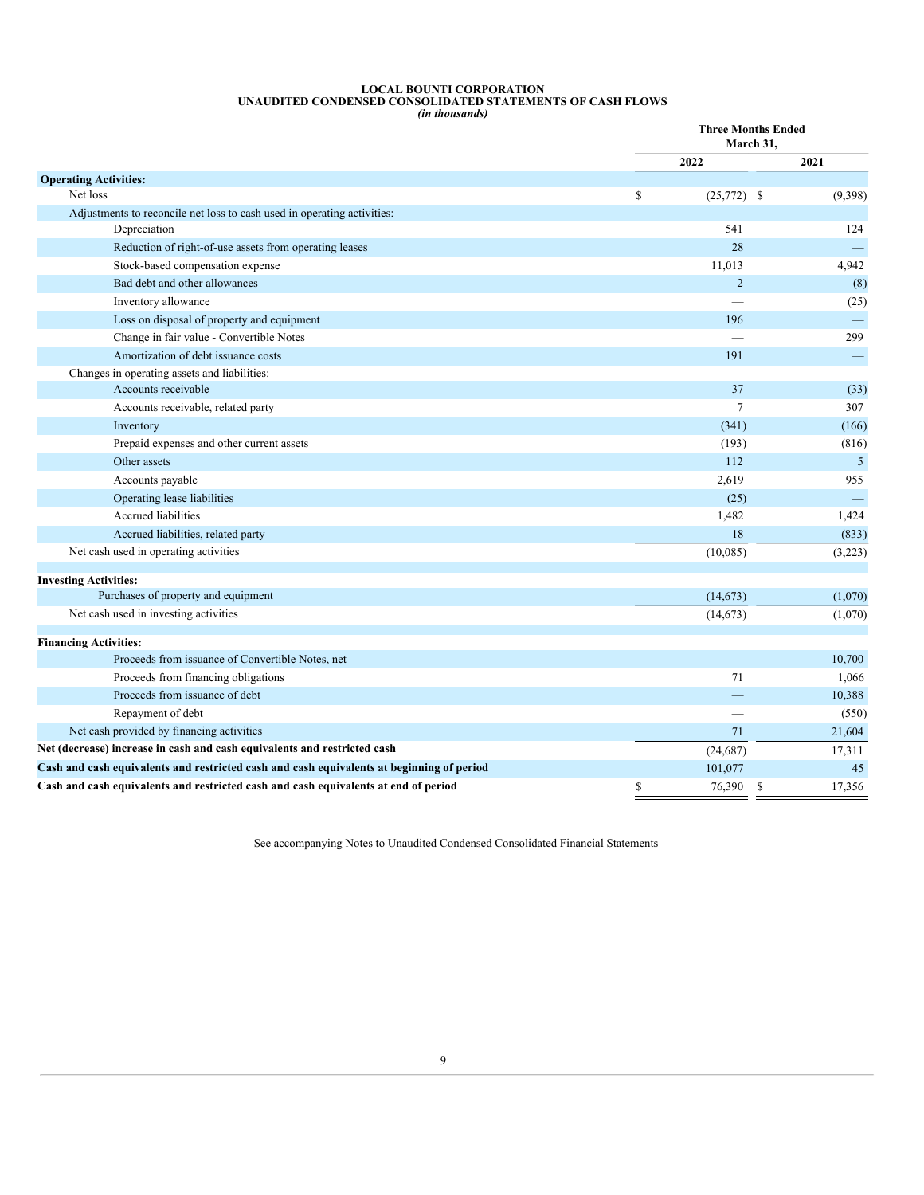**LOCAL BOUNTI CORPORATION**
**UNAUDITED CONDENSED CONSOLIDATED STATEMENTS OF CASH FLOWS**
*(in thousands)*

| | Three Months Ended March 31, | |
|---|---|---|
| | 2022 | 2021 |
| **Operating Activities:** | | |
| Net loss | $ (25,772) | $ (9,398) |
| Adjustments to reconcile net loss to cash used in operating activities: | | |
| Depreciation | 541 | 124 |
| Reduction of right-of-use assets from operating leases | 28 | — |
| Stock-based compensation expense | 11,013 | 4,942 |
| Bad debt and other allowances | 2 | (8) |
| Inventory allowance | — | (25) |
| Loss on disposal of property and equipment | 196 | — |
| Change in fair value - Convertible Notes | — | 299 |
| Amortization of debt issuance costs | 191 | — |
| Changes in operating assets and liabilities: | | |
| Accounts receivable | 37 | (33) |
| Accounts receivable, related party | 7 | 307 |
| Inventory | (341) | (166) |
| Prepaid expenses and other current assets | (193) | (816) |
| Other assets | 112 | 5 |
| Accounts payable | 2,619 | 955 |
| Operating lease liabilities | (25) | — |
| Accrued liabilities | 1,482 | 1,424 |
| Accrued liabilities, related party | 18 | (833) |
| Net cash used in operating activities | (10,085) | (3,223) |
| **Investing Activities:** | | |
| Purchases of property and equipment | (14,673) | (1,070) |
| Net cash used in investing activities | (14,673) | (1,070) |
| **Financing Activities:** | | |
| Proceeds from issuance of Convertible Notes, net | — | 10,700 |
| Proceeds from financing obligations | 71 | 1,066 |
| Proceeds from issuance of debt | — | 10,388 |
| Repayment of debt | — | (550) |
| Net cash provided by financing activities | 71 | 21,604 |
| **Net (decrease) increase in cash and cash equivalents and restricted cash** | (24,687) | 17,311 |
| **Cash and cash equivalents and restricted cash and cash equivalents at beginning of period** | 101,077 | 45 |
| **Cash and cash equivalents and restricted cash and cash equivalents at end of period** | $ 76,390 | $ 17,356 |

See accompanying Notes to Unaudited Condensed Consolidated Financial Statements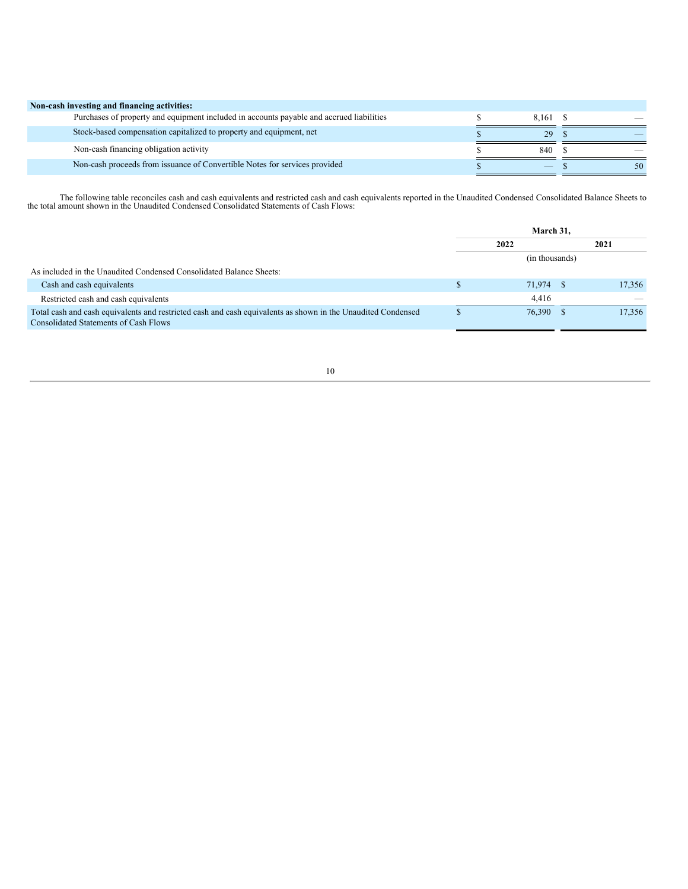| Non-cash investing and financing activities: | | |
|---|---|---|
| Purchases of property and equipment included in accounts payable and accrued liabilities | $ 8,161 | $ — |
| Stock-based compensation capitalized to property and equipment, net | $ 29 | $ — |
| Non-cash financing obligation activity | $ 840 | $ — |
| Non-cash proceeds from issuance of Convertible Notes for services provided | $ — | $ 50 |

The following table reconciles cash and cash equivalents and restricted cash and cash equivalents reported in the Unaudited Condensed Consolidated Balance Sheets to the total amount shown in the Unaudited Condensed Consolidated Statements of Cash Flows:

| | March 31, | |
|---|---|---|
| | 2022 | 2021 |
| | (in thousands) | |
| As included in the Unaudited Condensed Consolidated Balance Sheets: | | |
| Cash and cash equivalents | $ 71,974 | $ 17,356 |
| Restricted cash and cash equivalents | 4,416 | — |
| Total cash and cash equivalents and restricted cash and cash equivalents as shown in the Unaudited Condensed Consolidated Statements of Cash Flows | $ 76,390 | $ 17,356 |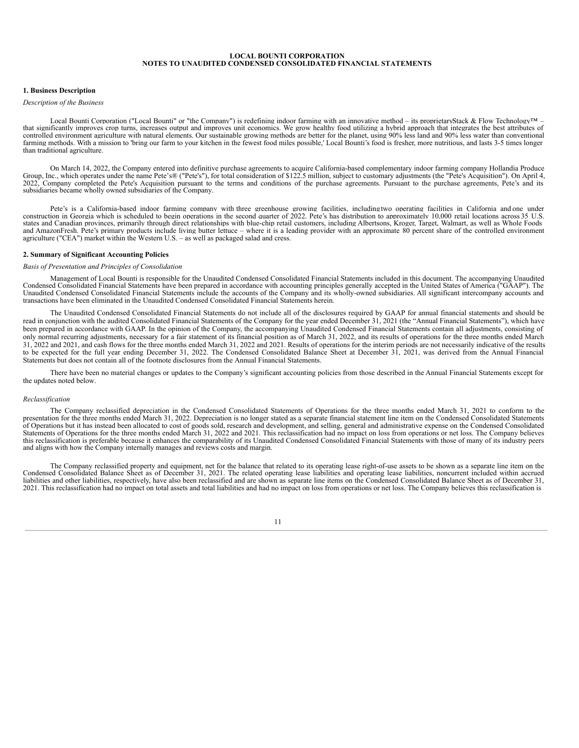**LOCAL BOUNTI CORPORATION**
**NOTES TO UNAUDITED CONDENSED CONSOLIDATED FINANCIAL STATEMENTS**

## 1. Business Description

*Description of the Business*

Local Bounti Corporation ("Local Bounti" or "the Company") is redefining indoor farming with an innovative method – its proprietaryStack & Flow Technology™ – that significantly improves crop turns, increases output and improves unit economics. We grow healthy food utilizing a hybrid approach that integrates the best attributes of controlled environment agriculture with natural elements. Our sustainable growing methods are better for the planet, using 90% less land and 90% less water than conventional farming methods. With a mission to 'bring our farm to your kitchen in the fewest food miles possible,' Local Bounti's food is fresher, more nutritious, and lasts 3-5 times longer than traditional agriculture.

On March 14, 2022, the Company entered into definitive purchase agreements to acquire California-based complementary indoor farming company Hollandia Produce Group, Inc., which operates under the name Pete's® ("Pete's"), for total consideration of $122.5 million, subject to customary adjustments (the "Pete's Acquisition"). On April 4, 2022, Company completed the Pete's Acquisition pursuant to the terms and conditions of the purchase agreements. Pursuant to the purchase agreements, Pete's and its subsidiaries became wholly owned subsidiaries of the Company.

Pete's is a California-based indoor farming company with three greenhouse growing facilities, includingtwo operating facilities in California and one under construction in Georgia which is scheduled to begin operations in the second quarter of 2022. Pete's has distribution to approximately 10,000 retail locations across 35 U.S. states and Canadian provinces, primarily through direct relationships with blue-chip retail customers, including Albertsons, Kroger, Target, Walmart, as well as Whole Foods and AmazonFresh. Pete's primary products include living butter lettuce – where it is a leading provider with an approximate 80 percent share of the controlled environment agriculture ("CEA") market within the Western U.S. – as well as packaged salad and cress.

## 2. Summary of Significant Accounting Policies

*Basis of Presentation and Principles of Consolidation*

Management of Local Bounti is responsible for the Unaudited Condensed Consolidated Financial Statements included in this document. The accompanying Unaudited Condensed Consolidated Financial Statements have been prepared in accordance with accounting principles generally accepted in the United States of America ("GAAP"). The Unaudited Condensed Consolidated Financial Statements include the accounts of the Company and its wholly-owned subsidiaries. All significant intercompany accounts and transactions have been eliminated in the Unaudited Condensed Consolidated Financial Statements herein.

The Unaudited Condensed Consolidated Financial Statements do not include all of the disclosures required by GAAP for annual financial statements and should be read in conjunction with the audited Consolidated Financial Statements of the Company for the year ended December 31, 2021 (the "Annual Financial Statements"), which have been prepared in accordance with GAAP. In the opinion of the Company, the accompanying Unaudited Condensed Financial Statements contain all adjustments, consisting of only normal recurring adjustments, necessary for a fair statement of its financial position as of March 31, 2022, and its results of operations for the three months ended March 31, 2022 and 2021, and cash flows for the three months ended March 31, 2022 and 2021. Results of operations for the interim periods are not necessarily indicative of the results to be expected for the full year ending December 31, 2022. The Condensed Consolidated Balance Sheet at December 31, 2021, was derived from the Annual Financial Statements but does not contain all of the footnote disclosures from the Annual Financial Statements.

There have been no material changes or updates to the Company's significant accounting policies from those described in the Annual Financial Statements except for the updates noted below.

*Reclassification*

The Company reclassified depreciation in the Condensed Consolidated Statements of Operations for the three months ended March 31, 2021 to conform to the presentation for the three months ended March 31, 2022. Depreciation is no longer stated as a separate financial statement line item on the Condensed Consolidated Statements of Operations but it has instead been allocated to cost of goods sold, research and development, and selling, general and administrative expense on the Condensed Consolidated Statements of Operations for the three months ended March 31, 2022 and 2021. This reclassification had no impact on loss from operations or net loss. The Company believes this reclassification is preferable because it enhances the comparability of its Unaudited Condensed Consolidated Financial Statements with those of many of its industry peers and aligns with how the Company internally manages and reviews costs and margin.

The Company reclassified property and equipment, net for the balance that related to its operating lease right-of-use assets to be shown as a separate line item on the Condensed Consolidated Balance Sheet as of December 31, 2021. The related operating lease liabilities and operating lease liabilities, noncurrent included within accrued liabilities and other liabilities, respectively, have also been reclassified and are shown as separate line items on the Condensed Consolidated Balance Sheet as of December 31, 2021. This reclassification had no impact on total assets and total liabilities and had no impact on loss from operations or net loss. The Company believes this reclassification is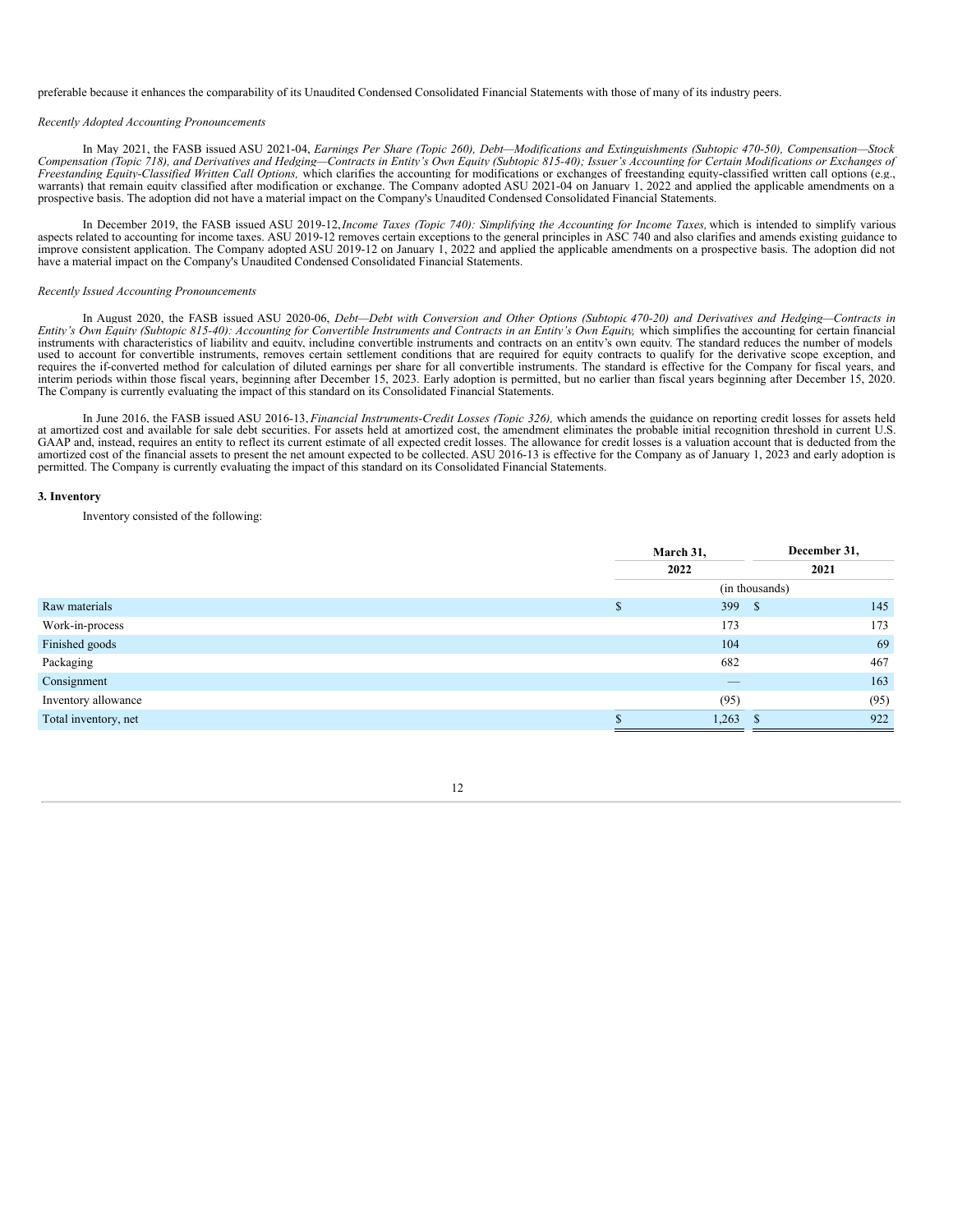preferable because it enhances the comparability of its Unaudited Condensed Consolidated Financial Statements with those of many of its industry peers.

*Recently Adopted Accounting Pronouncements*

In May 2021, the FASB issued ASU 2021-04, *Earnings Per Share (Topic 260), Debt—Modifications and Extinguishments (Subtopic 470-50), Compensation—Stock Compensation (Topic 718), and Derivatives and Hedging—Contracts in Entity's Own Equity (Subtopic 815-40); Issuer's Accounting for Certain Modifications or Exchanges of Freestanding Equity-Classified Written Call Options,* which clarifies the accounting for modifications or exchanges of freestanding equity-classified written call options (e.g., warrants) that remain equity classified after modification or exchange. The Company adopted ASU 2021-04 on January 1, 2022 and applied the applicable amendments on a prospective basis. The adoption did not have a material impact on the Company's Unaudited Condensed Consolidated Financial Statements.

In December 2019, the FASB issued ASU 2019-12, *Income Taxes (Topic 740): Simplifying the Accounting for Income Taxes,* which is intended to simplify various aspects related to accounting for income taxes. ASU 2019-12 removes certain exceptions to the general principles in ASC 740 and also clarifies and amends existing guidance to improve consistent application. The Company adopted ASU 2019-12 on January 1, 2022 and applied the applicable amendments on a prospective basis. The adoption did not have a material impact on the Company's Unaudited Condensed Consolidated Financial Statements.

*Recently Issued Accounting Pronouncements*

In August 2020, the FASB issued ASU 2020-06, *Debt—Debt with Conversion and Other Options (Subtopic 470-20) and Derivatives and Hedging—Contracts in Entity's Own Equity (Subtopic 815-40): Accounting for Convertible Instruments and Contracts in an Entity's Own Equity,* which simplifies the accounting for certain financial instruments with characteristics of liability and equity, including convertible instruments and contracts on an entity's own equity. The standard reduces the number of models used to account for convertible instruments, removes certain settlement conditions that are required for equity contracts to qualify for the derivative scope exception, and requires the if-converted method for calculation of diluted earnings per share for all convertible instruments. The standard is effective for the Company for fiscal years, and interim periods within those fiscal years, beginning after December 15, 2023. Early adoption is permitted, but no earlier than fiscal years beginning after December 15, 2020. The Company is currently evaluating the impact of this standard on its Consolidated Financial Statements.

In June 2016, the FASB issued ASU 2016-13, *Financial Instruments-Credit Losses (Topic 326),* which amends the guidance on reporting credit losses for assets held at amortized cost and available for sale debt securities. For assets held at amortized cost, the amendment eliminates the probable initial recognition threshold in current U.S. GAAP and, instead, requires an entity to reflect its current estimate of all expected credit losses. The allowance for credit losses is a valuation account that is deducted from the amortized cost of the financial assets to present the net amount expected to be collected. ASU 2016-13 is effective for the Company as of January 1, 2023 and early adoption is permitted. The Company is currently evaluating the impact of this standard on its Consolidated Financial Statements.

**3. Inventory**

Inventory consisted of the following:

| | March 31, 2022 | December 31, 2021 |
|---|---|---|
| | (in thousands) | |
| Raw materials | $ 399 | $ 145 |
| Work-in-process | 173 | 173 |
| Finished goods | 104 | 69 |
| Packaging | 682 | 467 |
| Consignment | — | 163 |
| Inventory allowance | (95) | (95) |
| Total inventory, net | $ 1,263 | $ 922 |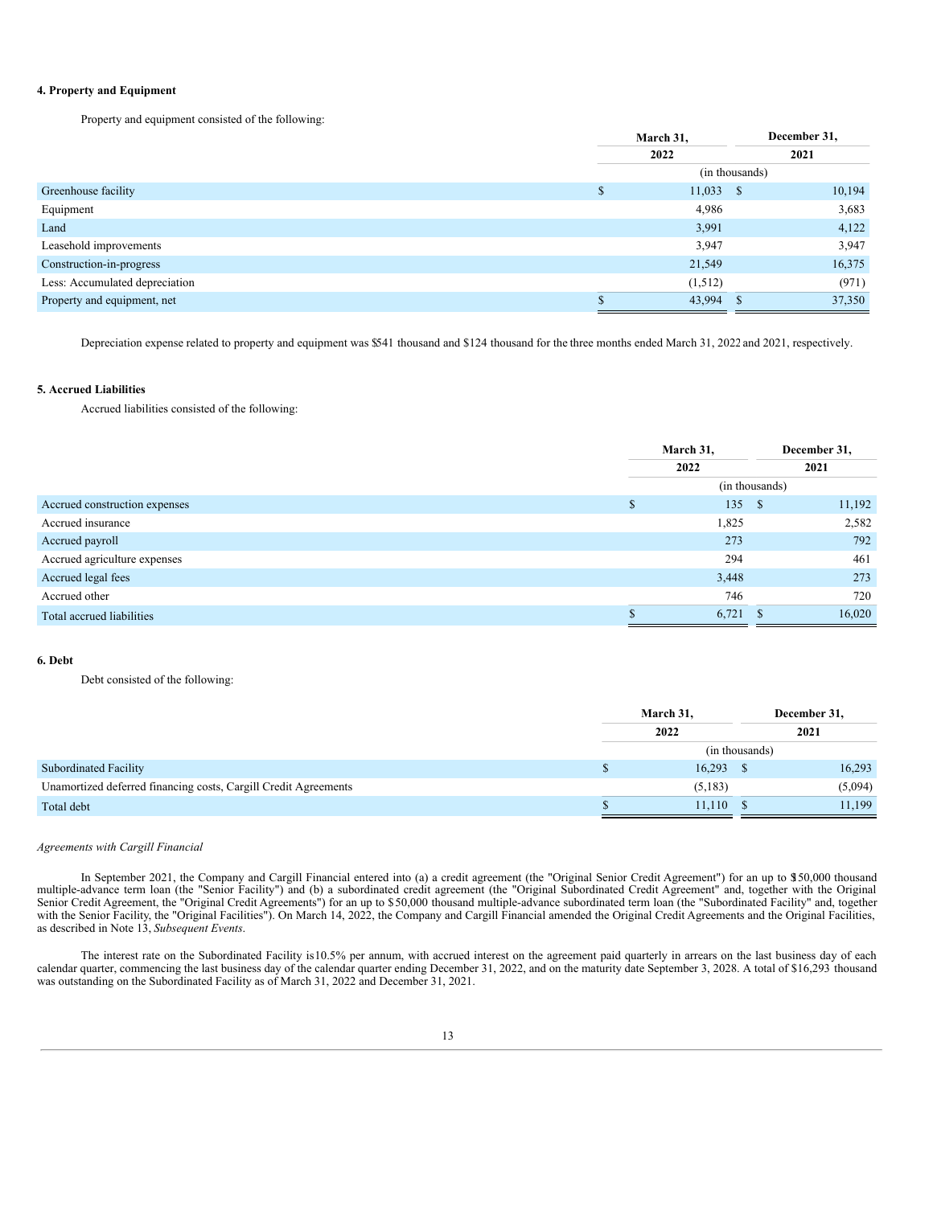**4. Property and Equipment**

Property and equipment consisted of the following:

| | March 31, 2022 | December 31, 2021 |
|---|---|---|
| | (in thousands) | |
| Greenhouse facility | $ 11,033 | $ 10,194 |
| Equipment | 4,986 | 3,683 |
| Land | 3,991 | 4,122 |
| Leasehold improvements | 3,947 | 3,947 |
| Construction-in-progress | 21,549 | 16,375 |
| Less: Accumulated depreciation | (1,512) | (971) |
| Property and equipment, net | $ 43,994 | $ 37,350 |

Depreciation expense related to property and equipment was $541 thousand and $124 thousand for the three months ended March 31, 2022 and 2021, respectively.

**5. Accrued Liabilities**

Accrued liabilities consisted of the following:

| | March 31, 2022 | December 31, 2021 |
|---|---|---|
| | (in thousands) | |
| Accrued construction expenses | $ 135 | $ 11,192 |
| Accrued insurance | 1,825 | 2,582 |
| Accrued payroll | 273 | 792 |
| Accrued agriculture expenses | 294 | 461 |
| Accrued legal fees | 3,448 | 273 |
| Accrued other | 746 | 720 |
| Total accrued liabilities | $ 6,721 | $ 16,020 |

**6. Debt**

Debt consisted of the following:

| | March 31, 2022 | December 31, 2021 |
|---|---|---|
| | (in thousands) | |
| Subordinated Facility | $ 16,293 | $ 16,293 |
| Unamortized deferred financing costs, Cargill Credit Agreements | (5,183) | (5,094) |
| Total debt | $ 11,110 | $ 11,199 |

*Agreements with Cargill Financial*

In September 2021, the Company and Cargill Financial entered into (a) a credit agreement (the "Original Senior Credit Agreement") for an up to $150,000 thousand multiple-advance term loan (the "Senior Facility") and (b) a subordinated credit agreement (the "Original Subordinated Credit Agreement" and, together with the Original Senior Credit Agreement, the "Original Credit Agreements") for an up to $50,000 thousand multiple-advance subordinated term loan (the "Subordinated Facility" and, together with the Senior Facility, the "Original Facilities"). On March 14, 2022, the Company and Cargill Financial amended the Original Credit Agreements and the Original Facilities, as described in Note 13, *Subsequent Events*.

The interest rate on the Subordinated Facility is 10.5% per annum, with accrued interest on the agreement paid quarterly in arrears on the last business day of each calendar quarter, commencing the last business day of the calendar quarter ending December 31, 2022, and on the maturity date September 3, 2028. A total of $16,293 thousand was outstanding on the Subordinated Facility as of March 31, 2022 and December 31, 2021.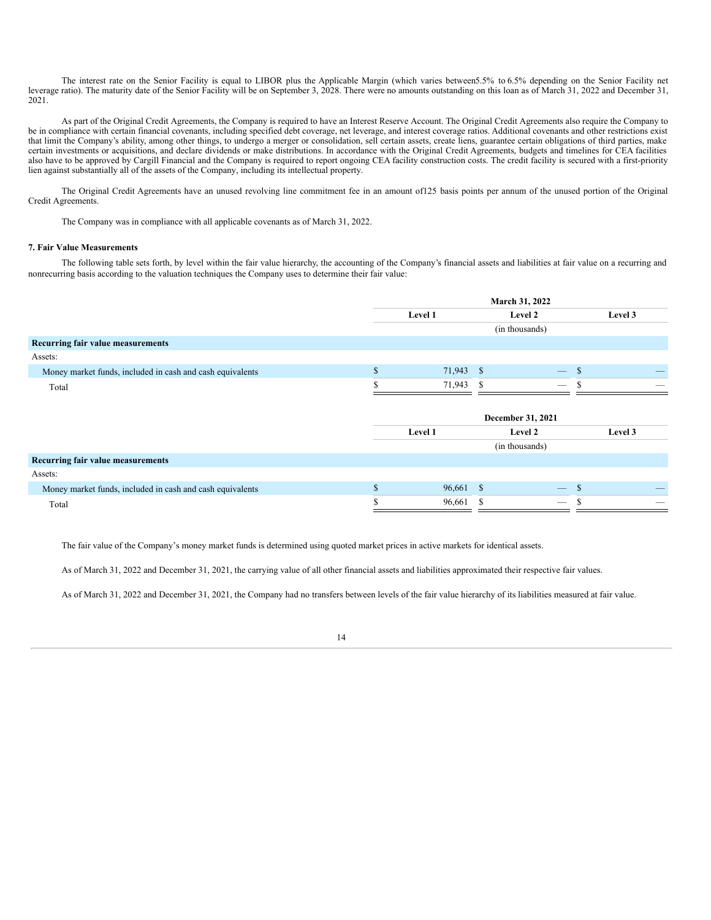The interest rate on the Senior Facility is equal to LIBOR plus the Applicable Margin (which varies between5.5% to 6.5% depending on the Senior Facility net leverage ratio). The maturity date of the Senior Facility will be on September 3, 2028. There were no amounts outstanding on this loan as of March 31, 2022 and December 31, 2021.

As part of the Original Credit Agreements, the Company is required to have an Interest Reserve Account. The Original Credit Agreements also require the Company to be in compliance with certain financial covenants, including specified debt coverage, net leverage, and interest coverage ratios. Additional covenants and other restrictions exist that limit the Company's ability, among other things, to undergo a merger or consolidation, sell certain assets, create liens, guarantee certain obligations of third parties, make certain investments or acquisitions, and declare dividends or make distributions. In accordance with the Original Credit Agreements, budgets and timelines for CEA facilities also have to be approved by Cargill Financial and the Company is required to report ongoing CEA facility construction costs. The credit facility is secured with a first-priority lien against substantially all of the assets of the Company, including its intellectual property.

The Original Credit Agreements have an unused revolving line commitment fee in an amount of125 basis points per annum of the unused portion of the Original Credit Agreements.

The Company was in compliance with all applicable covenants as of March 31, 2022.

**7. Fair Value Measurements**

The following table sets forth, by level within the fair value hierarchy, the accounting of the Company's financial assets and liabilities at fair value on a recurring and nonrecurring basis according to the valuation techniques the Company uses to determine their fair value:

| | March 31, 2022 | | |
|---|---|---|---|
| | Level 1 | Level 2 | Level 3 |
| | | (in thousands) | |
| **Recurring fair value measurements** | | | |
| Assets: | | | |
| Money market funds, included in cash and cash equivalents | $ 71,943 | $ — | $ — |
| Total | $ 71,943 | $ — | $ — |

| | December 31, 2021 | | |
|---|---|---|---|
| | Level 1 | Level 2 | Level 3 |
| | | (in thousands) | |
| **Recurring fair value measurements** | | | |
| Assets: | | | |
| Money market funds, included in cash and cash equivalents | $ 96,661 | $ — | $ — |
| Total | $ 96,661 | $ — | $ — |

The fair value of the Company's money market funds is determined using quoted market prices in active markets for identical assets.

As of March 31, 2022 and December 31, 2021, the carrying value of all other financial assets and liabilities approximated their respective fair values.

As of March 31, 2022 and December 31, 2021, the Company had no transfers between levels of the fair value hierarchy of its liabilities measured at fair value.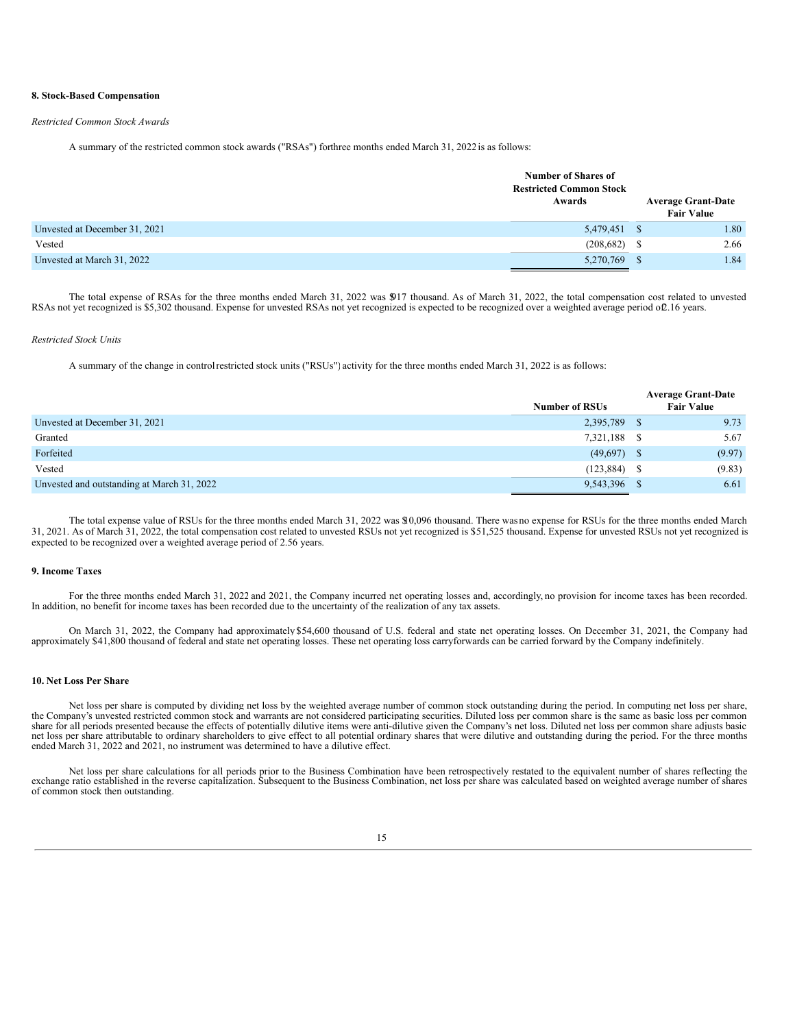### 8. Stock-Based Compensation

*Restricted Common Stock Awards*

A summary of the restricted common stock awards ("RSAs") for three months ended March 31, 2022 is as follows:

| | Number of Shares of Restricted Common Stock Awards | Average Grant-Date Fair Value |
|---|---|---|
| Unvested at December 31, 2021 | 5,479,451 | $ 1.80 |
| Vested | (208,682) | $ 2.66 |
| Unvested at March 31, 2022 | 5,270,769 | $ 1.84 |

The total expense of RSAs for the three months ended March 31, 2022 was $917 thousand. As of March 31, 2022, the total compensation cost related to unvested RSAs not yet recognized is $5,302 thousand. Expense for unvested RSAs not yet recognized is expected to be recognized over a weighted average period of 2.16 years.

*Restricted Stock Units*

A summary of the change in control restricted stock units ("RSUs") activity for the three months ended March 31, 2022 is as follows:

| | Number of RSUs | Average Grant-Date Fair Value |
|---|---|---|
| Unvested at December 31, 2021 | 2,395,789 | $ 9.73 |
| Granted | 7,321,188 | $ 5.67 |
| Forfeited | (49,697) | $ (9.97) |
| Vested | (123,884) | $ (9.83) |
| Unvested and outstanding at March 31, 2022 | 9,543,396 | $ 6.61 |

The total expense value of RSUs for the three months ended March 31, 2022 was $10,096 thousand. There was no expense for RSUs for the three months ended March 31, 2021. As of March 31, 2022, the total compensation cost related to unvested RSUs not yet recognized is $51,525 thousand. Expense for unvested RSUs not yet recognized is expected to be recognized over a weighted average period of 2.56 years.

### 9. Income Taxes

For the three months ended March 31, 2022 and 2021, the Company incurred net operating losses and, accordingly, no provision for income taxes has been recorded. In addition, no benefit for income taxes has been recorded due to the uncertainty of the realization of any tax assets.

On March 31, 2022, the Company had approximately $54,600 thousand of U.S. federal and state net operating losses. On December 31, 2021, the Company had approximately $41,800 thousand of federal and state net operating losses. These net operating loss carryforwards can be carried forward by the Company indefinitely.

### 10. Net Loss Per Share

Net loss per share is computed by dividing net loss by the weighted average number of common stock outstanding during the period. In computing net loss per share, the Company's unvested restricted common stock and warrants are not considered participating securities. Diluted loss per common share is the same as basic loss per common share for all periods presented because the effects of potentially dilutive items were anti-dilutive given the Company's net loss. Diluted net loss per common share adjusts basic net loss per share attributable to ordinary shareholders to give effect to all potential ordinary shares that were dilutive and outstanding during the period. For the three months ended March 31, 2022 and 2021, no instrument was determined to have a dilutive effect.

Net loss per share calculations for all periods prior to the Business Combination have been retrospectively restated to the equivalent number of shares reflecting the exchange ratio established in the reverse capitalization. Subsequent to the Business Combination, net loss per share was calculated based on weighted average number of shares of common stock then outstanding.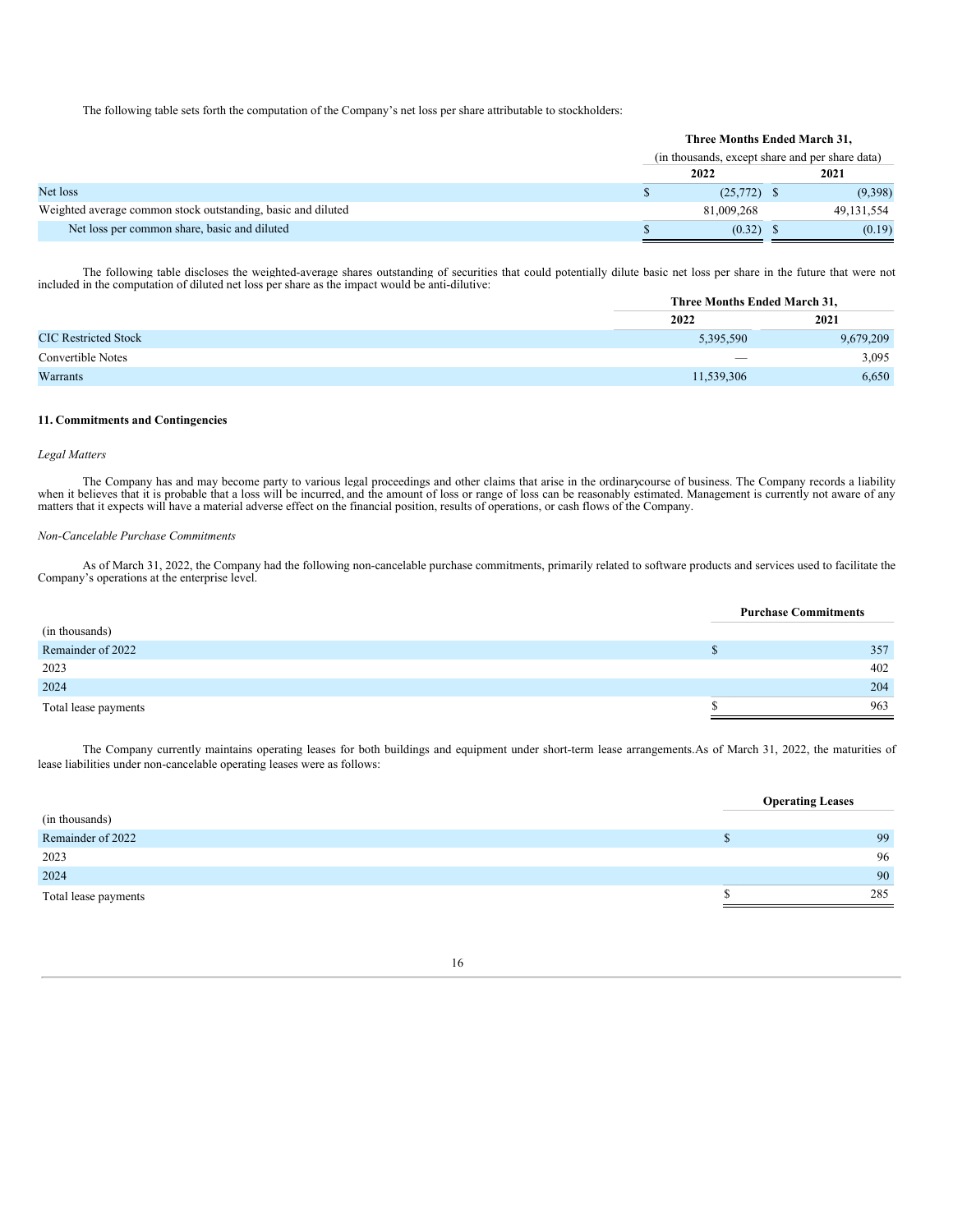The following table sets forth the computation of the Company's net loss per share attributable to stockholders:

| | Three Months Ended March 31, | |
|---|---|---|
| | (in thousands, except share and per share data) | |
| | 2022 | 2021 |
| Net loss | $ (25,772) | $ (9,398) |
| Weighted average common stock outstanding, basic and diluted | 81,009,268 | 49,131,554 |
| Net loss per common share, basic and diluted | $ (0.32) | $ (0.19) |

The following table discloses the weighted-average shares outstanding of securities that could potentially dilute basic net loss per share in the future that were not included in the computation of diluted net loss per share as the impact would be anti-dilutive:

| | Three Months Ended March 31, | |
|---|---|---|
| | 2022 | 2021 |
| CIC Restricted Stock | 5,395,590 | 9,679,209 |
| Convertible Notes | — | 3,095 |
| Warrants | 11,539,306 | 6,650 |

**11. Commitments and Contingencies**

*Legal Matters*

The Company has and may become party to various legal proceedings and other claims that arise in the ordinarycourse of business. The Company records a liability when it believes that it is probable that a loss will be incurred, and the amount of loss or range of loss can be reasonably estimated. Management is currently not aware of any matters that it expects will have a material adverse effect on the financial position, results of operations, or cash flows of the Company.

*Non-Cancelable Purchase Commitments*

As of March 31, 2022, the Company had the following non-cancelable purchase commitments, primarily related to software products and services used to facilitate the Company's operations at the enterprise level.

| (in thousands) | Purchase Commitments |
|---|---|
| Remainder of 2022 | $ 357 |
| 2023 | 402 |
| 2024 | 204 |
| Total lease payments | $ 963 |

The Company currently maintains operating leases for both buildings and equipment under short-term lease arrangements.As of March 31, 2022, the maturities of lease liabilities under non-cancelable operating leases were as follows:

| (in thousands) | Operating Leases |
|---|---|
| Remainder of 2022 | $ 99 |
| 2023 | 96 |
| 2024 | 90 |
| Total lease payments | $ 285 |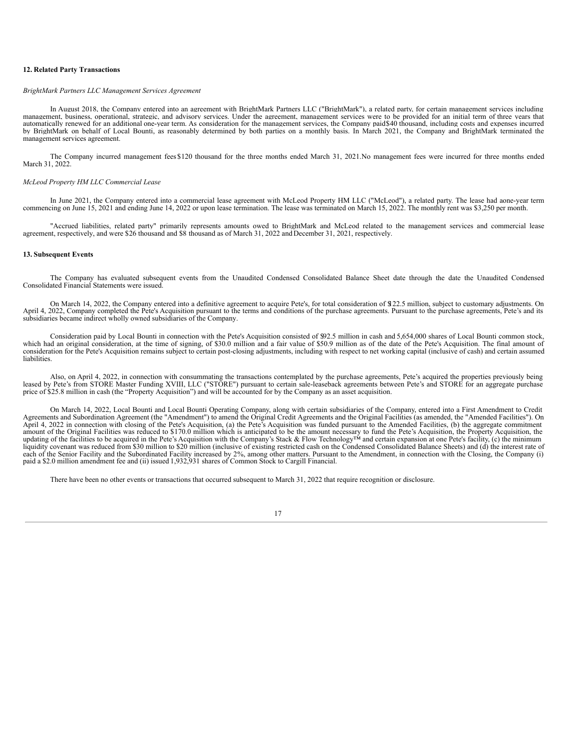### 12. Related Party Transactions

*BrightMark Partners LLC Management Services Agreement*

In August 2018, the Company entered into an agreement with BrightMark Partners LLC ("BrightMark"), a related party, for certain management services including management, business, operational, strategic, and advisory services. Under the agreement, management services were to be provided for an initial term of three years that automatically renewed for an additional one-year term. As consideration for the management services, the Company paid $40 thousand, including costs and expenses incurred by BrightMark on behalf of Local Bounti, as reasonably determined by both parties on a monthly basis. In March 2021, the Company and BrightMark terminated the management services agreement.

The Company incurred management fees $120 thousand for the three months ended March 31, 2021. No management fees were incurred for three months ended March 31, 2022.

*McLeod Property HM LLC Commercial Lease*

In June 2021, the Company entered into a commercial lease agreement with McLeod Property HM LLC ("McLeod"), a related party. The lease had a one-year term commencing on June 15, 2021 and ending June 14, 2022 or upon lease termination. The lease was terminated on March 15, 2022. The monthly rent was $3,250 per month.

"Accrued liabilities, related party" primarily represents amounts owed to BrightMark and McLeod related to the management services and commercial lease agreement, respectively, and were $26 thousand and $8 thousand as of March 31, 2022 and December 31, 2021, respectively.

### 13. Subsequent Events

The Company has evaluated subsequent events from the Unaudited Condensed Consolidated Balance Sheet date through the date the Unaudited Condensed Consolidated Financial Statements were issued.

On March 14, 2022, the Company entered into a definitive agreement to acquire Pete's, for total consideration of $122.5 million, subject to customary adjustments. On April 4, 2022, Company completed the Pete's Acquisition pursuant to the terms and conditions of the purchase agreements. Pursuant to the purchase agreements, Pete's and its subsidiaries became indirect wholly owned subsidiaries of the Company.

Consideration paid by Local Bounti in connection with the Pete's Acquisition consisted of $92.5 million in cash and 5,654,000 shares of Local Bounti common stock, which had an original consideration, at the time of signing, of $30.0 million and a fair value of $50.9 million as of the date of the Pete's Acquisition. The final amount of consideration for the Pete's Acquisition remains subject to certain post-closing adjustments, including with respect to net working capital (inclusive of cash) and certain assumed liabilities.

Also, on April 4, 2022, in connection with consummating the transactions contemplated by the purchase agreements, Pete's acquired the properties previously being leased by Pete's from STORE Master Funding XVIII, LLC ("STORE") pursuant to certain sale-leaseback agreements between Pete's and STORE for an aggregate purchase price of $25.8 million in cash (the "Property Acquisition") and will be accounted for by the Company as an asset acquisition.

On March 14, 2022, Local Bounti and Local Bounti Operating Company, along with certain subsidiaries of the Company, entered into a First Amendment to Credit Agreements and Subordination Agreement (the "Amendment") to amend the Original Credit Agreements and the Original Facilities (as amended, the "Amended Facilities"). On April 4, 2022 in connection with closing of the Pete's Acquisition, (a) the Pete's Acquisition was funded pursuant to the Amended Facilities, (b) the aggregate commitment amount of the Original Facilities was reduced to $170.0 million which is anticipated to be the amount necessary to fund the Pete's Acquisition, the Property Acquisition, the updating of the facilities to be acquired in the Pete's Acquisition with the Company's Stack & Flow Technology™ and certain expansion at one Pete's facility, (c) the minimum liquidity covenant was reduced from $30 million to $20 million (inclusive of existing restricted cash on the Condensed Consolidated Balance Sheets) and (d) the interest rate of each of the Senior Facility and the Subordinated Facility increased by 2%, among other matters. Pursuant to the Amendment, in connection with the Closing, the Company (i) paid a $2.0 million amendment fee and (ii) issued 1,932,931 shares of Common Stock to Cargill Financial.

There have been no other events or transactions that occurred subsequent to March 31, 2022 that require recognition or disclosure.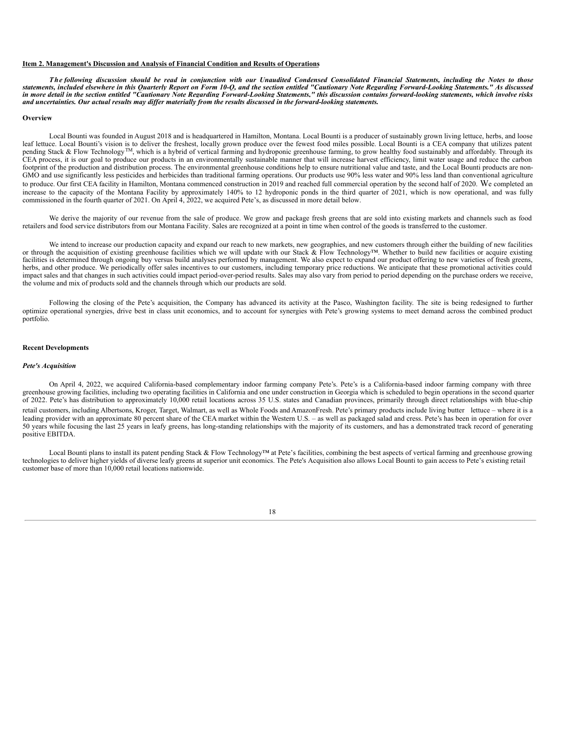## Item 2. Management's Discussion and Analysis of Financial Condition and Results of Operations

***The following discussion should be read in conjunction with our Unaudited Condensed Consolidated Financial Statements, including the Notes to those statements, included elsewhere in this Quarterly Report on Form 10-Q, and the section entitled "Cautionary Note Regarding Forward-Looking Statements." As discussed in more detail in the section entitled "Cautionary Note Regarding Forward-Looking Statements," this discussion contains forward-looking statements, which involve risks and uncertainties. Our actual results may differ materially from the results discussed in the forward-looking statements.***

### Overview

Local Bounti was founded in August 2018 and is headquartered in Hamilton, Montana. Local Bounti is a producer of sustainably grown living lettuce, herbs, and loose leaf lettuce. Local Bounti's vision is to deliver the freshest, locally grown produce over the fewest food miles possible. Local Bounti is a CEA company that utilizes patent pending Stack & Flow Technology™, which is a hybrid of vertical farming and hydroponic greenhouse farming, to grow healthy food sustainably and affordably. Through its CEA process, it is our goal to produce our products in an environmentally sustainable manner that will increase harvest efficiency, limit water usage and reduce the carbon footprint of the production and distribution process. The environmental greenhouse conditions help to ensure nutritional value and taste, and the Local Bounti products are non-GMO and use significantly less pesticides and herbicides than traditional farming operations. Our products use 90% less water and 90% less land than conventional agriculture to produce. Our first CEA facility in Hamilton, Montana commenced construction in 2019 and reached full commercial operation by the second half of 2020. We completed an increase to the capacity of the Montana Facility by approximately 140% to 12 hydroponic ponds in the third quarter of 2021, which is now operational, and was fully commissioned in the fourth quarter of 2021. On April 4, 2022, we acquired Pete's, as discussed in more detail below.

We derive the majority of our revenue from the sale of produce. We grow and package fresh greens that are sold into existing markets and channels such as food retailers and food service distributors from our Montana Facility. Sales are recognized at a point in time when control of the goods is transferred to the customer.

We intend to increase our production capacity and expand our reach to new markets, new geographies, and new customers through either the building of new facilities or through the acquisition of existing greenhouse facilities which we will update with our Stack & Flow Technology™. Whether to build new facilities or acquire existing facilities is determined through ongoing buy versus build analyses performed by management. We also expect to expand our product offering to new varieties of fresh greens, herbs, and other produce. We periodically offer sales incentives to our customers, including temporary price reductions. We anticipate that these promotional activities could impact sales and that changes in such activities could impact period-over-period results. Sales may also vary from period to period depending on the purchase orders we receive, the volume and mix of products sold and the channels through which our products are sold.

Following the closing of the Pete's acquisition, the Company has advanced its activity at the Pasco, Washington facility. The site is being redesigned to further optimize operational synergies, drive best in class unit economics, and to account for synergies with Pete's growing systems to meet demand across the combined product portfolio.

### Recent Developments

#### *Pete's Acquisition*

On April 4, 2022, we acquired California-based complementary indoor farming company Pete's. Pete's is a California-based indoor farming company with three greenhouse growing facilities, including two operating facilities in California and one under construction in Georgia which is scheduled to begin operations in the second quarter of 2022. Pete's has distribution to approximately 10,000 retail locations across 35 U.S. states and Canadian provinces, primarily through direct relationships with blue-chip retail customers, including Albertsons, Kroger, Target, Walmart, as well as Whole Foods and AmazonFresh. Pete's primary products include living butter lettuce – where it is a leading provider with an approximate 80 percent share of the CEA market within the Western U.S. – as well as packaged salad and cress. Pete's has been in operation for over 50 years while focusing the last 25 years in leafy greens, has long-standing relationships with the majority of its customers, and has a demonstrated track record of generating positive EBITDA.

Local Bounti plans to install its patent pending Stack & Flow Technology™ at Pete's facilities, combining the best aspects of vertical farming and greenhouse growing technologies to deliver higher yields of diverse leafy greens at superior unit economics. The Pete's Acquisition also allows Local Bounti to gain access to Pete's existing retail customer base of more than 10,000 retail locations nationwide.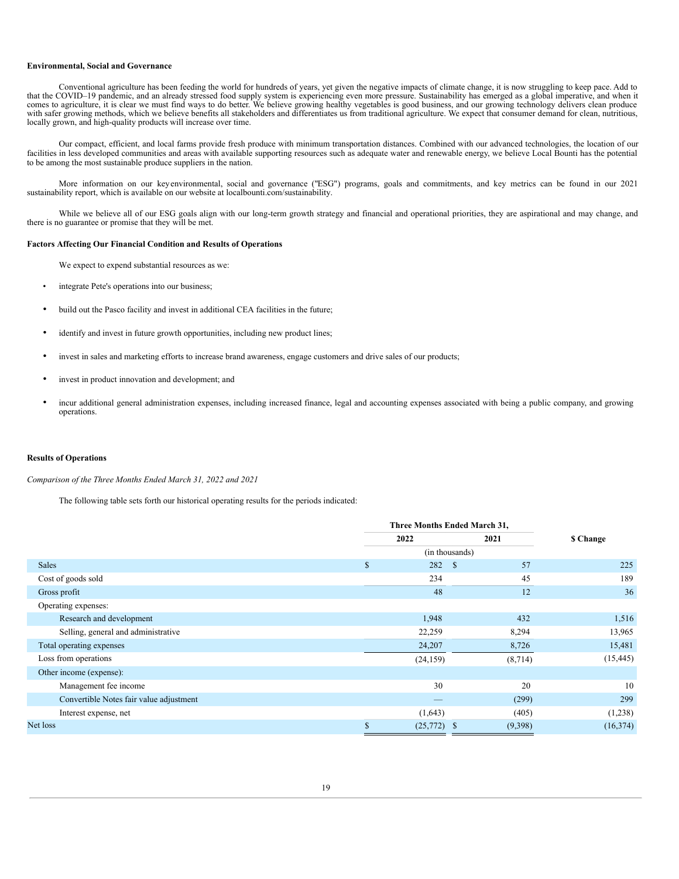**Environmental, Social and Governance**

Conventional agriculture has been feeding the world for hundreds of years, yet given the negative impacts of climate change, it is now struggling to keep pace. Add to that the COVID–19 pandemic, and an already stressed food supply system is experiencing even more pressure. Sustainability has emerged as a global imperative, and when it comes to agriculture, it is clear we must find ways to do better. We believe growing healthy vegetables is good business, and our growing technology delivers clean produce with safer growing methods, which we believe benefits all stakeholders and differentiates us from traditional agriculture. We expect that consumer demand for clean, nutritious, locally grown, and high-quality products will increase over time.

Our compact, efficient, and local farms provide fresh produce with minimum transportation distances. Combined with our advanced technologies, the location of our facilities in less developed communities and areas with available supporting resources such as adequate water and renewable energy, we believe Local Bounti has the potential to be among the most sustainable produce suppliers in the nation.

More information on our key environmental, social and governance ("ESG") programs, goals and commitments, and key metrics can be found in our 2021 sustainability report, which is available on our website at localbounti.com/sustainability.

While we believe all of our ESG goals align with our long-term growth strategy and financial and operational priorities, they are aspirational and may change, and there is no guarantee or promise that they will be met.

**Factors Affecting Our Financial Condition and Results of Operations**

We expect to expend substantial resources as we:

- integrate Pete's operations into our business;
- build out the Pasco facility and invest in additional CEA facilities in the future;
- identify and invest in future growth opportunities, including new product lines;
- invest in sales and marketing efforts to increase brand awareness, engage customers and drive sales of our products;
- invest in product innovation and development; and
- incur additional general administration expenses, including increased finance, legal and accounting expenses associated with being a public company, and growing operations.

**Results of Operations**

*Comparison of the Three Months Ended March 31, 2022 and 2021*

The following table sets forth our historical operating results for the periods indicated:

| | Three Months Ended March 31, | | |
|---|---|---|---|
| | 2022 | 2021 | $ Change |
| | (in thousands) | | |
| Sales | $ 282 | $ 57 | 225 |
| Cost of goods sold | 234 | 45 | 189 |
| Gross profit | 48 | 12 | 36 |
| Operating expenses: | | | |
| Research and development | 1,948 | 432 | 1,516 |
| Selling, general and administrative | 22,259 | 8,294 | 13,965 |
| Total operating expenses | 24,207 | 8,726 | 15,481 |
| Loss from operations | (24,159) | (8,714) | (15,445) |
| Other income (expense): | | | |
| Management fee income | 30 | 20 | 10 |
| Convertible Notes fair value adjustment | — | (299) | 299 |
| Interest expense, net | (1,643) | (405) | (1,238) |
| Net loss | $ (25,772) | $ (9,398) | (16,374) |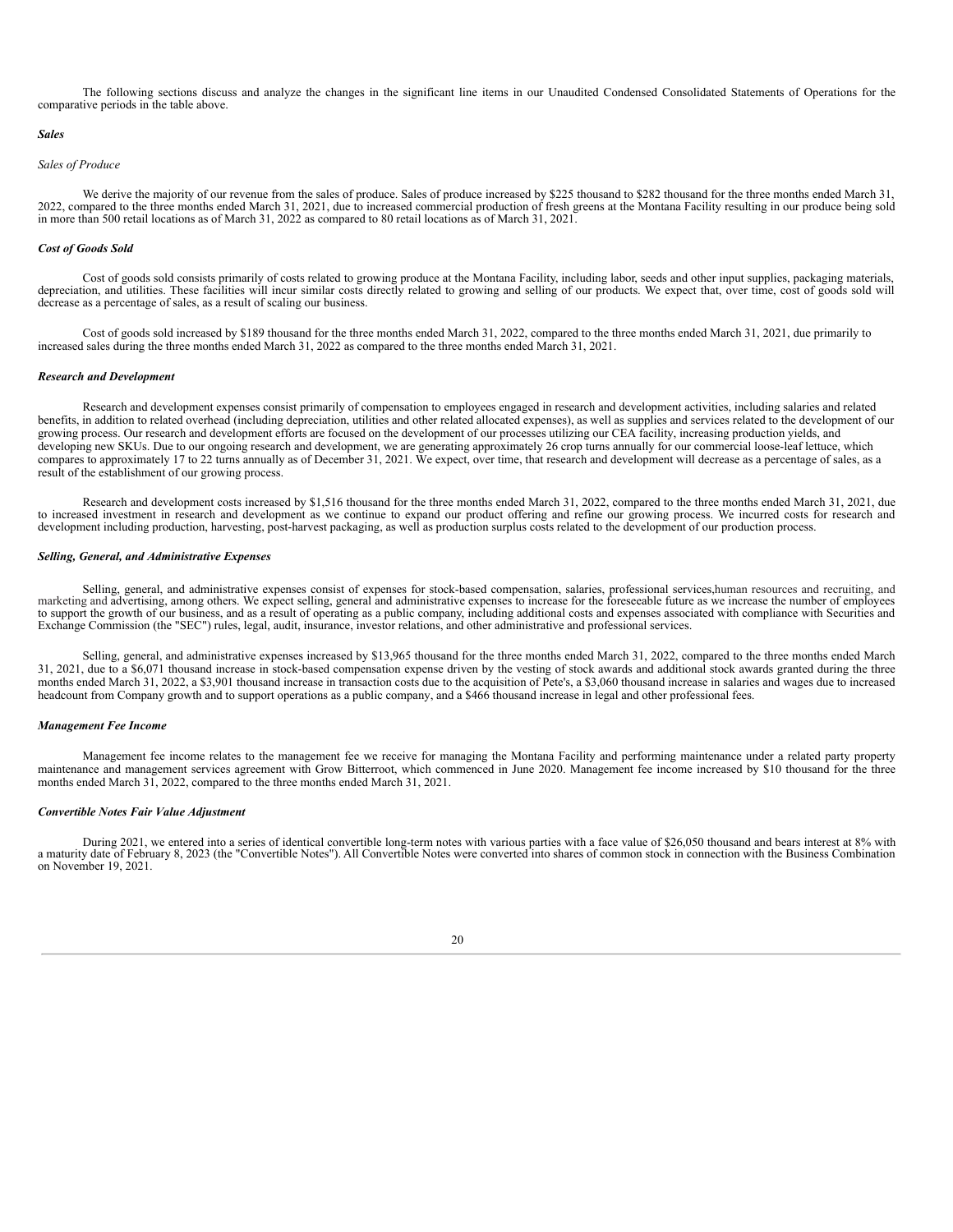The following sections discuss and analyze the changes in the significant line items in our Unaudited Condensed Consolidated Statements of Operations for the comparative periods in the table above.

***Sales***

*Sales of Produce*

We derive the majority of our revenue from the sales of produce. Sales of produce increased by $225 thousand to $282 thousand for the three months ended March 31, 2022, compared to the three months ended March 31, 2021, due to increased commercial production of fresh greens at the Montana Facility resulting in our produce being sold in more than 500 retail locations as of March 31, 2022 as compared to 80 retail locations as of March 31, 2021.

***Cost of Goods Sold***

Cost of goods sold consists primarily of costs related to growing produce at the Montana Facility, including labor, seeds and other input supplies, packaging materials, depreciation, and utilities. These facilities will incur similar costs directly related to growing and selling of our products. We expect that, over time, cost of goods sold will decrease as a percentage of sales, as a result of scaling our business.

Cost of goods sold increased by $189 thousand for the three months ended March 31, 2022, compared to the three months ended March 31, 2021, due primarily to increased sales during the three months ended March 31, 2022 as compared to the three months ended March 31, 2021.

***Research and Development***

Research and development expenses consist primarily of compensation to employees engaged in research and development activities, including salaries and related benefits, in addition to related overhead (including depreciation, utilities and other related allocated expenses), as well as supplies and services related to the development of our growing process. Our research and development efforts are focused on the development of our processes utilizing our CEA facility, increasing production yields, and developing new SKUs. Due to our ongoing research and development, we are generating approximately 26 crop turns annually for our commercial loose-leaf lettuce, which compares to approximately 17 to 22 turns annually as of December 31, 2021. We expect, over time, that research and development will decrease as a percentage of sales, as a result of the establishment of our growing process.

Research and development costs increased by $1,516 thousand for the three months ended March 31, 2022, compared to the three months ended March 31, 2021, due to increased investment in research and development as we continue to expand our product offering and refine our growing process. We incurred costs for research and development including production, harvesting, post-harvest packaging, as well as production surplus costs related to the development of our production process.

***Selling, General, and Administrative Expenses***

Selling, general, and administrative expenses consist of expenses for stock-based compensation, salaries, professional services,human resources and recruiting, and marketing and advertising, among others. We expect selling, general and administrative expenses to increase for the foreseeable future as we increase the number of employees to support the growth of our business, and as a result of operating as a public company, including additional costs and expenses associated with compliance with Securities and Exchange Commission (the "SEC") rules, legal, audit, insurance, investor relations, and other administrative and professional services.

Selling, general, and administrative expenses increased by $13,965 thousand for the three months ended March 31, 2022, compared to the three months ended March 31, 2021, due to a $6,071 thousand increase in stock-based compensation expense driven by the vesting of stock awards and additional stock awards granted during the three months ended March 31, 2022, a $3,901 thousand increase in transaction costs due to the acquisition of Pete's, a $3,060 thousand increase in salaries and wages due to increased headcount from Company growth and to support operations as a public company, and a $466 thousand increase in legal and other professional fees.

***Management Fee Income***

Management fee income relates to the management fee we receive for managing the Montana Facility and performing maintenance under a related party property maintenance and management services agreement with Grow Bitterroot, which commenced in June 2020. Management fee income increased by $10 thousand for the three months ended March 31, 2022, compared to the three months ended March 31, 2021.

***Convertible Notes Fair Value Adjustment***

During 2021, we entered into a series of identical convertible long-term notes with various parties with a face value of $26,050 thousand and bears interest at 8% with a maturity date of February 8, 2023 (the "Convertible Notes"). All Convertible Notes were converted into shares of common stock in connection with the Business Combination on November 19, 2021.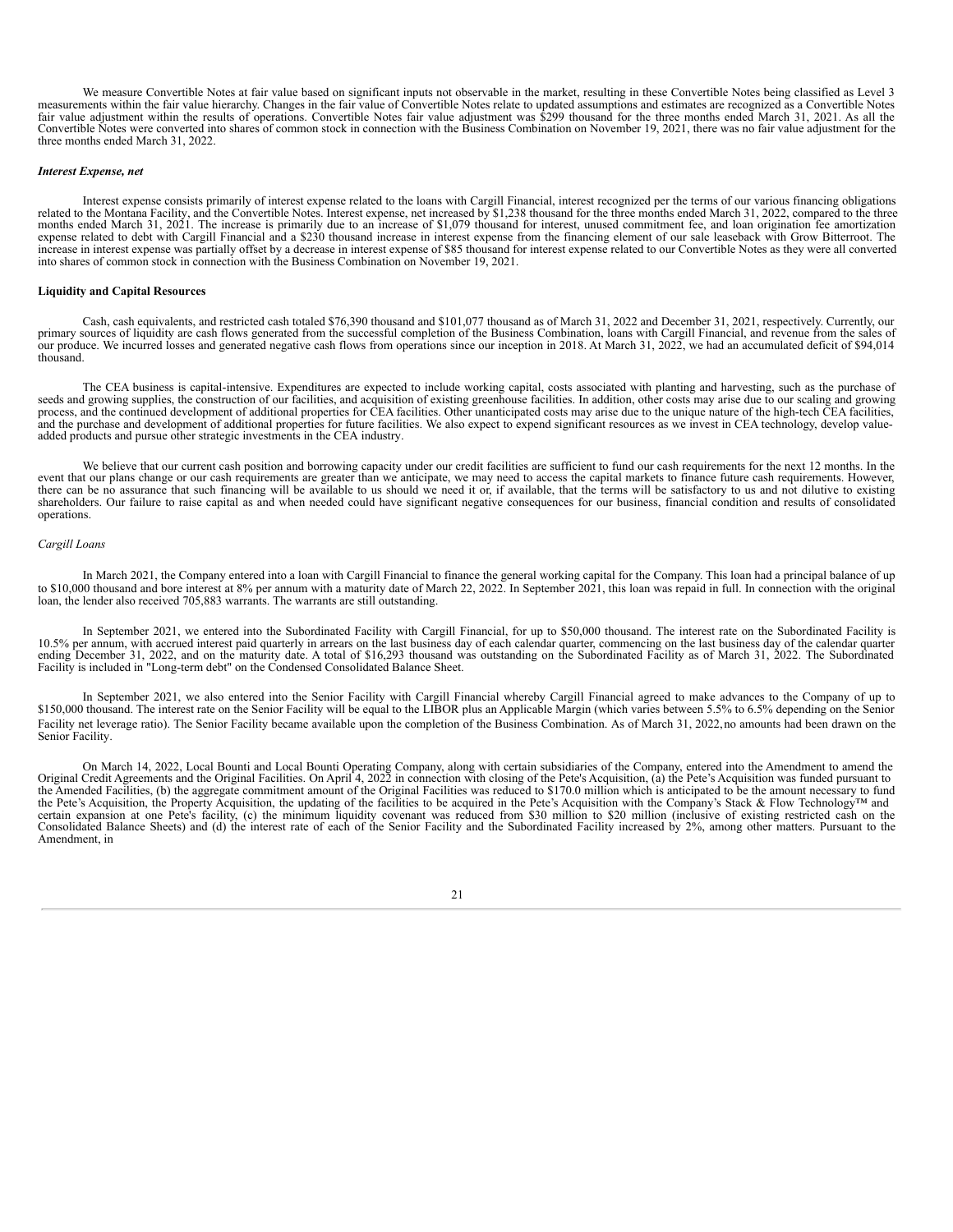We measure Convertible Notes at fair value based on significant inputs not observable in the market, resulting in these Convertible Notes being classified as Level 3 measurements within the fair value hierarchy. Changes in the fair value of Convertible Notes relate to updated assumptions and estimates are recognized as a Convertible Notes fair value adjustment within the results of operations. Convertible Notes fair value adjustment was $299 thousand for the three months ended March 31, 2021. As all the Convertible Notes were converted into shares of common stock in connection with the Business Combination on November 19, 2021, there was no fair value adjustment for the three months ended March 31, 2022.

***Interest Expense, net***

Interest expense consists primarily of interest expense related to the loans with Cargill Financial, interest recognized per the terms of our various financing obligations related to the Montana Facility, and the Convertible Notes. Interest expense, net increased by $1,238 thousand for the three months ended March 31, 2022, compared to the three months ended March 31, 2021. The increase is primarily due to an increase of $1,079 thousand for interest, unused commitment fee, and loan origination fee amortization expense related to debt with Cargill Financial and a $230 thousand increase in interest expense from the financing element of our sale leaseback with Grow Bitterroot. The increase in interest expense was partially offset by a decrease in interest expense of $85 thousand for interest expense related to our Convertible Notes as they were all converted into shares of common stock in connection with the Business Combination on November 19, 2021.

**Liquidity and Capital Resources**

Cash, cash equivalents, and restricted cash totaled $76,390 thousand and $101,077 thousand as of March 31, 2022 and December 31, 2021, respectively. Currently, our primary sources of liquidity are cash flows generated from the successful completion of the Business Combination, loans with Cargill Financial, and revenue from the sales of our produce. We incurred losses and generated negative cash flows from operations since our inception in 2018. At March 31, 2022, we had an accumulated deficit of $94,014 thousand.

The CEA business is capital-intensive. Expenditures are expected to include working capital, costs associated with planting and harvesting, such as the purchase of seeds and growing supplies, the construction of our facilities, and acquisition of existing greenhouse facilities. In addition, other costs may arise due to our scaling and growing process, and the continued development of additional properties for CEA facilities. Other unanticipated costs may arise due to the unique nature of the high-tech CEA facilities, and the purchase and development of additional properties for future facilities. We also expect to expend significant resources as we invest in CEA technology, develop value-added products and pursue other strategic investments in the CEA industry.

We believe that our current cash position and borrowing capacity under our credit facilities are sufficient to fund our cash requirements for the next 12 months. In the event that our plans change or our cash requirements are greater than we anticipate, we may need to access the capital markets to finance future cash requirements. However, there can be no assurance that such financing will be available to us should we need it or, if available, that the terms will be satisfactory to us and not dilutive to existing shareholders. Our failure to raise capital as and when needed could have significant negative consequences for our business, financial condition and results of consolidated operations.

*Cargill Loans*

In March 2021, the Company entered into a loan with Cargill Financial to finance the general working capital for the Company. This loan had a principal balance of up to $10,000 thousand and bore interest at 8% per annum with a maturity date of March 22, 2022. In September 2021, this loan was repaid in full. In connection with the original loan, the lender also received 705,883 warrants. The warrants are still outstanding.

In September 2021, we entered into the Subordinated Facility with Cargill Financial, for up to $50,000 thousand. The interest rate on the Subordinated Facility is 10.5% per annum, with accrued interest paid quarterly in arrears on the last business day of each calendar quarter, commencing on the last business day of the calendar quarter ending December 31, 2022, and on the maturity date. A total of $16,293 thousand was outstanding on the Subordinated Facility as of March 31, 2022. The Subordinated Facility is included in "Long-term debt" on the Condensed Consolidated Balance Sheet.

In September 2021, we also entered into the Senior Facility with Cargill Financial whereby Cargill Financial agreed to make advances to the Company of up to $150,000 thousand. The interest rate on the Senior Facility will be equal to the LIBOR plus an Applicable Margin (which varies between 5.5% to 6.5% depending on the Senior Facility net leverage ratio). The Senior Facility became available upon the completion of the Business Combination. As of March 31, 2022, no amounts had been drawn on the Senior Facility.

On March 14, 2022, Local Bounti and Local Bounti Operating Company, along with certain subsidiaries of the Company, entered into the Amendment to amend the Original Credit Agreements and the Original Facilities. On April 4, 2022 in connection with closing of the Pete's Acquisition, (a) the Pete's Acquisition was funded pursuant to the Amended Facilities, (b) the aggregate commitment amount of the Original Facilities was reduced to $170.0 million which is anticipated to be the amount necessary to fund the Pete's Acquisition, the Property Acquisition, the updating of the facilities to be acquired in the Pete's Acquisition with the Company's Stack & Flow Technology™ and certain expansion at one Pete's facility, (c) the minimum liquidity covenant was reduced from $30 million to $20 million (inclusive of existing restricted cash on the Consolidated Balance Sheets) and (d) the interest rate of each of the Senior Facility and the Subordinated Facility increased by 2%, among other matters. Pursuant to the Amendment, in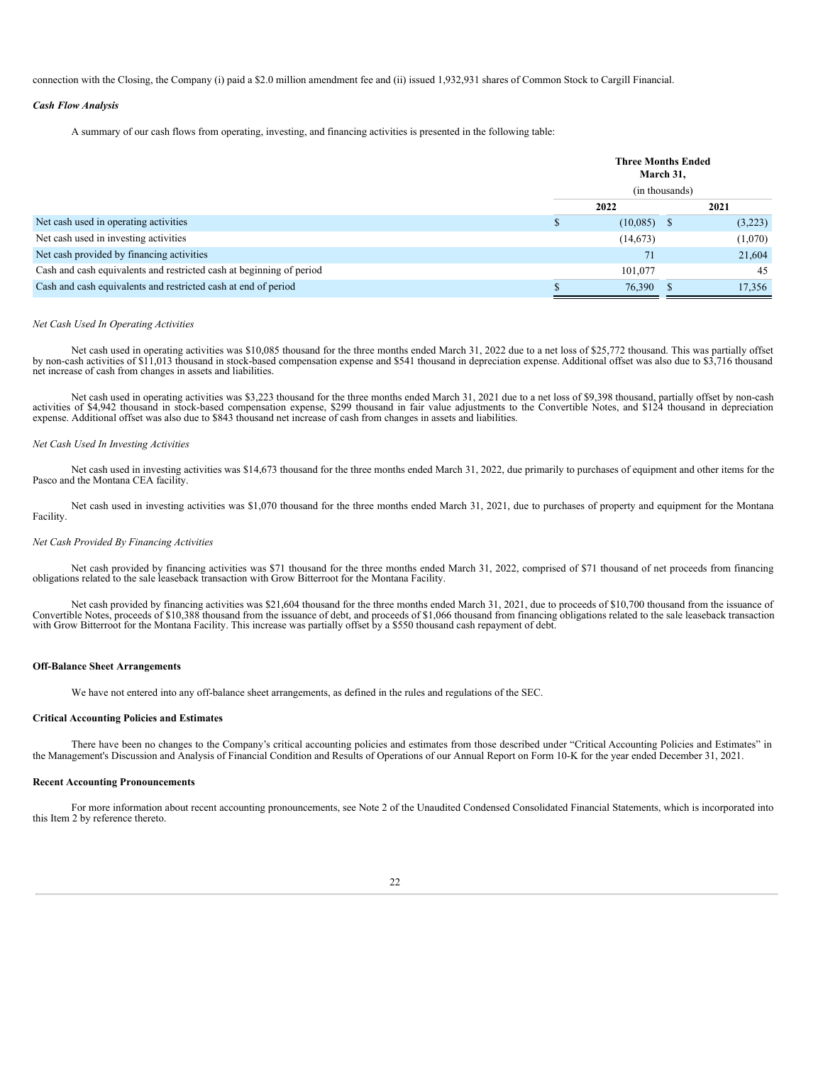connection with the Closing, the Company (i) paid a $2.0 million amendment fee and (ii) issued 1,932,931 shares of Common Stock to Cargill Financial.

***Cash Flow Analysis***

A summary of our cash flows from operating, investing, and financing activities is presented in the following table:

| | Three Months Ended March 31, (in thousands) | |
|---|---|---|
| | 2022 | 2021 |
| Net cash used in operating activities | $ (10,085) | $ (3,223) |
| Net cash used in investing activities | (14,673) | (1,070) |
| Net cash provided by financing activities | 71 | 21,604 |
| Cash and cash equivalents and restricted cash at beginning of period | 101,077 | 45 |
| Cash and cash equivalents and restricted cash at end of period | $ 76,390 | $ 17,356 |

*Net Cash Used In Operating Activities*

Net cash used in operating activities was $10,085 thousand for the three months ended March 31, 2022 due to a net loss of $25,772 thousand. This was partially offset by non-cash activities of $11,013 thousand in stock-based compensation expense and $541 thousand in depreciation expense. Additional offset was also due to $3,716 thousand net increase of cash from changes in assets and liabilities.

Net cash used in operating activities was $3,223 thousand for the three months ended March 31, 2021 due to a net loss of $9,398 thousand, partially offset by non-cash activities of $4,942 thousand in stock-based compensation expense, $299 thousand in fair value adjustments to the Convertible Notes, and $124 thousand in depreciation expense. Additional offset was also due to $843 thousand net increase of cash from changes in assets and liabilities.

*Net Cash Used In Investing Activities*

Net cash used in investing activities was $14,673 thousand for the three months ended March 31, 2022, due primarily to purchases of equipment and other items for the Pasco and the Montana CEA facility.

Net cash used in investing activities was $1,070 thousand for the three months ended March 31, 2021, due to purchases of property and equipment for the Montana Facility.

*Net Cash Provided By Financing Activities*

Net cash provided by financing activities was $71 thousand for the three months ended March 31, 2022, comprised of $71 thousand of net proceeds from financing obligations related to the sale leaseback transaction with Grow Bitterroot for the Montana Facility.

Net cash provided by financing activities was $21,604 thousand for the three months ended March 31, 2021, due to proceeds of $10,700 thousand from the issuance of Convertible Notes, proceeds of $10,388 thousand from the issuance of debt, and proceeds of $1,066 thousand from financing obligations related to the sale leaseback transaction with Grow Bitterroot for the Montana Facility. This increase was partially offset by a $550 thousand cash repayment of debt.

**Off-Balance Sheet Arrangements**

We have not entered into any off-balance sheet arrangements, as defined in the rules and regulations of the SEC.

**Critical Accounting Policies and Estimates**

There have been no changes to the Company's critical accounting policies and estimates from those described under "Critical Accounting Policies and Estimates" in the Management's Discussion and Analysis of Financial Condition and Results of Operations of our Annual Report on Form 10-K for the year ended December 31, 2021.

**Recent Accounting Pronouncements**

For more information about recent accounting pronouncements, see Note 2 of the Unaudited Condensed Consolidated Financial Statements, which is incorporated into this Item 2 by reference thereto.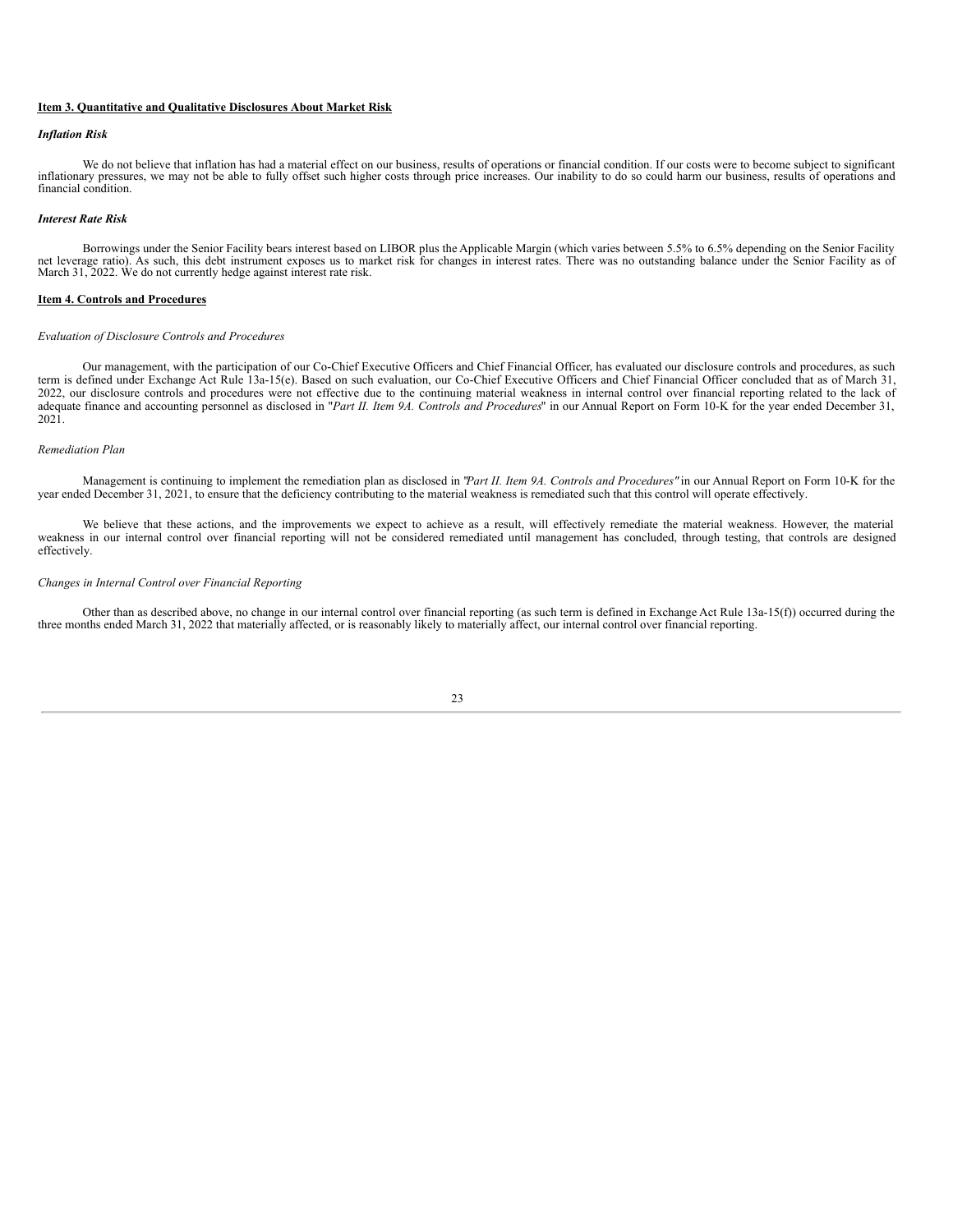## Item 3. Quantitative and Qualitative Disclosures About Market Risk

### *Inflation Risk*

We do not believe that inflation has had a material effect on our business, results of operations or financial condition. If our costs were to become subject to significant inflationary pressures, we may not be able to fully offset such higher costs through price increases. Our inability to do so could harm our business, results of operations and financial condition.

### *Interest Rate Risk*

Borrowings under the Senior Facility bears interest based on LIBOR plus the Applicable Margin (which varies between 5.5% to 6.5% depending on the Senior Facility net leverage ratio). As such, this debt instrument exposes us to market risk for changes in interest rates. There was no outstanding balance under the Senior Facility as of March 31, 2022. We do not currently hedge against interest rate risk.

## Item 4. Controls and Procedures

*Evaluation of Disclosure Controls and Procedures*

Our management, with the participation of our Co-Chief Executive Officers and Chief Financial Officer, has evaluated our disclosure controls and procedures, as such term is defined under Exchange Act Rule 13a-15(e). Based on such evaluation, our Co-Chief Executive Officers and Chief Financial Officer concluded that as of March 31, 2022, our disclosure controls and procedures were not effective due to the continuing material weakness in internal control over financial reporting related to the lack of adequate finance and accounting personnel as disclosed in "*Part II. Item 9A. Controls and Procedures*" in our Annual Report on Form 10-K for the year ended December 31, 2021.

*Remediation Plan*

Management is continuing to implement the remediation plan as disclosed in "*Part II. Item 9A. Controls and Procedures"* in our Annual Report on Form 10-K for the year ended December 31, 2021, to ensure that the deficiency contributing to the material weakness is remediated such that this control will operate effectively.

We believe that these actions, and the improvements we expect to achieve as a result, will effectively remediate the material weakness. However, the material weakness in our internal control over financial reporting will not be considered remediated until management has concluded, through testing, that controls are designed effectively.

*Changes in Internal Control over Financial Reporting*

Other than as described above, no change in our internal control over financial reporting (as such term is defined in Exchange Act Rule 13a-15(f)) occurred during the three months ended March 31, 2022 that materially affected, or is reasonably likely to materially affect, our internal control over financial reporting.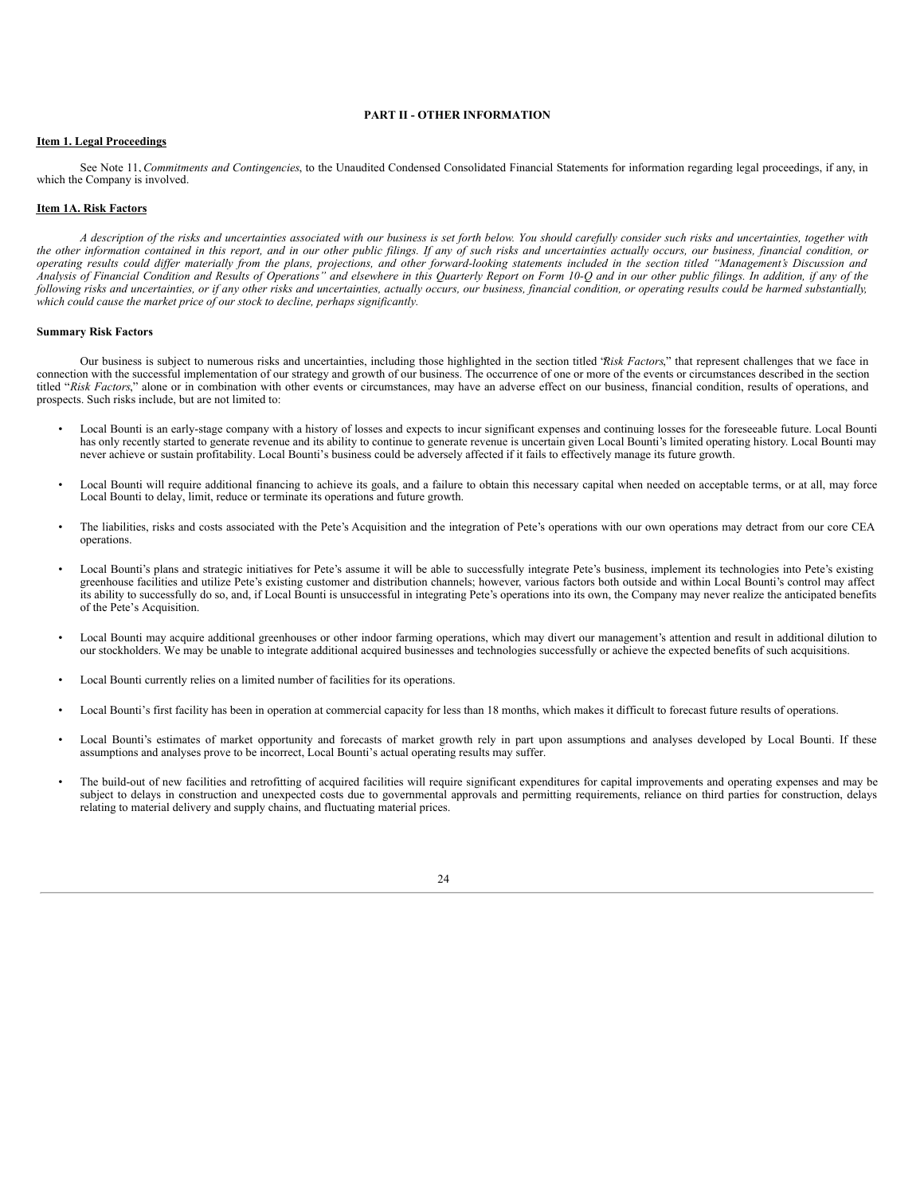# PART II - OTHER INFORMATION

## Item 1. Legal Proceedings

See Note 11, *Commitments and Contingencies*, to the Unaudited Condensed Consolidated Financial Statements for information regarding legal proceedings, if any, in which the Company is involved.

## Item 1A. Risk Factors

*A description of the risks and uncertainties associated with our business is set forth below. You should carefully consider such risks and uncertainties, together with the other information contained in this report, and in our other public filings. If any of such risks and uncertainties actually occurs, our business, financial condition, or operating results could differ materially from the plans, projections, and other forward-looking statements included in the section titled "Management's Discussion and Analysis of Financial Condition and Results of Operations" and elsewhere in this Quarterly Report on Form 10-Q and in our other public filings. In addition, if any of the following risks and uncertainties, or if any other risks and uncertainties, actually occurs, our business, financial condition, or operating results could be harmed substantially, which could cause the market price of our stock to decline, perhaps significantly.*

### Summary Risk Factors

Our business is subject to numerous risks and uncertainties, including those highlighted in the section titled "*Risk Factors*," that represent challenges that we face in connection with the successful implementation of our strategy and growth of our business. The occurrence of one or more of the events or circumstances described in the section titled "*Risk Factors*," alone or in combination with other events or circumstances, may have an adverse effect on our business, financial condition, results of operations, and prospects. Such risks include, but are not limited to:

- Local Bounti is an early-stage company with a history of losses and expects to incur significant expenses and continuing losses for the foreseeable future. Local Bounti has only recently started to generate revenue and its ability to continue to generate revenue is uncertain given Local Bounti's limited operating history. Local Bounti may never achieve or sustain profitability. Local Bounti's business could be adversely affected if it fails to effectively manage its future growth.
- Local Bounti will require additional financing to achieve its goals, and a failure to obtain this necessary capital when needed on acceptable terms, or at all, may force Local Bounti to delay, limit, reduce or terminate its operations and future growth.
- The liabilities, risks and costs associated with the Pete's Acquisition and the integration of Pete's operations with our own operations may detract from our core CEA operations.
- Local Bounti's plans and strategic initiatives for Pete's assume it will be able to successfully integrate Pete's business, implement its technologies into Pete's existing greenhouse facilities and utilize Pete's existing customer and distribution channels; however, various factors both outside and within Local Bounti's control may affect its ability to successfully do so, and, if Local Bounti is unsuccessful in integrating Pete's operations into its own, the Company may never realize the anticipated benefits of the Pete's Acquisition.
- Local Bounti may acquire additional greenhouses or other indoor farming operations, which may divert our management's attention and result in additional dilution to our stockholders. We may be unable to integrate additional acquired businesses and technologies successfully or achieve the expected benefits of such acquisitions.
- Local Bounti currently relies on a limited number of facilities for its operations.
- Local Bounti's first facility has been in operation at commercial capacity for less than 18 months, which makes it difficult to forecast future results of operations.
- Local Bounti's estimates of market opportunity and forecasts of market growth rely in part upon assumptions and analyses developed by Local Bounti. If these assumptions and analyses prove to be incorrect, Local Bounti's actual operating results may suffer.
- The build-out of new facilities and retrofitting of acquired facilities will require significant expenditures for capital improvements and operating expenses and may be subject to delays in construction and unexpected costs due to governmental approvals and permitting requirements, reliance on third parties for construction, delays relating to material delivery and supply chains, and fluctuating material prices.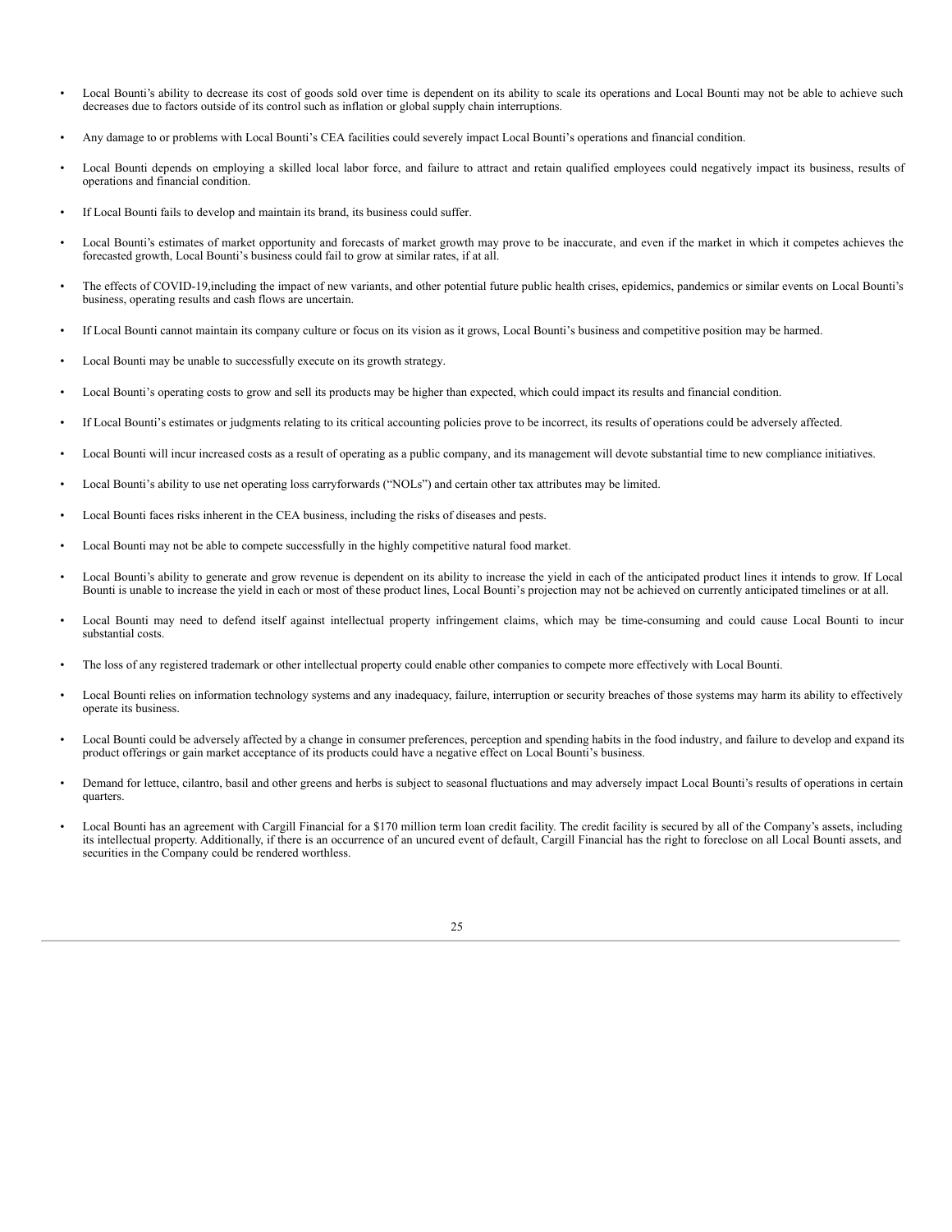- Local Bounti's ability to decrease its cost of goods sold over time is dependent on its ability to scale its operations and Local Bounti may not be able to achieve such decreases due to factors outside of its control such as inflation or global supply chain interruptions.
- Any damage to or problems with Local Bounti's CEA facilities could severely impact Local Bounti's operations and financial condition.
- Local Bounti depends on employing a skilled local labor force, and failure to attract and retain qualified employees could negatively impact its business, results of operations and financial condition.
- If Local Bounti fails to develop and maintain its brand, its business could suffer.
- Local Bounti's estimates of market opportunity and forecasts of market growth may prove to be inaccurate, and even if the market in which it competes achieves the forecasted growth, Local Bounti's business could fail to grow at similar rates, if at all.
- The effects of COVID-19,including the impact of new variants, and other potential future public health crises, epidemics, pandemics or similar events on Local Bounti's business, operating results and cash flows are uncertain.
- If Local Bounti cannot maintain its company culture or focus on its vision as it grows, Local Bounti's business and competitive position may be harmed.
- Local Bounti may be unable to successfully execute on its growth strategy.
- Local Bounti's operating costs to grow and sell its products may be higher than expected, which could impact its results and financial condition.
- If Local Bounti's estimates or judgments relating to its critical accounting policies prove to be incorrect, its results of operations could be adversely affected.
- Local Bounti will incur increased costs as a result of operating as a public company, and its management will devote substantial time to new compliance initiatives.
- Local Bounti's ability to use net operating loss carryforwards ("NOLs") and certain other tax attributes may be limited.
- Local Bounti faces risks inherent in the CEA business, including the risks of diseases and pests.
- Local Bounti may not be able to compete successfully in the highly competitive natural food market.
- Local Bounti's ability to generate and grow revenue is dependent on its ability to increase the yield in each of the anticipated product lines it intends to grow. If Local Bounti is unable to increase the yield in each or most of these product lines, Local Bounti's projection may not be achieved on currently anticipated timelines or at all.
- Local Bounti may need to defend itself against intellectual property infringement claims, which may be time-consuming and could cause Local Bounti to incur substantial costs.
- The loss of any registered trademark or other intellectual property could enable other companies to compete more effectively with Local Bounti.
- Local Bounti relies on information technology systems and any inadequacy, failure, interruption or security breaches of those systems may harm its ability to effectively operate its business.
- Local Bounti could be adversely affected by a change in consumer preferences, perception and spending habits in the food industry, and failure to develop and expand its product offerings or gain market acceptance of its products could have a negative effect on Local Bounti's business.
- Demand for lettuce, cilantro, basil and other greens and herbs is subject to seasonal fluctuations and may adversely impact Local Bounti's results of operations in certain quarters.
- Local Bounti has an agreement with Cargill Financial for a $170 million term loan credit facility. The credit facility is secured by all of the Company's assets, including its intellectual property. Additionally, if there is an occurrence of an uncured event of default, Cargill Financial has the right to foreclose on all Local Bounti assets, and securities in the Company could be rendered worthless.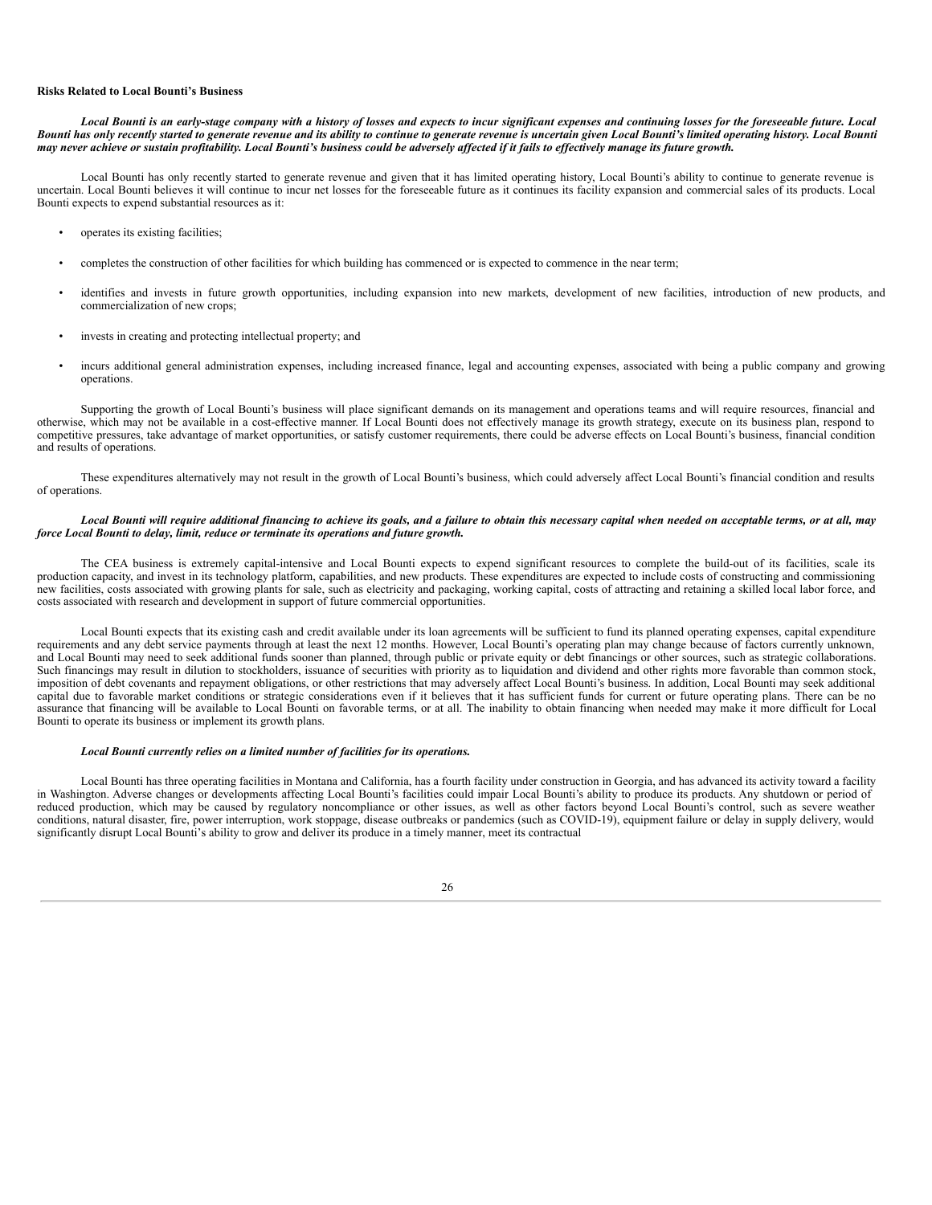**Risks Related to Local Bounti's Business**

***Local Bounti is an early-stage company with a history of losses and expects to incur significant expenses and continuing losses for the foreseeable future. Local Bounti has only recently started to generate revenue and its ability to continue to generate revenue is uncertain given Local Bounti's limited operating history. Local Bounti may never achieve or sustain profitability. Local Bounti's business could be adversely affected if it fails to effectively manage its future growth.***

Local Bounti has only recently started to generate revenue and given that it has limited operating history, Local Bounti's ability to continue to generate revenue is uncertain. Local Bounti believes it will continue to incur net losses for the foreseeable future as it continues its facility expansion and commercial sales of its products. Local Bounti expects to expend substantial resources as it:

- operates its existing facilities;
- completes the construction of other facilities for which building has commenced or is expected to commence in the near term;
- identifies and invests in future growth opportunities, including expansion into new markets, development of new facilities, introduction of new products, and commercialization of new crops;
- invests in creating and protecting intellectual property; and
- incurs additional general administration expenses, including increased finance, legal and accounting expenses, associated with being a public company and growing operations.

Supporting the growth of Local Bounti's business will place significant demands on its management and operations teams and will require resources, financial and otherwise, which may not be available in a cost-effective manner. If Local Bounti does not effectively manage its growth strategy, execute on its business plan, respond to competitive pressures, take advantage of market opportunities, or satisfy customer requirements, there could be adverse effects on Local Bounti's business, financial condition and results of operations.

These expenditures alternatively may not result in the growth of Local Bounti's business, which could adversely affect Local Bounti's financial condition and results of operations.

***Local Bounti will require additional financing to achieve its goals, and a failure to obtain this necessary capital when needed on acceptable terms, or at all, may force Local Bounti to delay, limit, reduce or terminate its operations and future growth.***

The CEA business is extremely capital-intensive and Local Bounti expects to expend significant resources to complete the build-out of its facilities, scale its production capacity, and invest in its technology platform, capabilities, and new products. These expenditures are expected to include costs of constructing and commissioning new facilities, costs associated with growing plants for sale, such as electricity and packaging, working capital, costs of attracting and retaining a skilled local labor force, and costs associated with research and development in support of future commercial opportunities.

Local Bounti expects that its existing cash and credit available under its loan agreements will be sufficient to fund its planned operating expenses, capital expenditure requirements and any debt service payments through at least the next 12 months. However, Local Bounti's operating plan may change because of factors currently unknown, and Local Bounti may need to seek additional funds sooner than planned, through public or private equity or debt financings or other sources, such as strategic collaborations. Such financings may result in dilution to stockholders, issuance of securities with priority as to liquidation and dividend and other rights more favorable than common stock, imposition of debt covenants and repayment obligations, or other restrictions that may adversely affect Local Bounti's business. In addition, Local Bounti may seek additional capital due to favorable market conditions or strategic considerations even if it believes that it has sufficient funds for current or future operating plans. There can be no assurance that financing will be available to Local Bounti on favorable terms, or at all. The inability to obtain financing when needed may make it more difficult for Local Bounti to operate its business or implement its growth plans.

***Local Bounti currently relies on a limited number of facilities for its operations.***

Local Bounti has three operating facilities in Montana and California, has a fourth facility under construction in Georgia, and has advanced its activity toward a facility in Washington. Adverse changes or developments affecting Local Bounti's facilities could impair Local Bounti's ability to produce its products. Any shutdown or period of reduced production, which may be caused by regulatory noncompliance or other issues, as well as other factors beyond Local Bounti's control, such as severe weather conditions, natural disaster, fire, power interruption, work stoppage, disease outbreaks or pandemics (such as COVID-19), equipment failure or delay in supply delivery, would significantly disrupt Local Bounti's ability to grow and deliver its produce in a timely manner, meet its contractual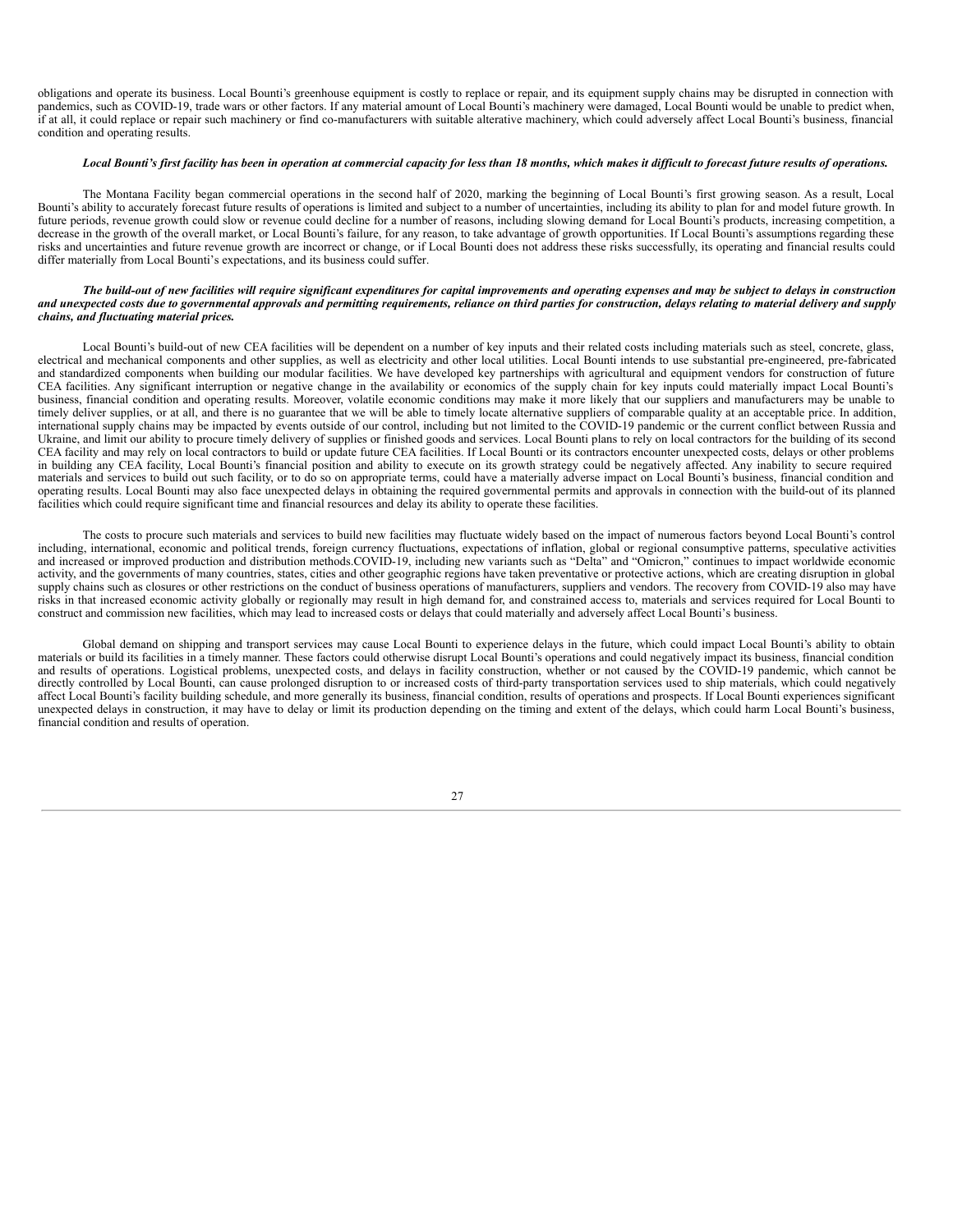obligations and operate its business. Local Bounti's greenhouse equipment is costly to replace or repair, and its equipment supply chains may be disrupted in connection with pandemics, such as COVID-19, trade wars or other factors. If any material amount of Local Bounti's machinery were damaged, Local Bounti would be unable to predict when, if at all, it could replace or repair such machinery or find co-manufacturers with suitable alterative machinery, which could adversely affect Local Bounti's business, financial condition and operating results.

***Local Bounti's first facility has been in operation at commercial capacity for less than 18 months, which makes it difficult to forecast future results of operations.***

The Montana Facility began commercial operations in the second half of 2020, marking the beginning of Local Bounti's first growing season. As a result, Local Bounti's ability to accurately forecast future results of operations is limited and subject to a number of uncertainties, including its ability to plan for and model future growth. In future periods, revenue growth could slow or revenue could decline for a number of reasons, including slowing demand for Local Bounti's products, increasing competition, a decrease in the growth of the overall market, or Local Bounti's failure, for any reason, to take advantage of growth opportunities. If Local Bounti's assumptions regarding these risks and uncertainties and future revenue growth are incorrect or change, or if Local Bounti does not address these risks successfully, its operating and financial results could differ materially from Local Bounti's expectations, and its business could suffer.

***The build-out of new facilities will require significant expenditures for capital improvements and operating expenses and may be subject to delays in construction and unexpected costs due to governmental approvals and permitting requirements, reliance on third parties for construction, delays relating to material delivery and supply chains, and fluctuating material prices.***

Local Bounti's build-out of new CEA facilities will be dependent on a number of key inputs and their related costs including materials such as steel, concrete, glass, electrical and mechanical components and other supplies, as well as electricity and other local utilities. Local Bounti intends to use substantial pre-engineered, pre-fabricated and standardized components when building our modular facilities. We have developed key partnerships with agricultural and equipment vendors for construction of future CEA facilities. Any significant interruption or negative change in the availability or economics of the supply chain for key inputs could materially impact Local Bounti's business, financial condition and operating results. Moreover, volatile economic conditions may make it more likely that our suppliers and manufacturers may be unable to timely deliver supplies, or at all, and there is no guarantee that we will be able to timely locate alternative suppliers of comparable quality at an acceptable price. In addition, international supply chains may be impacted by events outside of our control, including but not limited to the COVID-19 pandemic or the current conflict between Russia and Ukraine, and limit our ability to procure timely delivery of supplies or finished goods and services. Local Bounti plans to rely on local contractors for the building of its second CEA facility and may rely on local contractors to build or update future CEA facilities. If Local Bounti or its contractors encounter unexpected costs, delays or other problems in building any CEA facility, Local Bounti's financial position and ability to execute on its growth strategy could be negatively affected. Any inability to secure required materials and services to build out such facility, or to do so on appropriate terms, could have a materially adverse impact on Local Bounti's business, financial condition and operating results. Local Bounti may also face unexpected delays in obtaining the required governmental permits and approvals in connection with the build-out of its planned facilities which could require significant time and financial resources and delay its ability to operate these facilities.

The costs to procure such materials and services to build new facilities may fluctuate widely based on the impact of numerous factors beyond Local Bounti's control including, international, economic and political trends, foreign currency fluctuations, expectations of inflation, global or regional consumptive patterns, speculative activities and increased or improved production and distribution methods.COVID-19, including new variants such as "Delta" and "Omicron," continues to impact worldwide economic activity, and the governments of many countries, states, cities and other geographic regions have taken preventative or protective actions, which are creating disruption in global supply chains such as closures or other restrictions on the conduct of business operations of manufacturers, suppliers and vendors. The recovery from COVID-19 also may have risks in that increased economic activity globally or regionally may result in high demand for, and constrained access to, materials and services required for Local Bounti to construct and commission new facilities, which may lead to increased costs or delays that could materially and adversely affect Local Bounti's business.

Global demand on shipping and transport services may cause Local Bounti to experience delays in the future, which could impact Local Bounti's ability to obtain materials or build its facilities in a timely manner. These factors could otherwise disrupt Local Bounti's operations and could negatively impact its business, financial condition and results of operations. Logistical problems, unexpected costs, and delays in facility construction, whether or not caused by the COVID-19 pandemic, which cannot be directly controlled by Local Bounti, can cause prolonged disruption to or increased costs of third-party transportation services used to ship materials, which could negatively affect Local Bounti's facility building schedule, and more generally its business, financial condition, results of operations and prospects. If Local Bounti experiences significant unexpected delays in construction, it may have to delay or limit its production depending on the timing and extent of the delays, which could harm Local Bounti's business, financial condition and results of operation.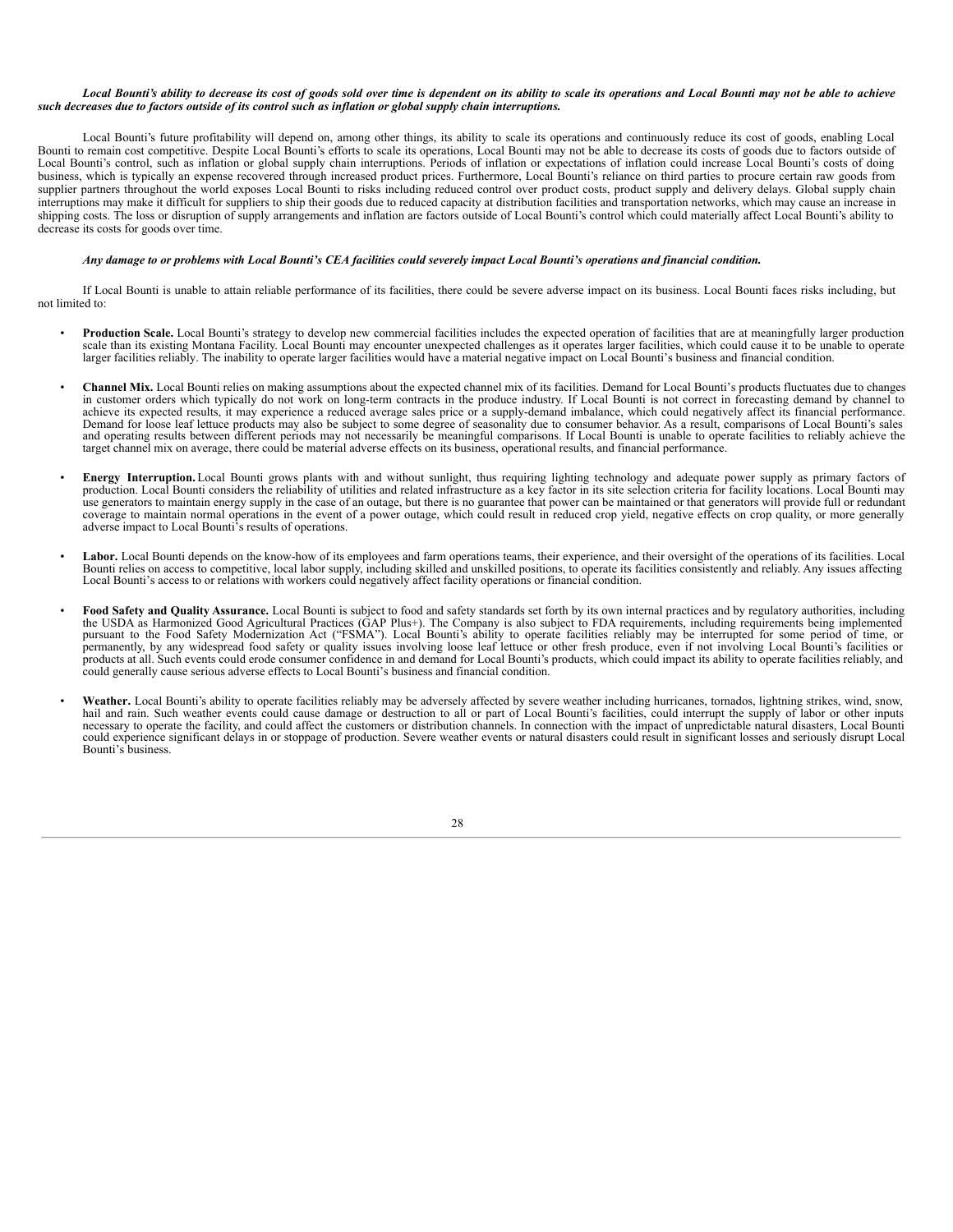***Local Bounti's ability to decrease its cost of goods sold over time is dependent on its ability to scale its operations and Local Bounti may not be able to achieve such decreases due to factors outside of its control such as inflation or global supply chain interruptions.***

Local Bounti's future profitability will depend on, among other things, its ability to scale its operations and continuously reduce its cost of goods, enabling Local Bounti to remain cost competitive. Despite Local Bounti's efforts to scale its operations, Local Bounti may not be able to decrease its costs of goods due to factors outside of Local Bounti's control, such as inflation or global supply chain interruptions. Periods of inflation or expectations of inflation could increase Local Bounti's costs of doing business, which is typically an expense recovered through increased product prices. Furthermore, Local Bounti's reliance on third parties to procure certain raw goods from supplier partners throughout the world exposes Local Bounti to risks including reduced control over product costs, product supply and delivery delays. Global supply chain interruptions may make it difficult for suppliers to ship their goods due to reduced capacity at distribution facilities and transportation networks, which may cause an increase in shipping costs. The loss or disruption of supply arrangements and inflation are factors outside of Local Bounti's control which could materially affect Local Bounti's ability to decrease its costs for goods over time.

***Any damage to or problems with Local Bounti's CEA facilities could severely impact Local Bounti's operations and financial condition.***

If Local Bounti is unable to attain reliable performance of its facilities, there could be severe adverse impact on its business. Local Bounti faces risks including, but not limited to:

- **Production Scale.** Local Bounti's strategy to develop new commercial facilities includes the expected operation of facilities that are at meaningfully larger production scale than its existing Montana Facility. Local Bounti may encounter unexpected challenges as it operates larger facilities, which could cause it to be unable to operate larger facilities reliably. The inability to operate larger facilities would have a material negative impact on Local Bounti's business and financial condition.

- **Channel Mix.** Local Bounti relies on making assumptions about the expected channel mix of its facilities. Demand for Local Bounti's products fluctuates due to changes in customer orders which typically do not work on long-term contracts in the produce industry. If Local Bounti is not correct in forecasting demand by channel to achieve its expected results, it may experience a reduced average sales price or a supply-demand imbalance, which could negatively affect its financial performance. Demand for loose leaf lettuce products may also be subject to some degree of seasonality due to consumer behavior. As a result, comparisons of Local Bounti's sales and operating results between different periods may not necessarily be meaningful comparisons. If Local Bounti is unable to operate facilities to reliably achieve the target channel mix on average, there could be material adverse effects on its business, operational results, and financial performance.

- **Energy Interruption.** Local Bounti grows plants with and without sunlight, thus requiring lighting technology and adequate power supply as primary factors of production. Local Bounti considers the reliability of utilities and related infrastructure as a key factor in its site selection criteria for facility locations. Local Bounti may use generators to maintain energy supply in the case of an outage, but there is no guarantee that power can be maintained or that generators will provide full or redundant coverage to maintain normal operations in the event of a power outage, which could result in reduced crop yield, negative effects on crop quality, or more generally adverse impact to Local Bounti's results of operations.

- **Labor.** Local Bounti depends on the know-how of its employees and farm operations teams, their experience, and their oversight of the operations of its facilities. Local Bounti relies on access to competitive, local labor supply, including skilled and unskilled positions, to operate its facilities consistently and reliably. Any issues affecting Local Bounti's access to or relations with workers could negatively affect facility operations or financial condition.

- **Food Safety and Quality Assurance.** Local Bounti is subject to food and safety standards set forth by its own internal practices and by regulatory authorities, including the USDA as Harmonized Good Agricultural Practices (GAP Plus+). The Company is also subject to FDA requirements, including requirements being implemented pursuant to the Food Safety Modernization Act ("FSMA"). Local Bounti's ability to operate facilities reliably may be interrupted for some period of time, or permanently, by any widespread food safety or quality issues involving loose leaf lettuce or other fresh produce, even if not involving Local Bounti's facilities or products at all. Such events could erode consumer confidence in and demand for Local Bounti's products, which could impact its ability to operate facilities reliably, and could generally cause serious adverse effects to Local Bounti's business and financial condition.

- **Weather.** Local Bounti's ability to operate facilities reliably may be adversely affected by severe weather including hurricanes, tornados, lightning strikes, wind, snow, hail and rain. Such weather events could cause damage or destruction to all or part of Local Bounti's facilities, could interrupt the supply of labor or other inputs necessary to operate the facility, and could affect the customers or distribution channels. In connection with the impact of unpredictable natural disasters, Local Bounti could experience significant delays in or stoppage of production. Severe weather events or natural disasters could result in significant losses and seriously disrupt Local Bounti's business.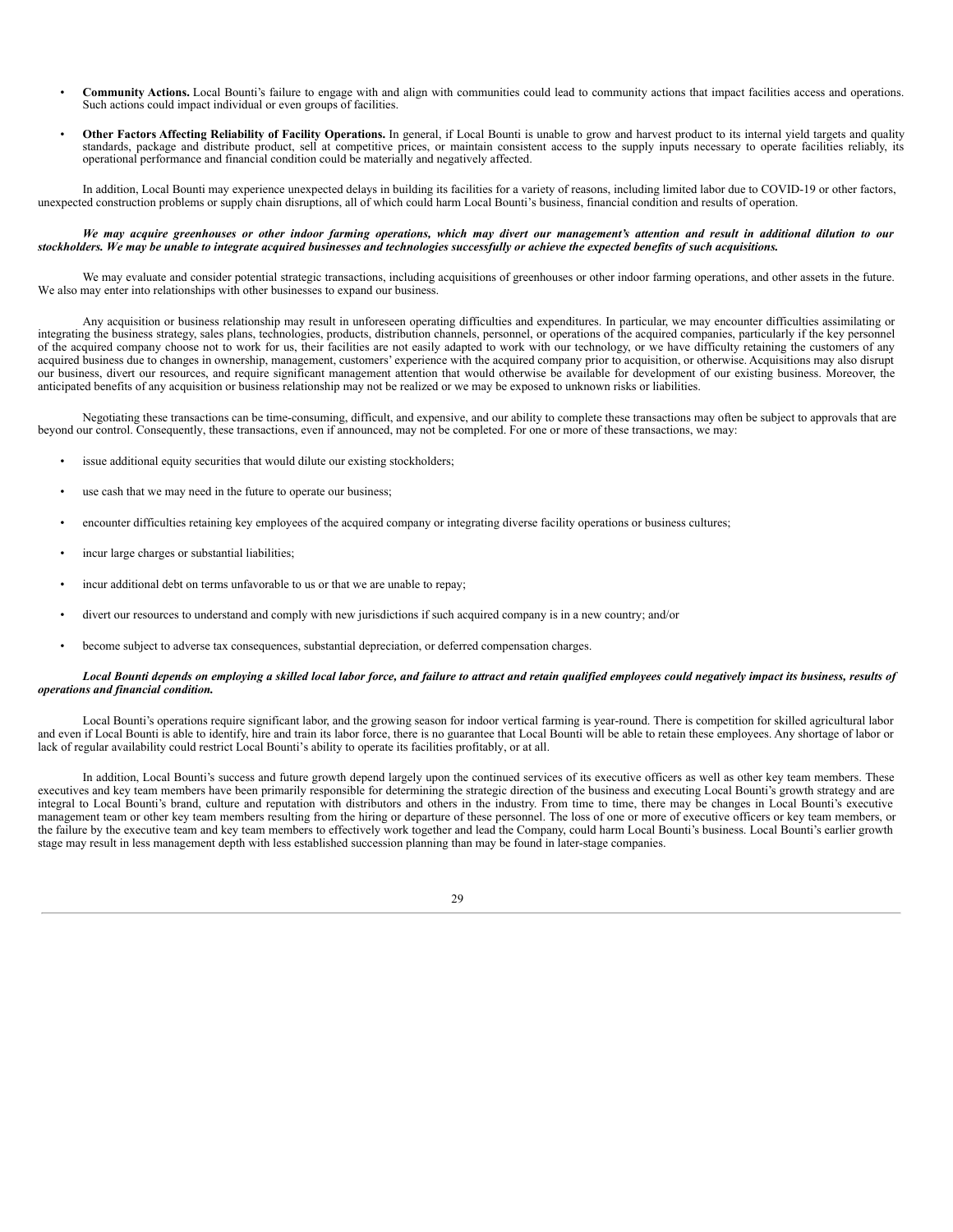- **Community Actions.** Local Bounti's failure to engage with and align with communities could lead to community actions that impact facilities access and operations. Such actions could impact individual or even groups of facilities.

- **Other Factors Affecting Reliability of Facility Operations.** In general, if Local Bounti is unable to grow and harvest product to its internal yield targets and quality standards, package and distribute product, sell at competitive prices, or maintain consistent access to the supply inputs necessary to operate facilities reliably, its operational performance and financial condition could be materially and negatively affected.

In addition, Local Bounti may experience unexpected delays in building its facilities for a variety of reasons, including limited labor due to COVID-19 or other factors, unexpected construction problems or supply chain disruptions, all of which could harm Local Bounti's business, financial condition and results of operation.

***We may acquire greenhouses or other indoor farming operations, which may divert our management's attention and result in additional dilution to our stockholders. We may be unable to integrate acquired businesses and technologies successfully or achieve the expected benefits of such acquisitions.***

We may evaluate and consider potential strategic transactions, including acquisitions of greenhouses or other indoor farming operations, and other assets in the future. We also may enter into relationships with other businesses to expand our business.

Any acquisition or business relationship may result in unforeseen operating difficulties and expenditures. In particular, we may encounter difficulties assimilating or integrating the business strategy, sales plans, technologies, products, distribution channels, personnel, or operations of the acquired companies, particularly if the key personnel of the acquired company choose not to work for us, their facilities are not easily adapted to work with our technology, or we have difficulty retaining the customers of any acquired business due to changes in ownership, management, customers' experience with the acquired company prior to acquisition, or otherwise. Acquisitions may also disrupt our business, divert our resources, and require significant management attention that would otherwise be available for development of our existing business. Moreover, the anticipated benefits of any acquisition or business relationship may not be realized or we may be exposed to unknown risks or liabilities.

Negotiating these transactions can be time-consuming, difficult, and expensive, and our ability to complete these transactions may often be subject to approvals that are beyond our control. Consequently, these transactions, even if announced, may not be completed. For one or more of these transactions, we may:

- issue additional equity securities that would dilute our existing stockholders;

- use cash that we may need in the future to operate our business;

- encounter difficulties retaining key employees of the acquired company or integrating diverse facility operations or business cultures;

- incur large charges or substantial liabilities;

- incur additional debt on terms unfavorable to us or that we are unable to repay;

- divert our resources to understand and comply with new jurisdictions if such acquired company is in a new country; and/or

- become subject to adverse tax consequences, substantial depreciation, or deferred compensation charges.

***Local Bounti depends on employing a skilled local labor force, and failure to attract and retain qualified employees could negatively impact its business, results of operations and financial condition.***

Local Bounti's operations require significant labor, and the growing season for indoor vertical farming is year-round. There is competition for skilled agricultural labor and even if Local Bounti is able to identify, hire and train its labor force, there is no guarantee that Local Bounti will be able to retain these employees. Any shortage of labor or lack of regular availability could restrict Local Bounti's ability to operate its facilities profitably, or at all.

In addition, Local Bounti's success and future growth depend largely upon the continued services of its executive officers as well as other key team members. These executives and key team members have been primarily responsible for determining the strategic direction of the business and executing Local Bounti's growth strategy and are integral to Local Bounti's brand, culture and reputation with distributors and others in the industry. From time to time, there may be changes in Local Bounti's executive management team or other key team members resulting from the hiring or departure of these personnel. The loss of one or more of executive officers or key team members, or the failure by the executive team and key team members to effectively work together and lead the Company, could harm Local Bounti's business. Local Bounti's earlier growth stage may result in less management depth with less established succession planning than may be found in later-stage companies.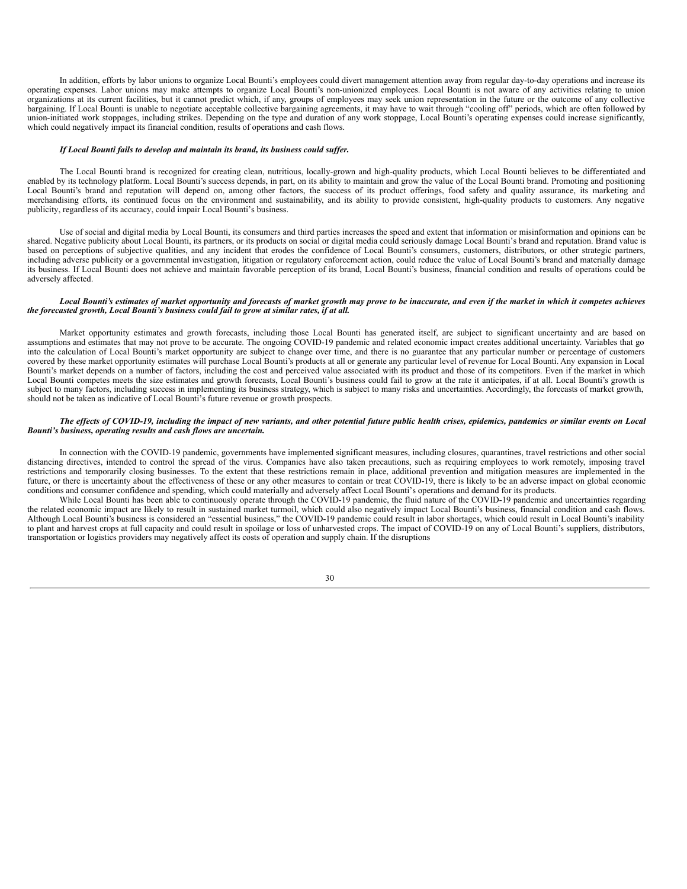In addition, efforts by labor unions to organize Local Bounti's employees could divert management attention away from regular day-to-day operations and increase its operating expenses. Labor unions may make attempts to organize Local Bounti's non-unionized employees. Local Bounti is not aware of any activities relating to union organizations at its current facilities, but it cannot predict which, if any, groups of employees may seek union representation in the future or the outcome of any collective bargaining. If Local Bounti is unable to negotiate acceptable collective bargaining agreements, it may have to wait through "cooling off" periods, which are often followed by union-initiated work stoppages, including strikes. Depending on the type and duration of any work stoppage, Local Bounti's operating expenses could increase significantly, which could negatively impact its financial condition, results of operations and cash flows.

***If Local Bounti fails to develop and maintain its brand, its business could suffer.***

The Local Bounti brand is recognized for creating clean, nutritious, locally-grown and high-quality products, which Local Bounti believes to be differentiated and enabled by its technology platform. Local Bounti's success depends, in part, on its ability to maintain and grow the value of the Local Bounti brand. Promoting and positioning Local Bounti's brand and reputation will depend on, among other factors, the success of its product offerings, food safety and quality assurance, its marketing and merchandising efforts, its continued focus on the environment and sustainability, and its ability to provide consistent, high-quality products to customers. Any negative publicity, regardless of its accuracy, could impair Local Bounti's business.

Use of social and digital media by Local Bounti, its consumers and third parties increases the speed and extent that information or misinformation and opinions can be shared. Negative publicity about Local Bounti, its partners, or its products on social or digital media could seriously damage Local Bounti's brand and reputation. Brand value is based on perceptions of subjective qualities, and any incident that erodes the confidence of Local Bounti's consumers, customers, distributors, or other strategic partners, including adverse publicity or a governmental investigation, litigation or regulatory enforcement action, could reduce the value of Local Bounti's brand and materially damage its business. If Local Bounti does not achieve and maintain favorable perception of its brand, Local Bounti's business, financial condition and results of operations could be adversely affected.

***Local Bounti's estimates of market opportunity and forecasts of market growth may prove to be inaccurate, and even if the market in which it competes achieves the forecasted growth, Local Bounti's business could fail to grow at similar rates, if at all.***

Market opportunity estimates and growth forecasts, including those Local Bounti has generated itself, are subject to significant uncertainty and are based on assumptions and estimates that may not prove to be accurate. The ongoing COVID-19 pandemic and related economic impact creates additional uncertainty. Variables that go into the calculation of Local Bounti's market opportunity are subject to change over time, and there is no guarantee that any particular number or percentage of customers covered by these market opportunity estimates will purchase Local Bounti's products at all or generate any particular level of revenue for Local Bounti. Any expansion in Local Bounti's market depends on a number of factors, including the cost and perceived value associated with its product and those of its competitors. Even if the market in which Local Bounti competes meets the size estimates and growth forecasts, Local Bounti's business could fail to grow at the rate it anticipates, if at all. Local Bounti's growth is subject to many factors, including success in implementing its business strategy, which is subject to many risks and uncertainties. Accordingly, the forecasts of market growth, should not be taken as indicative of Local Bounti's future revenue or growth prospects.

***The effects of COVID-19, including the impact of new variants, and other potential future public health crises, epidemics, pandemics or similar events on Local Bounti's business, operating results and cash flows are uncertain.***

In connection with the COVID-19 pandemic, governments have implemented significant measures, including closures, quarantines, travel restrictions and other social distancing directives, intended to control the spread of the virus. Companies have also taken precautions, such as requiring employees to work remotely, imposing travel restrictions and temporarily closing businesses. To the extent that these restrictions remain in place, additional prevention and mitigation measures are implemented in the future, or there is uncertainty about the effectiveness of these or any other measures to contain or treat COVID-19, there is likely to be an adverse impact on global economic conditions and consumer confidence and spending, which could materially and adversely affect Local Bounti's operations and demand for its products.

While Local Bounti has been able to continuously operate through the COVID-19 pandemic, the fluid nature of the COVID-19 pandemic and uncertainties regarding the related economic impact are likely to result in sustained market turmoil, which could also negatively impact Local Bounti's business, financial condition and cash flows. Although Local Bounti's business is considered an "essential business," the COVID-19 pandemic could result in labor shortages, which could result in Local Bounti's inability to plant and harvest crops at full capacity and could result in spoilage or loss of unharvested crops. The impact of COVID-19 on any of Local Bounti's suppliers, distributors, transportation or logistics providers may negatively affect its costs of operation and supply chain. If the disruptions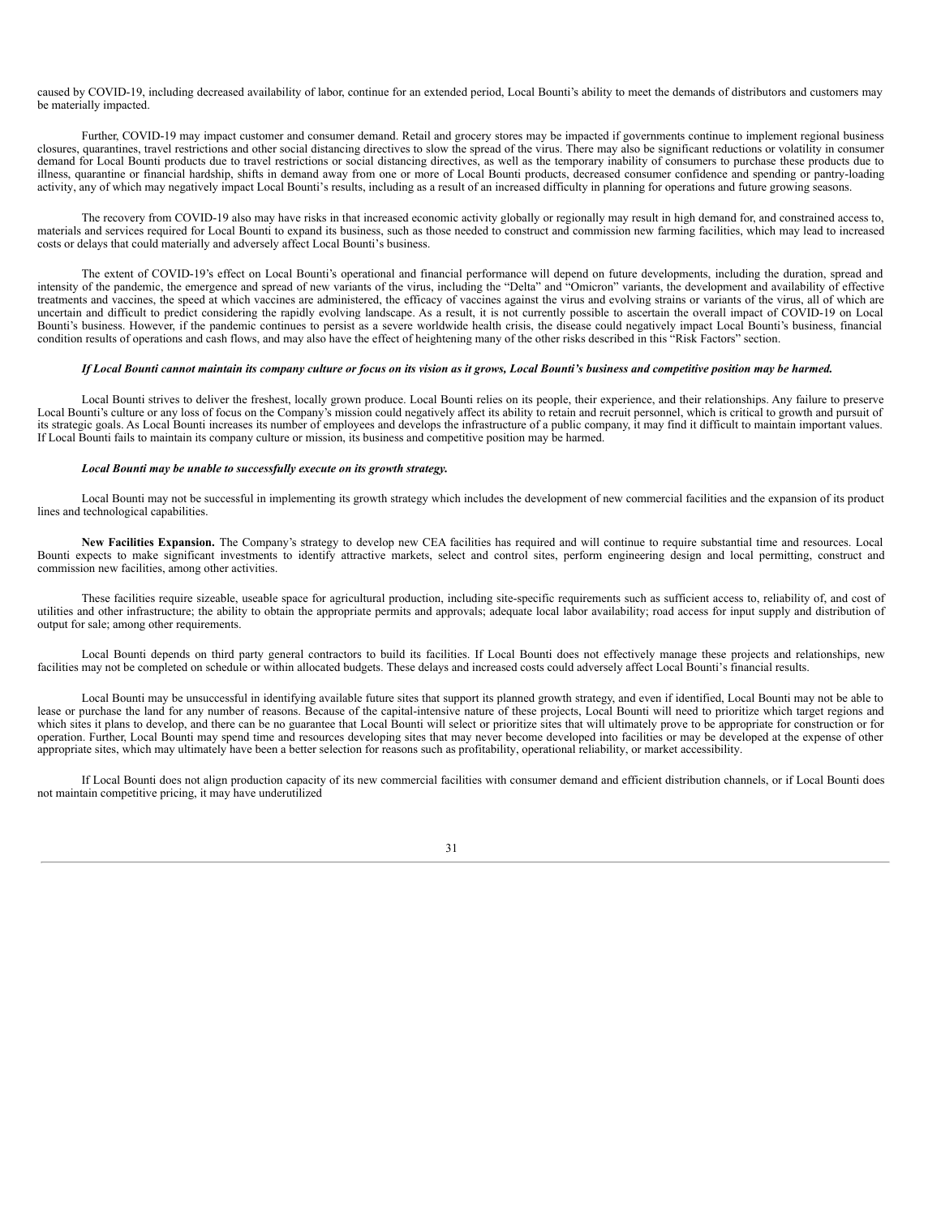caused by COVID-19, including decreased availability of labor, continue for an extended period, Local Bounti's ability to meet the demands of distributors and customers may be materially impacted.

Further, COVID-19 may impact customer and consumer demand. Retail and grocery stores may be impacted if governments continue to implement regional business closures, quarantines, travel restrictions and other social distancing directives to slow the spread of the virus. There may also be significant reductions or volatility in consumer demand for Local Bounti products due to travel restrictions or social distancing directives, as well as the temporary inability of consumers to purchase these products due to illness, quarantine or financial hardship, shifts in demand away from one or more of Local Bounti products, decreased consumer confidence and spending or pantry-loading activity, any of which may negatively impact Local Bounti's results, including as a result of an increased difficulty in planning for operations and future growing seasons.

The recovery from COVID-19 also may have risks in that increased economic activity globally or regionally may result in high demand for, and constrained access to, materials and services required for Local Bounti to expand its business, such as those needed to construct and commission new farming facilities, which may lead to increased costs or delays that could materially and adversely affect Local Bounti's business.

The extent of COVID-19's effect on Local Bounti's operational and financial performance will depend on future developments, including the duration, spread and intensity of the pandemic, the emergence and spread of new variants of the virus, including the "Delta" and "Omicron" variants, the development and availability of effective treatments and vaccines, the speed at which vaccines are administered, the efficacy of vaccines against the virus and evolving strains or variants of the virus, all of which are uncertain and difficult to predict considering the rapidly evolving landscape. As a result, it is not currently possible to ascertain the overall impact of COVID-19 on Local Bounti's business. However, if the pandemic continues to persist as a severe worldwide health crisis, the disease could negatively impact Local Bounti's business, financial condition results of operations and cash flows, and may also have the effect of heightening many of the other risks described in this "Risk Factors" section.

***If Local Bounti cannot maintain its company culture or focus on its vision as it grows, Local Bounti's business and competitive position may be harmed.***

Local Bounti strives to deliver the freshest, locally grown produce. Local Bounti relies on its people, their experience, and their relationships. Any failure to preserve Local Bounti's culture or any loss of focus on the Company's mission could negatively affect its ability to retain and recruit personnel, which is critical to growth and pursuit of its strategic goals. As Local Bounti increases its number of employees and develops the infrastructure of a public company, it may find it difficult to maintain important values. If Local Bounti fails to maintain its company culture or mission, its business and competitive position may be harmed.

***Local Bounti may be unable to successfully execute on its growth strategy.***

Local Bounti may not be successful in implementing its growth strategy which includes the development of new commercial facilities and the expansion of its product lines and technological capabilities.

**New Facilities Expansion.** The Company's strategy to develop new CEA facilities has required and will continue to require substantial time and resources. Local Bounti expects to make significant investments to identify attractive markets, select and control sites, perform engineering design and local permitting, construct and commission new facilities, among other activities.

These facilities require sizeable, useable space for agricultural production, including site-specific requirements such as sufficient access to, reliability of, and cost of utilities and other infrastructure; the ability to obtain the appropriate permits and approvals; adequate local labor availability; road access for input supply and distribution of output for sale; among other requirements.

Local Bounti depends on third party general contractors to build its facilities. If Local Bounti does not effectively manage these projects and relationships, new facilities may not be completed on schedule or within allocated budgets. These delays and increased costs could adversely affect Local Bounti's financial results.

Local Bounti may be unsuccessful in identifying available future sites that support its planned growth strategy, and even if identified, Local Bounti may not be able to lease or purchase the land for any number of reasons. Because of the capital-intensive nature of these projects, Local Bounti will need to prioritize which target regions and which sites it plans to develop, and there can be no guarantee that Local Bounti will select or prioritize sites that will ultimately prove to be appropriate for construction or for operation. Further, Local Bounti may spend time and resources developing sites that may never become developed into facilities or may be developed at the expense of other appropriate sites, which may ultimately have been a better selection for reasons such as profitability, operational reliability, or market accessibility.

If Local Bounti does not align production capacity of its new commercial facilities with consumer demand and efficient distribution channels, or if Local Bounti does not maintain competitive pricing, it may have underutilized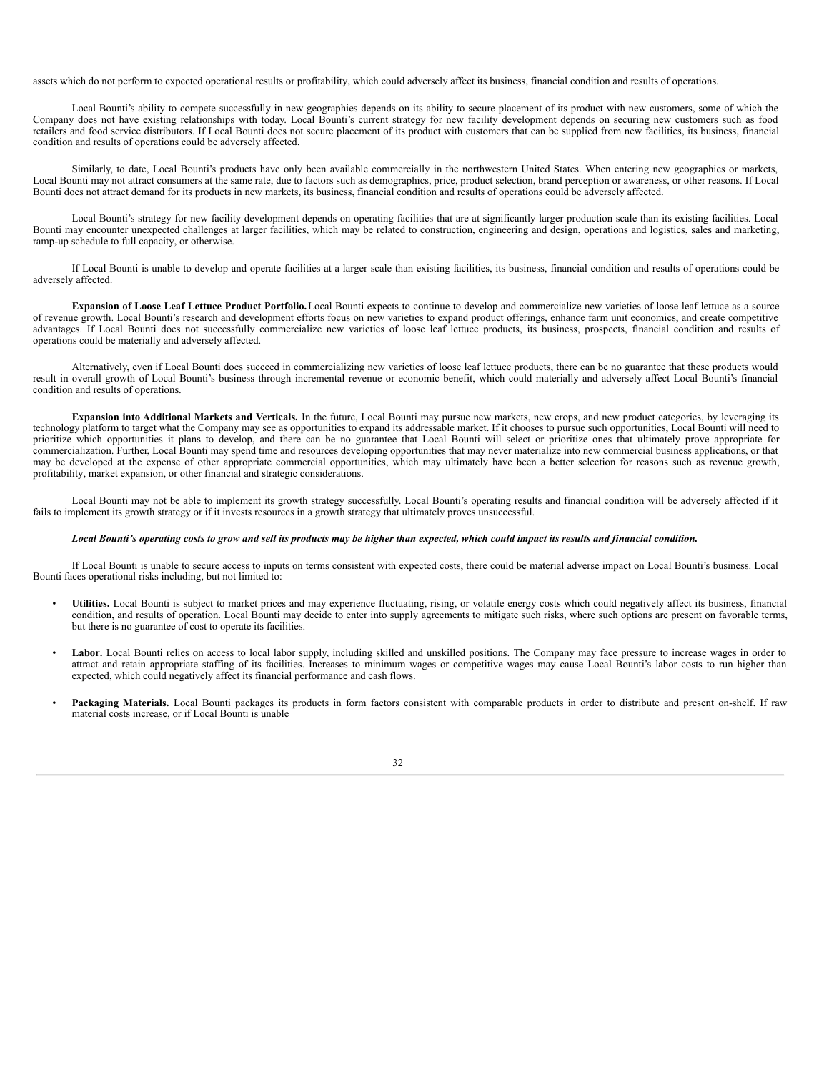assets which do not perform to expected operational results or profitability, which could adversely affect its business, financial condition and results of operations.

Local Bounti's ability to compete successfully in new geographies depends on its ability to secure placement of its product with new customers, some of which the Company does not have existing relationships with today. Local Bounti's current strategy for new facility development depends on securing new customers such as food retailers and food service distributors. If Local Bounti does not secure placement of its product with customers that can be supplied from new facilities, its business, financial condition and results of operations could be adversely affected.

Similarly, to date, Local Bounti's products have only been available commercially in the northwestern United States. When entering new geographies or markets, Local Bounti may not attract consumers at the same rate, due to factors such as demographics, price, product selection, brand perception or awareness, or other reasons. If Local Bounti does not attract demand for its products in new markets, its business, financial condition and results of operations could be adversely affected.

Local Bounti's strategy for new facility development depends on operating facilities that are at significantly larger production scale than its existing facilities. Local Bounti may encounter unexpected challenges at larger facilities, which may be related to construction, engineering and design, operations and logistics, sales and marketing, ramp-up schedule to full capacity, or otherwise.

If Local Bounti is unable to develop and operate facilities at a larger scale than existing facilities, its business, financial condition and results of operations could be adversely affected.

**Expansion of Loose Leaf Lettuce Product Portfolio.** Local Bounti expects to continue to develop and commercialize new varieties of loose leaf lettuce as a source of revenue growth. Local Bounti's research and development efforts focus on new varieties to expand product offerings, enhance farm unit economics, and create competitive advantages. If Local Bounti does not successfully commercialize new varieties of loose leaf lettuce products, its business, prospects, financial condition and results of operations could be materially and adversely affected.

Alternatively, even if Local Bounti does succeed in commercializing new varieties of loose leaf lettuce products, there can be no guarantee that these products would result in overall growth of Local Bounti's business through incremental revenue or economic benefit, which could materially and adversely affect Local Bounti's financial condition and results of operations.

**Expansion into Additional Markets and Verticals.** In the future, Local Bounti may pursue new markets, new crops, and new product categories, by leveraging its technology platform to target what the Company may see as opportunities to expand its addressable market. If it chooses to pursue such opportunities, Local Bounti will need to prioritize which opportunities it plans to develop, and there can be no guarantee that Local Bounti will select or prioritize ones that ultimately prove appropriate for commercialization. Further, Local Bounti may spend time and resources developing opportunities that may never materialize into new commercial business applications, or that may be developed at the expense of other appropriate commercial opportunities, which may ultimately have been a better selection for reasons such as revenue growth, profitability, market expansion, or other financial and strategic considerations.

Local Bounti may not be able to implement its growth strategy successfully. Local Bounti's operating results and financial condition will be adversely affected if it fails to implement its growth strategy or if it invests resources in a growth strategy that ultimately proves unsuccessful.

***Local Bounti's operating costs to grow and sell its products may be higher than expected, which could impact its results and financial condition.***

If Local Bounti is unable to secure access to inputs on terms consistent with expected costs, there could be material adverse impact on Local Bounti's business. Local Bounti faces operational risks including, but not limited to:

- **Utilities.** Local Bounti is subject to market prices and may experience fluctuating, rising, or volatile energy costs which could negatively affect its business, financial condition, and results of operation. Local Bounti may decide to enter into supply agreements to mitigate such risks, where such options are present on favorable terms, but there is no guarantee of cost to operate its facilities.

- **Labor.** Local Bounti relies on access to local labor supply, including skilled and unskilled positions. The Company may face pressure to increase wages in order to attract and retain appropriate staffing of its facilities. Increases to minimum wages or competitive wages may cause Local Bounti's labor costs to run higher than expected, which could negatively affect its financial performance and cash flows.

- **Packaging Materials.** Local Bounti packages its products in form factors consistent with comparable products in order to distribute and present on-shelf. If raw material costs increase, or if Local Bounti is unable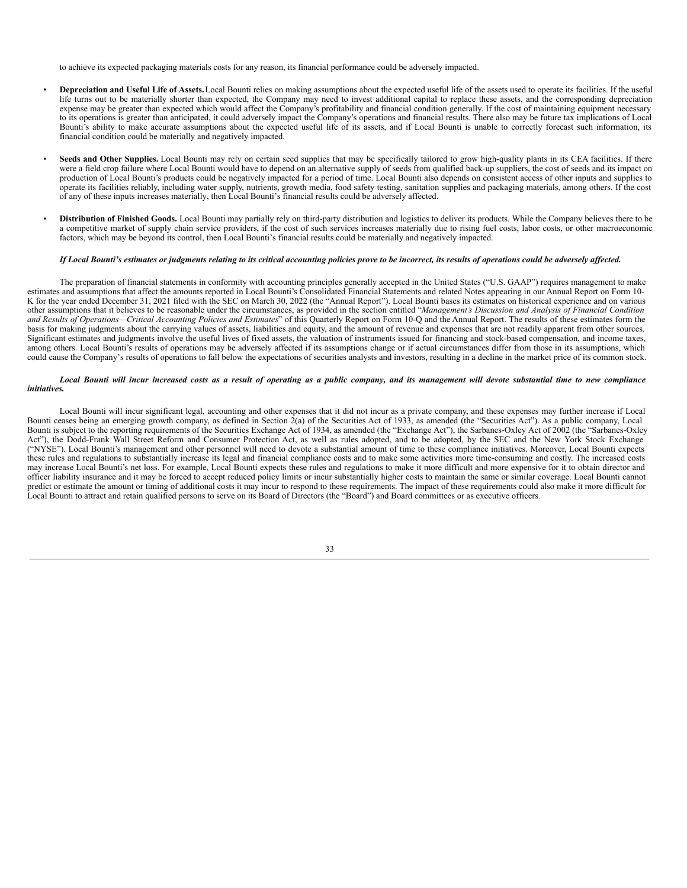to achieve its expected packaging materials costs for any reason, its financial performance could be adversely impacted.

- **Depreciation and Useful Life of Assets.** Local Bounti relies on making assumptions about the expected useful life of the assets used to operate its facilities. If the useful life turns out to be materially shorter than expected, the Company may need to invest additional capital to replace these assets, and the corresponding depreciation expense may be greater than expected which would affect the Company's profitability and financial condition generally. If the cost of maintaining equipment necessary to its operations is greater than anticipated, it could adversely impact the Company's operations and financial results. There also may be future tax implications of Local Bounti's ability to make accurate assumptions about the expected useful life of its assets, and if Local Bounti is unable to correctly forecast such information, its financial condition could be materially and negatively impacted.

- **Seeds and Other Supplies.** Local Bounti may rely on certain seed supplies that may be specifically tailored to grow high-quality plants in its CEA facilities. If there were a field crop failure where Local Bounti would have to depend on an alternative supply of seeds from qualified back-up suppliers, the cost of seeds and its impact on production of Local Bounti's products could be negatively impacted for a period of time. Local Bounti also depends on consistent access of other inputs and supplies to operate its facilities reliably, including water supply, nutrients, growth media, food safety testing, sanitation supplies and packaging materials, among others. If the cost of any of these inputs increases materially, then Local Bounti's financial results could be adversely affected.

- **Distribution of Finished Goods.** Local Bounti may partially rely on third-party distribution and logistics to deliver its products. While the Company believes there to be a competitive market of supply chain service providers, if the cost of such services increases materially due to rising fuel costs, labor costs, or other macroeconomic factors, which may be beyond its control, then Local Bounti's financial results could be materially and negatively impacted.

***If Local Bounti's estimates or judgments relating to its critical accounting policies prove to be incorrect, its results of operations could be adversely affected.***

The preparation of financial statements in conformity with accounting principles generally accepted in the United States ("U.S. GAAP") requires management to make estimates and assumptions that affect the amounts reported in Local Bounti's Consolidated Financial Statements and related Notes appearing in our Annual Report on Form 10-K for the year ended December 31, 2021 filed with the SEC on March 30, 2022 (the "Annual Report"). Local Bounti bases its estimates on historical experience and on various other assumptions that it believes to be reasonable under the circumstances, as provided in the section entitled "*Management's Discussion and Analysis of Financial Condition and Results of Operations—Critical Accounting Policies and Estimates*" of this Quarterly Report on Form 10-Q and the Annual Report. The results of these estimates form the basis for making judgments about the carrying values of assets, liabilities and equity, and the amount of revenue and expenses that are not readily apparent from other sources. Significant estimates and judgments involve the useful lives of fixed assets, the valuation of instruments issued for financing and stock-based compensation, and income taxes, among others. Local Bounti's results of operations may be adversely affected if its assumptions change or if actual circumstances differ from those in its assumptions, which could cause the Company's results of operations to fall below the expectations of securities analysts and investors, resulting in a decline in the market price of its common stock.

***Local Bounti will incur increased costs as a result of operating as a public company, and its management will devote substantial time to new compliance initiatives.***

Local Bounti will incur significant legal, accounting and other expenses that it did not incur as a private company, and these expenses may further increase if Local Bounti ceases being an emerging growth company, as defined in Section 2(a) of the Securities Act of 1933, as amended (the "Securities Act"). As a public company, Local Bounti is subject to the reporting requirements of the Securities Exchange Act of 1934, as amended (the "Exchange Act"), the Sarbanes-Oxley Act of 2002 (the "Sarbanes-Oxley Act"), the Dodd-Frank Wall Street Reform and Consumer Protection Act, as well as rules adopted, and to be adopted, by the SEC and the New York Stock Exchange ("NYSE"). Local Bounti's management and other personnel will need to devote a substantial amount of time to these compliance initiatives. Moreover, Local Bounti expects these rules and regulations to substantially increase its legal and financial compliance costs and to make some activities more time-consuming and costly. The increased costs may increase Local Bounti's net loss. For example, Local Bounti expects these rules and regulations to make it more difficult and more expensive for it to obtain director and officer liability insurance and it may be forced to accept reduced policy limits or incur substantially higher costs to maintain the same or similar coverage. Local Bounti cannot predict or estimate the amount or timing of additional costs it may incur to respond to these requirements. The impact of these requirements could also make it more difficult for Local Bounti to attract and retain qualified persons to serve on its Board of Directors (the "Board") and Board committees or as executive officers.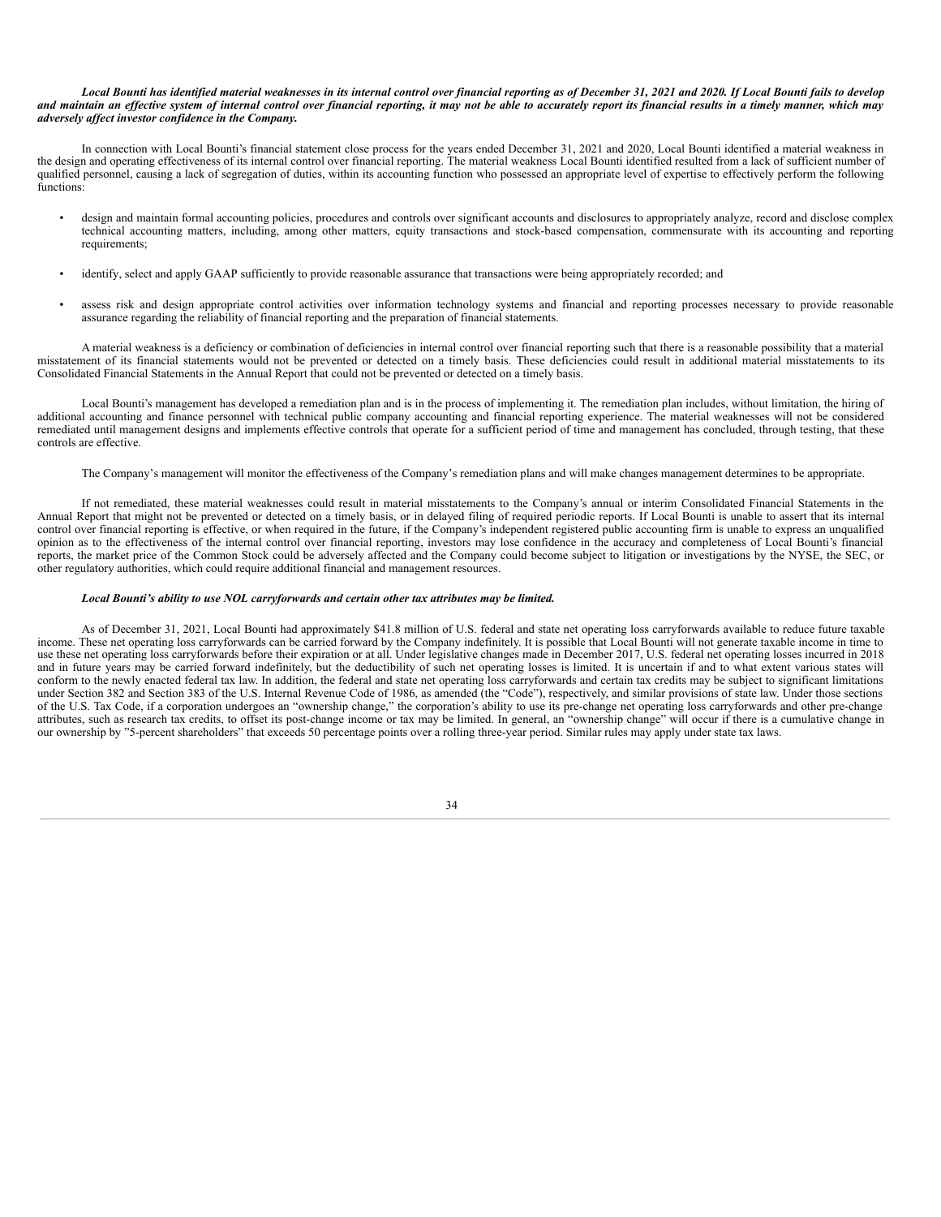***Local Bounti has identified material weaknesses in its internal control over financial reporting as of December 31, 2021 and 2020. If Local Bounti fails to develop and maintain an effective system of internal control over financial reporting, it may not be able to accurately report its financial results in a timely manner, which may adversely affect investor confidence in the Company.***

In connection with Local Bounti's financial statement close process for the years ended December 31, 2021 and 2020, Local Bounti identified a material weakness in the design and operating effectiveness of its internal control over financial reporting. The material weakness Local Bounti identified resulted from a lack of sufficient number of qualified personnel, causing a lack of segregation of duties, within its accounting function who possessed an appropriate level of expertise to effectively perform the following functions:

- design and maintain formal accounting policies, procedures and controls over significant accounts and disclosures to appropriately analyze, record and disclose complex technical accounting matters, including, among other matters, equity transactions and stock-based compensation, commensurate with its accounting and reporting requirements;
- identify, select and apply GAAP sufficiently to provide reasonable assurance that transactions were being appropriately recorded; and
- assess risk and design appropriate control activities over information technology systems and financial and reporting processes necessary to provide reasonable assurance regarding the reliability of financial reporting and the preparation of financial statements.

A material weakness is a deficiency or combination of deficiencies in internal control over financial reporting such that there is a reasonable possibility that a material misstatement of its financial statements would not be prevented or detected on a timely basis. These deficiencies could result in additional material misstatements to its Consolidated Financial Statements in the Annual Report that could not be prevented or detected on a timely basis.

Local Bounti's management has developed a remediation plan and is in the process of implementing it. The remediation plan includes, without limitation, the hiring of additional accounting and finance personnel with technical public company accounting and financial reporting experience. The material weaknesses will not be considered remediated until management designs and implements effective controls that operate for a sufficient period of time and management has concluded, through testing, that these controls are effective.

The Company's management will monitor the effectiveness of the Company's remediation plans and will make changes management determines to be appropriate.

If not remediated, these material weaknesses could result in material misstatements to the Company's annual or interim Consolidated Financial Statements in the Annual Report that might not be prevented or detected on a timely basis, or in delayed filing of required periodic reports. If Local Bounti is unable to assert that its internal control over financial reporting is effective, or when required in the future, if the Company's independent registered public accounting firm is unable to express an unqualified opinion as to the effectiveness of the internal control over the financial reporting, investors may lose confidence in the accuracy and completeness of Local Bounti's financial reports, the market price of the Common Stock could be adversely affected and the Company could become subject to litigation or investigations by the NYSE, the SEC, or other regulatory authorities, which could require additional financial and management resources.

***Local Bounti's ability to use NOL carryforwards and certain other tax attributes may be limited.***

As of December 31, 2021, Local Bounti had approximately $41.8 million of U.S. federal and state net operating loss carryforwards available to reduce future taxable income. These net operating loss carryforwards can be carried forward by the Company indefinitely. It is possible that Local Bounti will not generate taxable income in time to use these net operating loss carryforwards before their expiration or at all. Under legislative changes made in December 2017, U.S. federal net operating losses incurred in 2018 and in future years may be carried forward indefinitely, but the deductibility of such net operating losses is limited. It is uncertain if and to what extent various states will conform to the newly enacted federal tax law. In addition, the federal and state net operating loss carryforwards and certain tax credits may be subject to significant limitations under Section 382 and Section 383 of the U.S. Internal Revenue Code of 1986, as amended (the "Code"), respectively, and similar provisions of state law. Under those sections of the U.S. Tax Code, if a corporation undergoes an "ownership change," the corporation's ability to use its pre-change net operating loss carryforwards and other pre-change attributes, such as research tax credits, to offset its post-change income or tax may be limited. In general, an "ownership change" will occur if there is a cumulative change in our ownership by "5-percent shareholders" that exceeds 50 percentage points over a rolling three-year period. Similar rules may apply under state tax laws.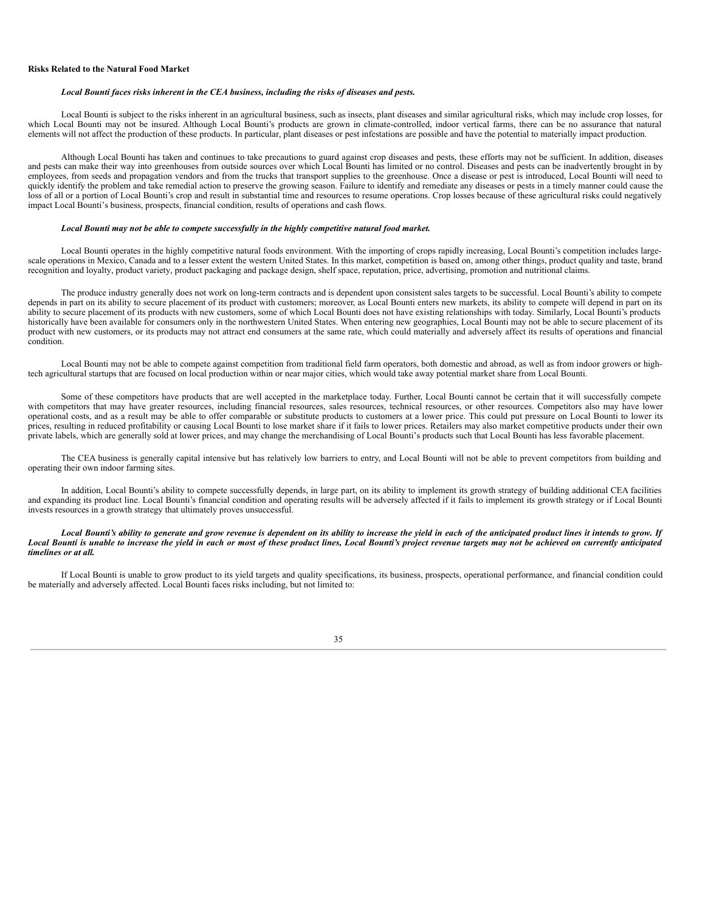**Risks Related to the Natural Food Market**

***Local Bounti faces risks inherent in the CEA business, including the risks of diseases and pests.***

Local Bounti is subject to the risks inherent in an agricultural business, such as insects, plant diseases and similar agricultural risks, which may include crop losses, for which Local Bounti may not be insured. Although Local Bounti's products are grown in climate-controlled, indoor vertical farms, there can be no assurance that natural elements will not affect the production of these products. In particular, plant diseases or pest infestations are possible and have the potential to materially impact production.

Although Local Bounti has taken and continues to take precautions to guard against crop diseases and pests, these efforts may not be sufficient. In addition, diseases and pests can make their way into greenhouses from outside sources over which Local Bounti has limited or no control. Diseases and pests can be inadvertently brought in by employees, from seeds and propagation vendors and from the trucks that transport supplies to the greenhouse. Once a disease or pest is introduced, Local Bounti will need to quickly identify the problem and take remedial action to preserve the growing season. Failure to identify and remediate any diseases or pests in a timely manner could cause the loss of all or a portion of Local Bounti's crop and result in substantial time and resources to resume operations. Crop losses because of these agricultural risks could negatively impact Local Bounti's business, prospects, financial condition, results of operations and cash flows.

***Local Bounti may not be able to compete successfully in the highly competitive natural food market.***

Local Bounti operates in the highly competitive natural foods environment. With the importing of crops rapidly increasing, Local Bounti's competition includes large-scale operations in Mexico, Canada and to a lesser extent the western United States. In this market, competition is based on, among other things, product quality and taste, brand recognition and loyalty, product variety, product packaging and package design, shelf space, reputation, price, advertising, promotion and nutritional claims.

The produce industry generally does not work on long-term contracts and is dependent upon consistent sales targets to be successful. Local Bounti's ability to compete depends in part on its ability to secure placement of its product with customers; moreover, as Local Bounti enters new markets, its ability to compete will depend in part on its ability to secure placement of its products with new customers, some of which Local Bounti does not have existing relationships with today. Similarly, Local Bounti's products historically have been available for consumers only in the northwestern United States. When entering new geographies, Local Bounti may not be able to secure placement of its product with new customers, or its products may not attract end consumers at the same rate, which could materially and adversely affect its results of operations and financial condition.

Local Bounti may not be able to compete against competition from traditional field farm operators, both domestic and abroad, as well as from indoor growers or high-tech agricultural startups that are focused on local production within or near major cities, which would take away potential market share from Local Bounti.

Some of these competitors have products that are well accepted in the marketplace today. Further, Local Bounti cannot be certain that it will successfully compete with competitors that may have greater resources, including financial resources, sales resources, technical resources, or other resources. Competitors also may have lower operational costs, and as a result may be able to offer comparable or substitute products to customers at a lower price. This could put pressure on Local Bounti to lower its prices, resulting in reduced profitability or causing Local Bounti to lose market share if it fails to lower prices. Retailers may also market competitive products under their own private labels, which are generally sold at lower prices, and may change the merchandising of Local Bounti's products such that Local Bounti has less favorable placement.

The CEA business is generally capital intensive but has relatively low barriers to entry, and Local Bounti will not be able to prevent competitors from building and operating their own indoor farming sites.

In addition, Local Bounti's ability to compete successfully depends, in large part, on its ability to implement its growth strategy of building additional CEA facilities and expanding its product line. Local Bounti's financial condition and operating results will be adversely affected if it fails to implement its growth strategy or if Local Bounti invests resources in a growth strategy that ultimately proves unsuccessful.

***Local Bounti's ability to generate and grow revenue is dependent on its ability to increase the yield in each of the anticipated product lines it intends to grow. If Local Bounti is unable to increase the yield in each or most of these product lines, Local Bounti's project revenue targets may not be achieved on currently anticipated timelines or at all.***

If Local Bounti is unable to grow product to its yield targets and quality specifications, its business, prospects, operational performance, and financial condition could be materially and adversely affected. Local Bounti faces risks including, but not limited to: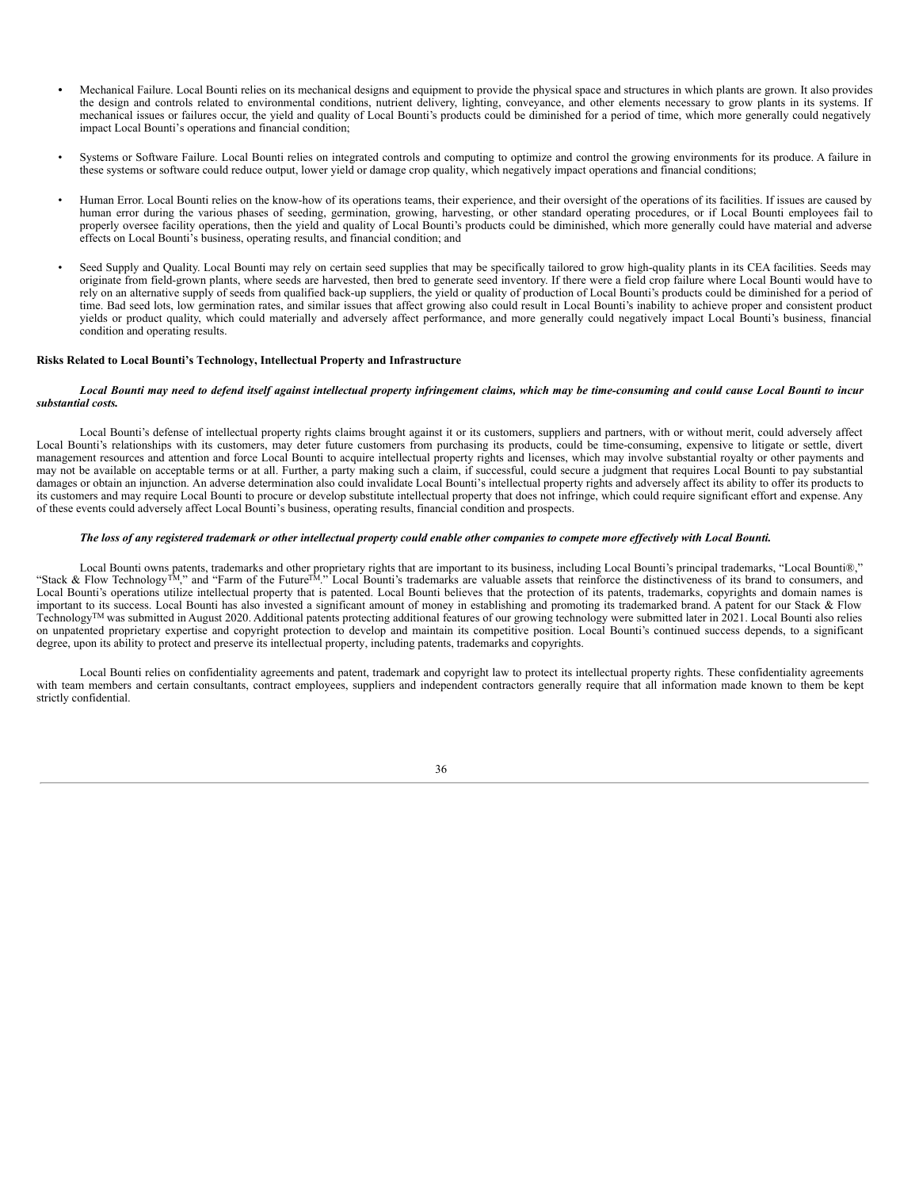- Mechanical Failure. Local Bounti relies on its mechanical designs and equipment to provide the physical space and structures in which plants are grown. It also provides the design and controls related to environmental conditions, nutrient delivery, lighting, conveyance, and other elements necessary to grow plants in its systems. If mechanical issues or failures occur, the yield and quality of Local Bounti's products could be diminished for a period of time, which more generally could negatively impact Local Bounti's operations and financial condition;

- Systems or Software Failure. Local Bounti relies on integrated controls and computing to optimize and control the growing environments for its produce. A failure in these systems or software could reduce output, lower yield or damage crop quality, which negatively impact operations and financial conditions;

- Human Error. Local Bounti relies on the know-how of its operations teams, their experience, and their oversight of the operations of its facilities. If issues are caused by human error during the various phases of seeding, germination, growing, harvesting, or other standard operating procedures, or if Local Bounti employees fail to properly oversee facility operations, then the yield and quality of Local Bounti's products could be diminished, which more generally could have material and adverse effects on Local Bounti's business, operating results, and financial condition; and

- Seed Supply and Quality. Local Bounti may rely on certain seed supplies that may be specifically tailored to grow high-quality plants in its CEA facilities. Seeds may originate from field-grown plants, where seeds are harvested, then bred to generate seed inventory. If there were a field crop failure where Local Bounti would have to rely on an alternative supply of seeds from qualified back-up suppliers, the yield or quality of production of Local Bounti's products could be diminished for a period of time. Bad seed lots, low germination rates, and similar issues that affect growing also could result in Local Bounti's inability to achieve proper and consistent product yields or product quality, which could materially and adversely affect performance, and more generally could negatively impact Local Bounti's business, financial condition and operating results.

**Risks Related to Local Bounti's Technology, Intellectual Property and Infrastructure**

***Local Bounti may need to defend itself against intellectual property infringement claims, which may be time-consuming and could cause Local Bounti to incur substantial costs.***

Local Bounti's defense of intellectual property rights claims brought against it or its customers, suppliers and partners, with or without merit, could adversely affect Local Bounti's relationships with its customers, may deter future customers from purchasing its products, could be time-consuming, expensive to litigate or settle, divert management resources and attention and force Local Bounti to acquire intellectual property rights and licenses, which may involve substantial royalty or other payments and may not be available on acceptable terms or at all. Further, a party making such a claim, if successful, could secure a judgment that requires Local Bounti to pay substantial damages or obtain an injunction. An adverse determination also could invalidate Local Bounti's intellectual property rights and adversely affect its ability to offer its products to its customers and may require Local Bounti to procure or develop substitute intellectual property that does not infringe, which could require significant effort and expense. Any of these events could adversely affect Local Bounti's business, operating results, financial condition and prospects.

***The loss of any registered trademark or other intellectual property could enable other companies to compete more effectively with Local Bounti.***

Local Bounti owns patents, trademarks and other proprietary rights that are important to its business, including Local Bounti's principal trademarks, "Local Bounti®," "Stack & Flow Technology™," and "Farm of the Future™." Local Bounti's trademarks are valuable assets that reinforce the distinctiveness of its brand to consumers, and Local Bounti's operations utilize intellectual property that is patented. Local Bounti believes that the protection of its patents, trademarks, copyrights and domain names is important to its success. Local Bounti has also invested a significant amount of money in establishing and promoting its trademarked brand. A patent for our Stack & Flow Technology™ was submitted in August 2020. Additional patents protecting additional features of our growing technology were submitted later in 2021. Local Bounti also relies on unpatented proprietary expertise and copyright protection to develop and maintain its competitive position. Local Bounti's continued success depends, to a significant degree, upon its ability to protect and preserve its intellectual property, including patents, trademarks and copyrights.

Local Bounti relies on confidentiality agreements and patent, trademark and copyright law to protect its intellectual property rights. These confidentiality agreements with team members and certain consultants, contract employees, suppliers and independent contractors generally require that all information made known to them be kept strictly confidential.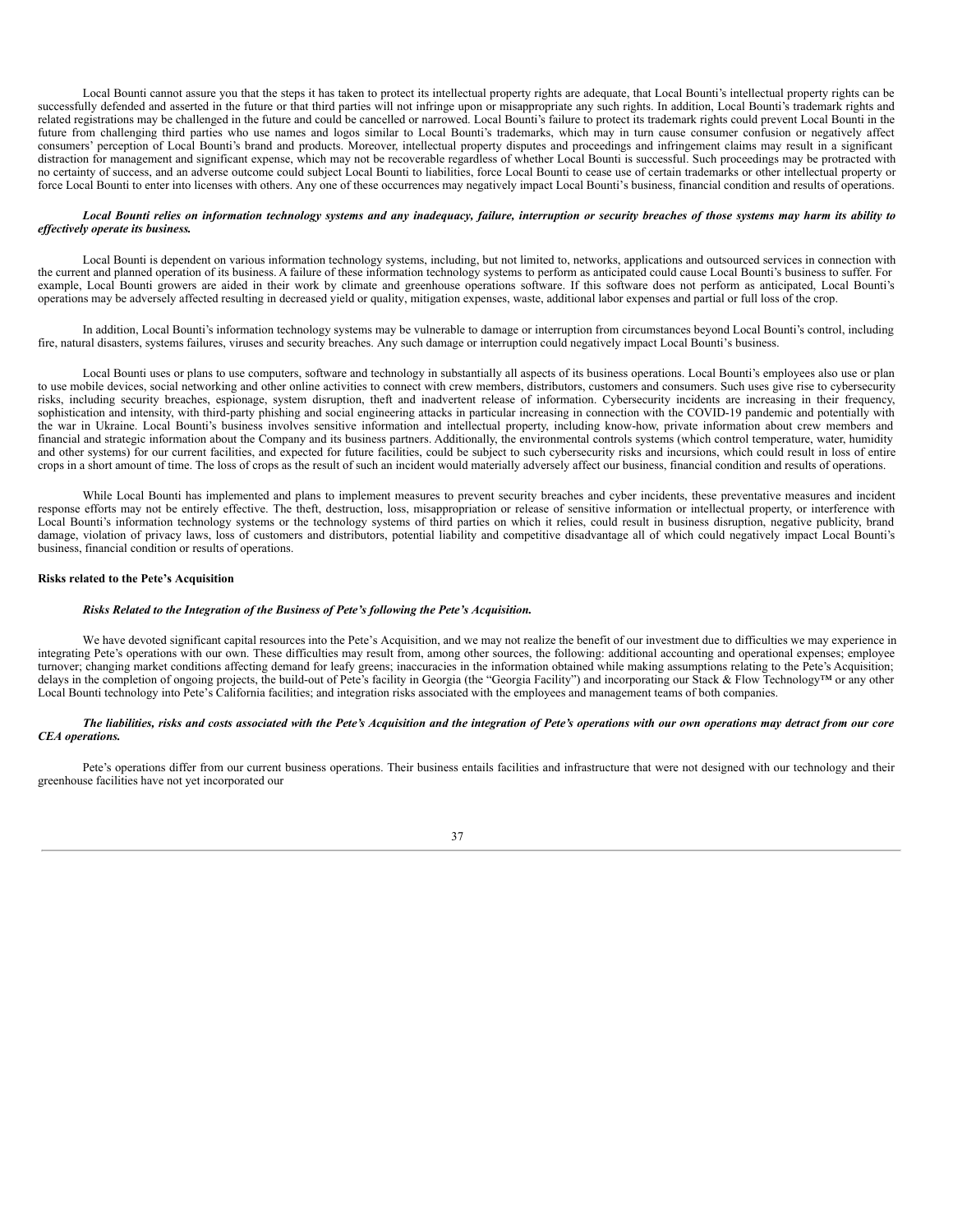Local Bounti cannot assure you that the steps it has taken to protect its intellectual property rights are adequate, that Local Bounti's intellectual property rights can be successfully defended and asserted in the future or that third parties will not infringe upon or misappropriate any such rights. In addition, Local Bounti's trademark rights and related registrations may be challenged in the future and could be cancelled or narrowed. Local Bounti's failure to protect its trademark rights could prevent Local Bounti in the future from challenging third parties who use names and logos similar to Local Bounti's trademarks, which may in turn cause consumer confusion or negatively affect consumers' perception of Local Bounti's brand and products. Moreover, intellectual property disputes and proceedings and infringement claims may result in a significant distraction for management and significant expense, which may not be recoverable regardless of whether Local Bounti is successful. Such proceedings may be protracted with no certainty of success, and an adverse outcome could subject Local Bounti to liabilities, force Local Bounti to cease use of certain trademarks or other intellectual property or force Local Bounti to enter into licenses with others. Any one of these occurrences may negatively impact Local Bounti's business, financial condition and results of operations.

***Local Bounti relies on information technology systems and any inadequacy, failure, interruption or security breaches of those systems may harm its ability to effectively operate its business.***

Local Bounti is dependent on various information technology systems, including, but not limited to, networks, applications and outsourced services in connection with the current and planned operation of its business. A failure of these information technology systems to perform as anticipated could cause Local Bounti's business to suffer. For example, Local Bounti growers are aided in their work by climate and greenhouse operations software. If this software does not perform as anticipated, Local Bounti's operations may be adversely affected resulting in decreased yield or quality, mitigation expenses, waste, additional labor expenses and partial or full loss of the crop.

In addition, Local Bounti's information technology systems may be vulnerable to damage or interruption from circumstances beyond Local Bounti's control, including fire, natural disasters, systems failures, viruses and security breaches. Any such damage or interruption could negatively impact Local Bounti's business.

Local Bounti uses or plans to use computers, software and technology in substantially all aspects of its business operations. Local Bounti's employees also use or plan to use mobile devices, social networking and other online activities to connect with crew members, distributors, customers and consumers. Such uses give rise to cybersecurity risks, including security breaches, espionage, system disruption, theft and inadvertent release of information. Cybersecurity incidents are increasing in their frequency, sophistication and intensity, with third-party phishing and social engineering attacks in particular increasing in connection with the COVID-19 pandemic and potentially with the war in Ukraine. Local Bounti's business involves sensitive information and intellectual property, including know-how, private information about crew members and financial and strategic information about the Company and its business partners. Additionally, the environmental controls systems (which control temperature, water, humidity and other systems) for our current facilities, and expected for future facilities, could be subject to such cybersecurity risks and incursions, which could result in loss of entire crops in a short amount of time. The loss of crops as the result of such an incident would materially adversely affect our business, financial condition and results of operations.

While Local Bounti has implemented and plans to implement measures to prevent security breaches and cyber incidents, these preventative measures and incident response efforts may not be entirely effective. The theft, destruction, loss, misappropriation or release of sensitive information or intellectual property, or interference with Local Bounti's information technology systems or the technology systems of third parties on which it relies, could result in business disruption, negative publicity, brand damage, violation of privacy laws, loss of customers and distributors, potential liability and competitive disadvantage all of which could negatively impact Local Bounti's business, financial condition or results of operations.

**Risks related to the Pete's Acquisition**

***Risks Related to the Integration of the Business of Pete's following the Pete's Acquisition.***

We have devoted significant capital resources into the Pete's Acquisition, and we may not realize the benefit of our investment due to difficulties we may experience in integrating Pete's operations with our own. These difficulties may result from, among other sources, the following: additional accounting and operational expenses; employee turnover; changing market conditions affecting demand for leafy greens; inaccuracies in the information obtained while making assumptions relating to the Pete's Acquisition; delays in the completion of ongoing projects, the build-out of Pete's facility in Georgia (the "Georgia Facility") and incorporating our Stack & Flow Technology™ or any other Local Bounti technology into Pete's California facilities; and integration risks associated with the employees and management teams of both companies.

***The liabilities, risks and costs associated with the Pete's Acquisition and the integration of Pete's operations with our own operations may detract from our core CEA operations.***

Pete's operations differ from our current business operations. Their business entails facilities and infrastructure that were not designed with our technology and their greenhouse facilities have not yet incorporated our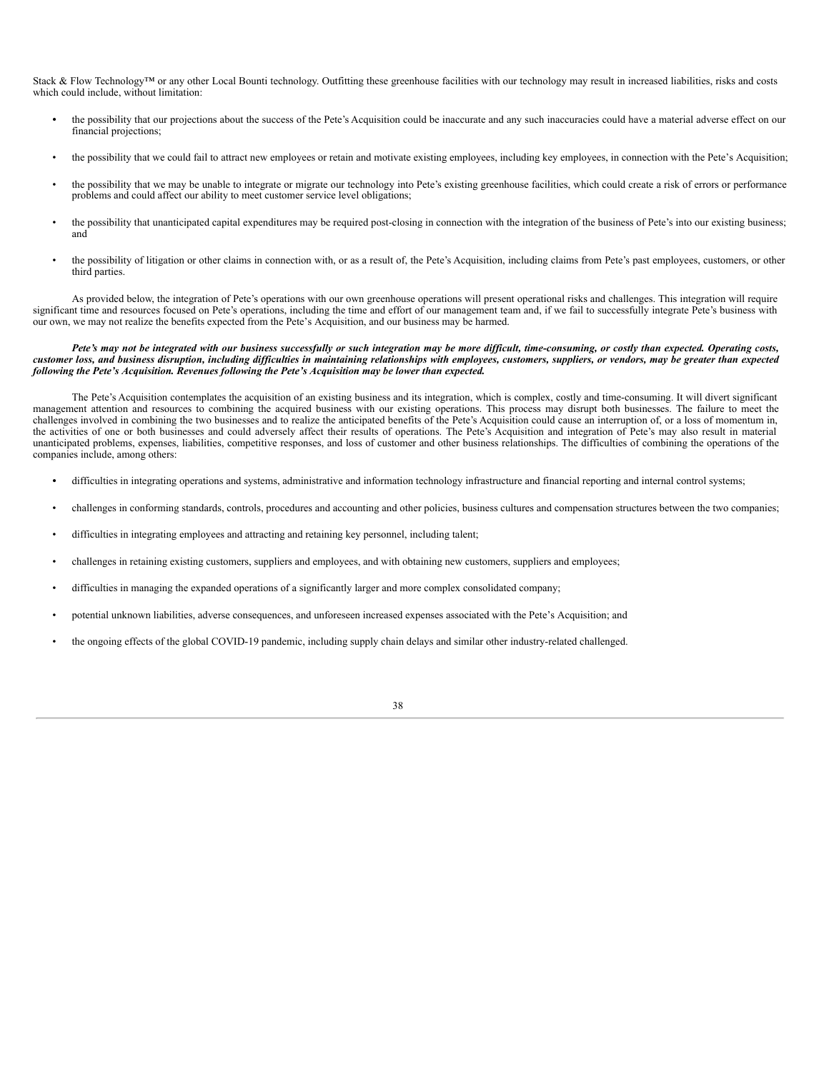Stack & Flow Technology™ or any other Local Bounti technology. Outfitting these greenhouse facilities with our technology may result in increased liabilities, risks and costs which could include, without limitation:

- the possibility that our projections about the success of the Pete's Acquisition could be inaccurate and any such inaccuracies could have a material adverse effect on our financial projections;
- the possibility that we could fail to attract new employees or retain and motivate existing employees, including key employees, in connection with the Pete's Acquisition;
- the possibility that we may be unable to integrate or migrate our technology into Pete's existing greenhouse facilities, which could create a risk of errors or performance problems and could affect our ability to meet customer service level obligations;
- the possibility that unanticipated capital expenditures may be required post-closing in connection with the integration of the business of Pete's into our existing business; and
- the possibility of litigation or other claims in connection with, or as a result of, the Pete's Acquisition, including claims from Pete's past employees, customers, or other third parties.

As provided below, the integration of Pete's operations with our own greenhouse operations will present operational risks and challenges. This integration will require significant time and resources focused on Pete's operations, including the time and effort of our management team and, if we fail to successfully integrate Pete's business with our own, we may not realize the benefits expected from the Pete's Acquisition, and our business may be harmed.

***Pete's may not be integrated with our business successfully or such integration may be more difficult, time-consuming, or costly than expected. Operating costs, customer loss, and business disruption, including difficulties in maintaining relationships with employees, customers, suppliers, or vendors, may be greater than expected following the Pete's Acquisition. Revenues following the Pete's Acquisition may be lower than expected.***

The Pete's Acquisition contemplates the acquisition of an existing business and its integration, which is complex, costly and time-consuming. It will divert significant management attention and resources to combining the acquired business with our existing operations. This process may disrupt both businesses. The failure to meet the challenges involved in combining the two businesses and to realize the anticipated benefits of the Pete's Acquisition could cause an interruption of, or a loss of momentum in, the activities of one or both businesses and could adversely affect their results of operations. The Pete's Acquisition and integration of Pete's may also result in material unanticipated problems, expenses, liabilities, competitive responses, and loss of customer and other business relationships. The difficulties of combining the operations of the companies include, among others:

- difficulties in integrating operations and systems, administrative and information technology infrastructure and financial reporting and internal control systems;
- challenges in conforming standards, controls, procedures and accounting and other policies, business cultures and compensation structures between the two companies;
- difficulties in integrating employees and attracting and retaining key personnel, including talent;
- challenges in retaining existing customers, suppliers and employees, and with obtaining new customers, suppliers and employees;
- difficulties in managing the expanded operations of a significantly larger and more complex consolidated company;
- potential unknown liabilities, adverse consequences, and unforeseen increased expenses associated with the Pete's Acquisition; and
- the ongoing effects of the global COVID-19 pandemic, including supply chain delays and similar other industry-related challenged.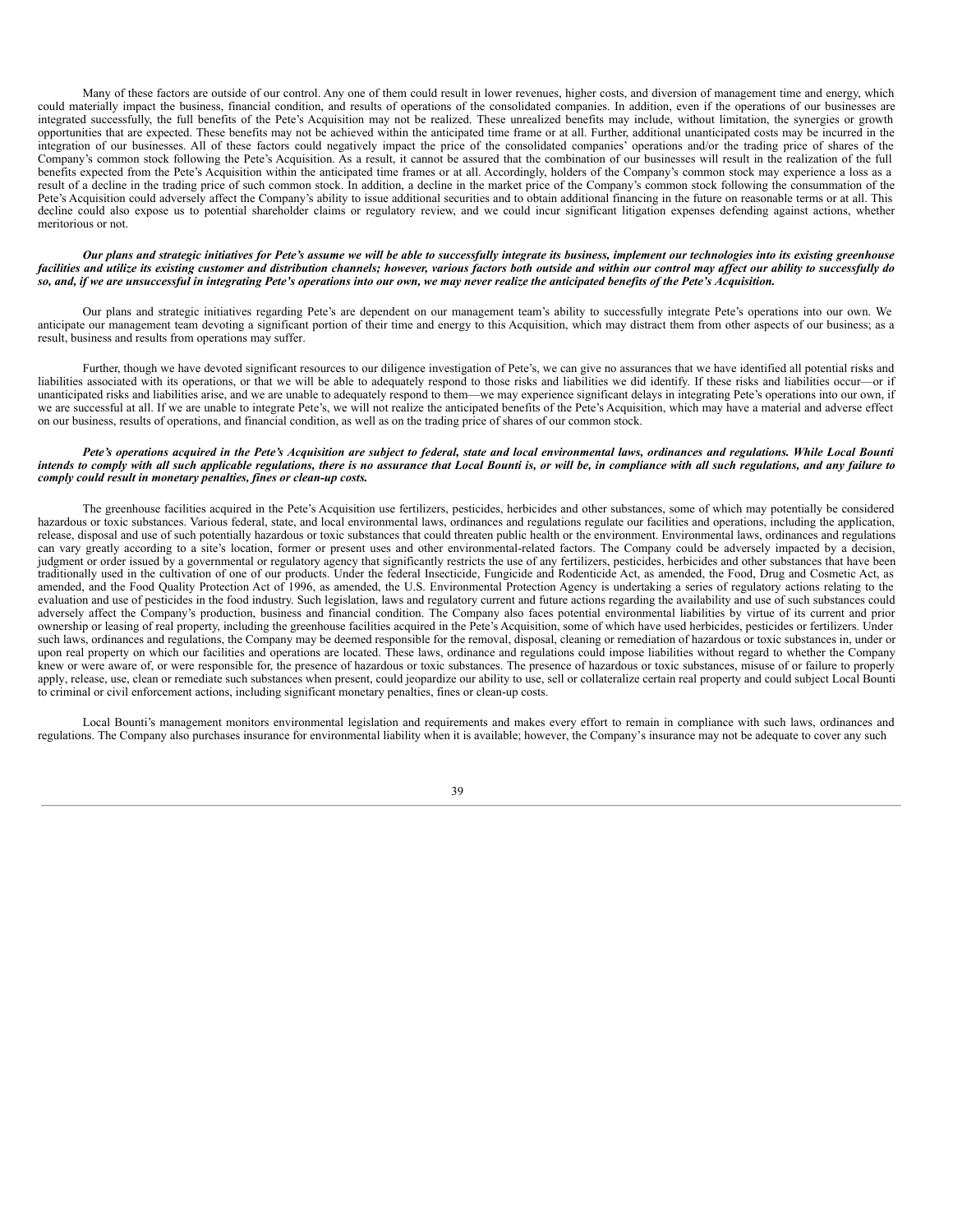Many of these factors are outside of our control. Any one of them could result in lower revenues, higher costs, and diversion of management time and energy, which could materially impact the business, financial condition, and results of operations of the consolidated companies. In addition, even if the operations of our businesses are integrated successfully, the full benefits of the Pete's Acquisition may not be realized. These unrealized benefits may include, without limitation, the synergies or growth opportunities that are expected. These benefits may not be achieved within the anticipated time frame or at all. Further, additional unanticipated costs may be incurred in the integration of our businesses. All of these factors could negatively impact the price of the consolidated companies' operations and/or the trading price of shares of the Company's common stock following the Pete's Acquisition. As a result, it cannot be assured that the combination of our businesses will result in the realization of the full benefits expected from the Pete's Acquisition within the anticipated time frames or at all. Accordingly, holders of the Company's common stock may experience a loss as a result of a decline in the trading price of such common stock. In addition, a decline in the market price of the Company's common stock following the consummation of the Pete's Acquisition could adversely affect the Company's ability to issue additional securities and to obtain additional financing in the future on reasonable terms or at all. This decline could also expose us to potential shareholder claims or regulatory review, and we could incur significant litigation expenses defending against actions, whether meritorious or not.

***Our plans and strategic initiatives for Pete's assume we will be able to successfully integrate its business, implement our technologies into its existing greenhouse facilities and utilize its existing customer and distribution channels; however, various factors both outside and within our control may affect our ability to successfully do so, and, if we are unsuccessful in integrating Pete's operations into our own, we may never realize the anticipated benefits of the Pete's Acquisition.***

Our plans and strategic initiatives regarding Pete's are dependent on our management team's ability to successfully integrate Pete's operations into our own. We anticipate our management team devoting a significant portion of their time and energy to this Acquisition, which may distract them from other aspects of our business; as a result, business and results from operations may suffer.

Further, though we have devoted significant resources to our diligence investigation of Pete's, we can give no assurances that we have identified all potential risks and liabilities associated with its operations, or that we will be able to adequately respond to those risks and liabilities we did identify. If these risks and liabilities occur—or if unanticipated risks and liabilities arise, and we are unable to adequately respond to them—we may experience significant delays in integrating Pete's operations into our own, if we are successful at all. If we are unable to integrate Pete's, we will not realize the anticipated benefits of the Pete's Acquisition, which may have a material and adverse effect on our business, results of operations, and financial condition, as well as on the trading price of shares of our common stock.

***Pete's operations acquired in the Pete's Acquisition are subject to federal, state and local environmental laws, ordinances and regulations. While Local Bounti intends to comply with all such applicable regulations, there is no assurance that Local Bounti is, or will be, in compliance with all such regulations, and any failure to comply could result in monetary penalties, fines or clean-up costs.***

The greenhouse facilities acquired in the Pete's Acquisition use fertilizers, pesticides, herbicides and other substances, some of which may potentially be considered hazardous or toxic substances. Various federal, state, and local environmental laws, ordinances and regulations regulate our facilities and operations, including the application, release, disposal and use of such potentially hazardous or toxic substances that could threaten public health or the environment. Environmental laws, ordinances and regulations can vary greatly according to a site's location, former or present uses and other environmental-related factors. The Company could be adversely impacted by a decision, judgment or order issued by a governmental or regulatory agency that significantly restricts the use of any fertilizers, pesticides, herbicides and other substances that have been traditionally used in the cultivation of one of our products. Under the federal Insecticide, Fungicide and Rodenticide Act, as amended, the Food, Drug and Cosmetic Act, as amended, and the Food Quality Protection Act of 1996, as amended, the U.S. Environmental Protection Agency is undertaking a series of regulatory actions relating to the evaluation and use of pesticides in the food industry. Such legislation, laws and regulatory current and future actions regarding the availability and use of such substances could adversely affect the Company's production, business and financial condition. The Company also faces potential environmental liabilities by virtue of its current and prior ownership or leasing of real property, including the greenhouse facilities acquired in the Pete's Acquisition, some of which have used herbicides, pesticides or fertilizers. Under such laws, ordinances and regulations, the Company may be deemed responsible for the removal, disposal, cleaning or remediation of hazardous or toxic substances in, under or upon real property on which our facilities and operations are located. These laws, ordinance and regulations could impose liabilities without regard to whether the Company knew or were aware of, or were responsible for, the presence of hazardous or toxic substances. The presence of hazardous or toxic substances, misuse of or failure to properly apply, release, use, clean or remediate such substances when present, could jeopardize our ability to use, sell or collateralize certain real property and could subject Local Bounti to criminal or civil enforcement actions, including significant monetary penalties, fines or clean-up costs.

Local Bounti's management monitors environmental legislation and requirements and makes every effort to remain in compliance with such laws, ordinances and regulations. The Company also purchases insurance for environmental liability when it is available; however, the Company's insurance may not be adequate to cover any such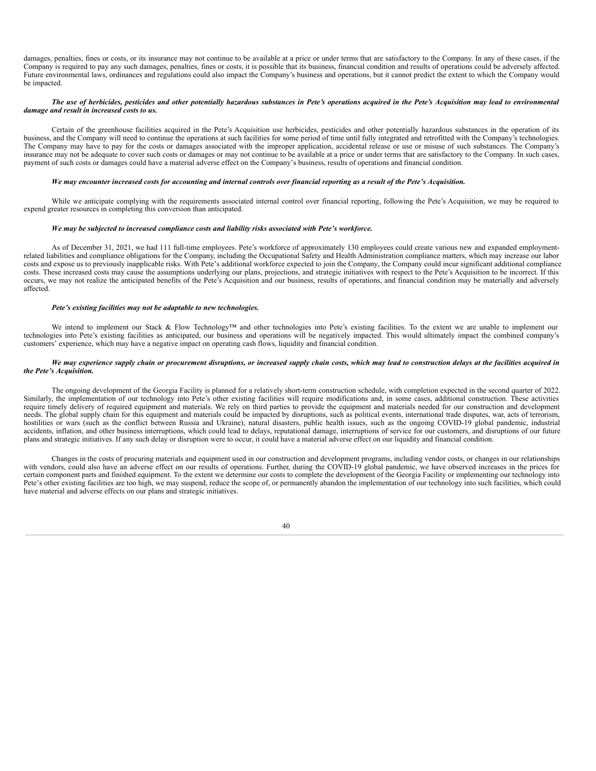damages, penalties, fines or costs, or its insurance may not continue to be available at a price or under terms that are satisfactory to the Company. In any of these cases, if the Company is required to pay any such damages, penalties, fines or costs, it is possible that its business, financial condition and results of operations could be adversely affected. Future environmental laws, ordinances and regulations could also impact the Company's business and operations, but it cannot predict the extent to which the Company would be impacted.

***The use of herbicides, pesticides and other potentially hazardous substances in Pete's operations acquired in the Pete's Acquisition may lead to environmental damage and result in increased costs to us.***

Certain of the greenhouse facilities acquired in the Pete's Acquisition use herbicides, pesticides and other potentially hazardous substances in the operation of its business, and the Company will need to continue the operations at such facilities for some period of time until fully integrated and retrofitted with the Company's technologies. The Company may have to pay for the costs or damages associated with the improper application, accidental release or use or misuse of such substances. The Company's insurance may not be adequate to cover such costs or damages or may not continue to be available at a price or under terms that are satisfactory to the Company. In such cases, payment of such costs or damages could have a material adverse effect on the Company's business, results of operations and financial condition.

***We may encounter increased costs for accounting and internal controls over financial reporting as a result of the Pete's Acquisition.***

While we anticipate complying with the requirements associated internal control over financial reporting, following the Pete's Acquisition, we may be required to expend greater resources in completing this conversion than anticipated.

***We may be subjected to increased compliance costs and liability risks associated with Pete's workforce.***

As of December 31, 2021, we had 111 full-time employees. Pete's workforce of approximately 130 employees could create various new and expanded employment-related liabilities and compliance obligations for the Company, including the Occupational Safety and Health Administration compliance matters, which may increase our labor costs and expose us to previously inapplicable risks. With Pete's additional workforce expected to join the Company, the Company could incur significant additional compliance costs. These increased costs may cause the assumptions underlying our plans, projections, and strategic initiatives with respect to the Pete's Acquisition to be incorrect. If this occurs, we may not realize the anticipated benefits of the Pete's Acquisition and our business, results of operations, and financial condition may be materially and adversely affected.

***Pete's existing facilities may not be adaptable to new technologies.***

We intend to implement our Stack & Flow Technology™ and other technologies into Pete's existing facilities. To the extent we are unable to implement our technologies into Pete's existing facilities as anticipated, our business and operations will be negatively impacted. This would ultimately impact the combined company's customers' experience, which may have a negative impact on operating cash flows, liquidity and financial condition.

***We may experience supply chain or procurement disruptions, or increased supply chain costs, which may lead to construction delays at the facilities acquired in the Pete's Acquisition.***

The ongoing development of the Georgia Facility is planned for a relatively short-term construction schedule, with completion expected in the second quarter of 2022. Similarly, the implementation of our technology into Pete's other existing facilities will require modifications and, in some cases, additional construction. These activities require timely delivery of required equipment and materials. We rely on third parties to provide the equipment and materials needed for our construction and development needs. The global supply chain for this equipment and materials could be impacted by disruptions, such as political events, international trade disputes, war, acts of terrorism, hostilities or wars (such as the conflict between Russia and Ukraine), natural disasters, public health issues, such as the ongoing COVID-19 global pandemic, industrial accidents, inflation, and other business interruptions, which could lead to delays, reputational damage, interruptions of service for our customers, and disruptions of our future plans and strategic initiatives. If any such delay or disruption were to occur, it could have a material adverse effect on our liquidity and financial condition.

Changes in the costs of procuring materials and equipment used in our construction and development programs, including vendor costs, or changes in our relationships with vendors, could also have an adverse effect on our results of operations. Further, during the COVID-19 global pandemic, we have observed increases in the prices for certain component parts and finished equipment. To the extent we determine our costs to complete the development of the Georgia Facility or implementing our technology into Pete's other existing facilities are too high, we may suspend, reduce the scope of, or permanently abandon the implementation of our technology into such facilities, which could have material and adverse effects on our plans and strategic initiatives.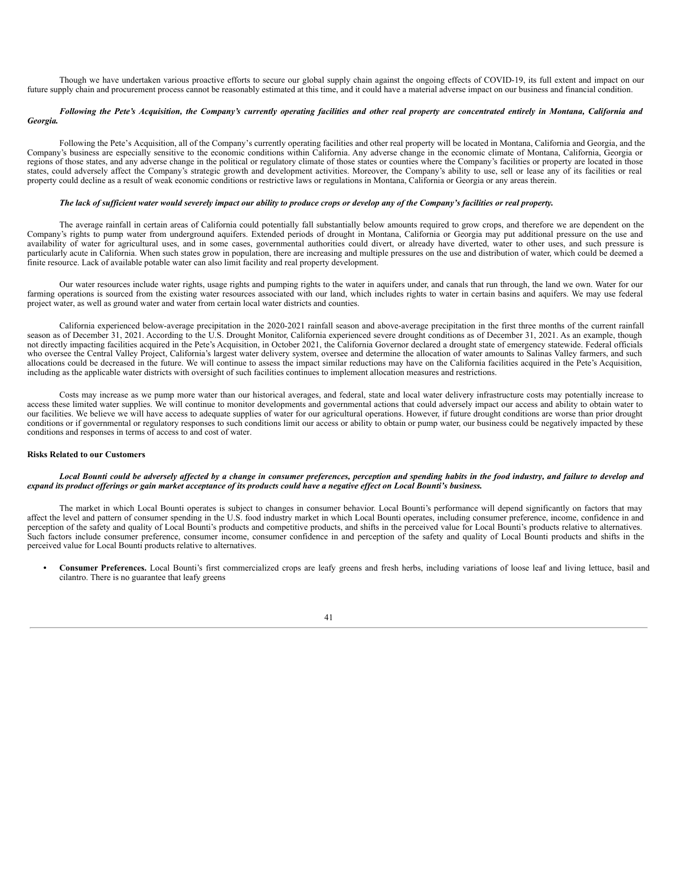Though we have undertaken various proactive efforts to secure our global supply chain against the ongoing effects of COVID-19, its full extent and impact on our future supply chain and procurement process cannot be reasonably estimated at this time, and it could have a material adverse impact on our business and financial condition.

***Following the Pete's Acquisition, the Company's currently operating facilities and other real property are concentrated entirely in Montana, California and Georgia.***

Following the Pete's Acquisition, all of the Company's currently operating facilities and other real property will be located in Montana, California and Georgia, and the Company's business are especially sensitive to the economic conditions within California. Any adverse change in the economic climate of Montana, California, Georgia or regions of those states, and any adverse change in the political or regulatory climate of those states or counties where the Company's facilities or property are located in those states, could adversely affect the Company's strategic growth and development activities. Moreover, the Company's ability to use, sell or lease any of its facilities or real property could decline as a result of weak economic conditions or restrictive laws or regulations in Montana, California or Georgia or any areas therein.

***The lack of sufficient water would severely impact our ability to produce crops or develop any of the Company's facilities or real property.***

The average rainfall in certain areas of California could potentially fall substantially below amounts required to grow crops, and therefore we are dependent on the Company's rights to pump water from underground aquifers. Extended periods of drought in Montana, California or Georgia may put additional pressure on the use and availability of water for agricultural uses, and in some cases, governmental authorities could divert, or already have diverted, water to other uses, and such pressure is particularly acute in California. When such states grow in population, there are increasing and multiple pressures on the use and distribution of water, which could be deemed a finite resource. Lack of available potable water can also limit facility and real property development.

Our water resources include water rights, usage rights and pumping rights to the water in aquifers under, and canals that run through, the land we own. Water for our farming operations is sourced from the existing water resources associated with our land, which includes rights to water in certain basins and aquifers. We may use federal project water, as well as ground water and water from certain local water districts and counties.

California experienced below-average precipitation in the 2020-2021 rainfall season and above-average precipitation in the first three months of the current rainfall season as of December 31, 2021. According to the U.S. Drought Monitor, California experienced severe drought conditions as of December 31, 2021. As an example, though not directly impacting facilities acquired in the Pete's Acquisition, in October 2021, the California Governor declared a drought state of emergency statewide. Federal officials who oversee the Central Valley Project, California's largest water delivery system, oversee and determine the allocation of water amounts to Salinas Valley farmers, and such allocations could be decreased in the future. We will continue to assess the impact similar reductions may have on the California facilities acquired in the Pete's Acquisition, including as the applicable water districts with oversight of such facilities continues to implement allocation measures and restrictions.

Costs may increase as we pump more water than our historical averages, and federal, state and local water delivery infrastructure costs may potentially increase to access these limited water supplies. We will continue to monitor developments and governmental actions that could adversely impact our access and ability to obtain water to our facilities. We believe we will have access to adequate supplies of water for our agricultural operations. However, if future drought conditions are worse than prior drought conditions or if governmental or regulatory responses to such conditions limit our access or ability to obtain or pump water, our business could be negatively impacted by these conditions and responses in terms of access to and cost of water.

**Risks Related to our Customers**

***Local Bounti could be adversely affected by a change in consumer preferences, perception and spending habits in the food industry, and failure to develop and expand its product offerings or gain market acceptance of its products could have a negative effect on Local Bounti's business.***

The market in which Local Bounti operates is subject to changes in consumer behavior. Local Bounti's performance will depend significantly on factors that may affect the level and pattern of consumer spending in the U.S. food industry market in which Local Bounti operates, including consumer preference, income, confidence in and perception of the safety and quality of Local Bounti's products and competitive products, and shifts in the perceived value for Local Bounti's products relative to alternatives. Such factors include consumer preference, consumer income, consumer confidence in and perception of the safety and quality of Local Bounti products and shifts in the perceived value for Local Bounti products relative to alternatives.

- **Consumer Preferences.** Local Bounti's first commercialized crops are leafy greens and fresh herbs, including variations of loose leaf and living lettuce, basil and cilantro. There is no guarantee that leafy greens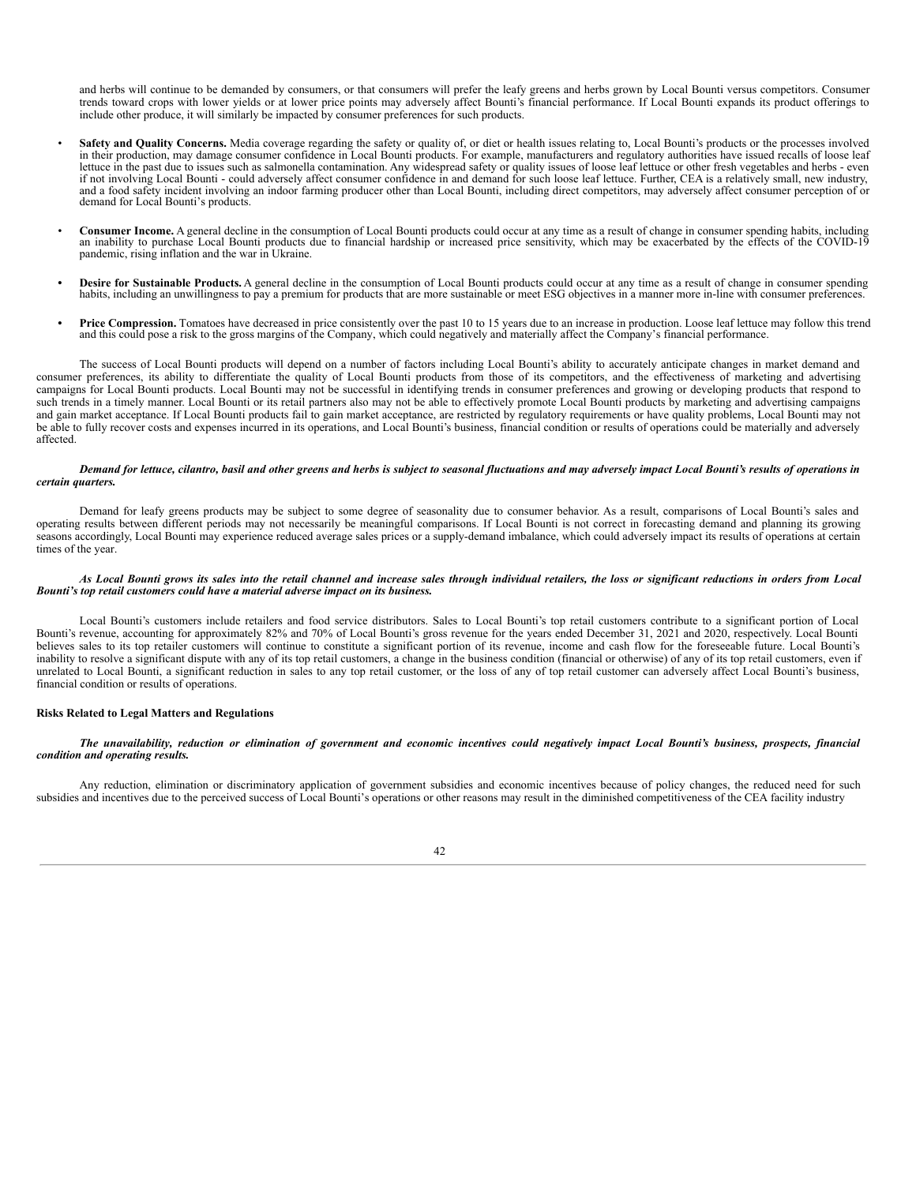and herbs will continue to be demanded by consumers, or that consumers will prefer the leafy greens and herbs grown by Local Bounti versus competitors. Consumer trends toward crops with lower yields or at lower price points may adversely affect Bounti's financial performance. If Local Bounti expands its product offerings to include other produce, it will similarly be impacted by consumer preferences for such products.

- **Safety and Quality Concerns.** Media coverage regarding the safety or quality of, or diet or health issues relating to, Local Bounti's products or the processes involved in their production, may damage consumer confidence in Local Bounti products. For example, manufacturers and regulatory authorities have issued recalls of loose leaf lettuce in the past due to issues such as salmonella contamination. Any widespread safety or quality issues of loose leaf lettuce or other fresh vegetables and herbs - even if not involving Local Bounti - could adversely affect consumer confidence in and demand for such loose leaf lettuce. Further, CEA is a relatively small, new industry, and a food safety incident involving an indoor farming producer other than Local Bounti, including direct competitors, may adversely affect consumer perception of or demand for Local Bounti's products.

- **Consumer Income.** A general decline in the consumption of Local Bounti products could occur at any time as a result of change in consumer spending habits, including an inability to purchase Local Bounti products due to financial hardship or increased price sensitivity, which may be exacerbated by the effects of the COVID-19 pandemic, rising inflation and the war in Ukraine.

- **Desire for Sustainable Products.** A general decline in the consumption of Local Bounti products could occur at any time as a result of change in consumer spending habits, including an unwillingness to pay a premium for products that are more sustainable or meet ESG objectives in a manner more in-line with consumer preferences.

- **Price Compression.** Tomatoes have decreased in price consistently over the past 10 to 15 years due to an increase in production. Loose leaf lettuce may follow this trend and this could pose a risk to the gross margins of the Company, which could negatively and materially affect the Company's financial performance.

The success of Local Bounti products will depend on a number of factors including Local Bounti's ability to accurately anticipate changes in market demand and consumer preferences, its ability to differentiate the quality of Local Bounti products from those of its competitors, and the effectiveness of marketing and advertising campaigns for Local Bounti products. Local Bounti may not be successful in identifying trends in consumer preferences and growing or developing products that respond to such trends in a timely manner. Local Bounti or its retail partners also may not be able to effectively promote Local Bounti products by marketing and advertising campaigns and gain market acceptance. If Local Bounti products fail to gain market acceptance, are restricted by regulatory requirements or have quality problems, Local Bounti may not be able to fully recover costs and expenses incurred in its operations, and Local Bounti's business, financial condition or results of operations could be materially and adversely affected.

***Demand for lettuce, cilantro, basil and other greens and herbs is subject to seasonal fluctuations and may adversely impact Local Bounti's results of operations in certain quarters.***

Demand for leafy greens products may be subject to some degree of seasonality due to consumer behavior. As a result, comparisons of Local Bounti's sales and operating results between different periods may not necessarily be meaningful comparisons. If Local Bounti is not correct in forecasting demand and planning its growing seasons accordingly, Local Bounti may experience reduced average sales prices or a supply-demand imbalance, which could adversely impact its results of operations at certain times of the year.

***As Local Bounti grows its sales into the retail channel and increase sales through individual retailers, the loss or significant reductions in orders from Local Bounti's top retail customers could have a material adverse impact on its business.***

Local Bounti's customers include retailers and food service distributors. Sales to Local Bounti's top retail customers contribute to a significant portion of Local Bounti's revenue, accounting for approximately 82% and 70% of Local Bounti's gross revenue for the years ended December 31, 2021 and 2020, respectively. Local Bounti believes sales to its top retailer customers will continue to constitute a significant portion of its revenue, income and cash flow for the foreseeable future. Local Bounti's inability to resolve a significant dispute with any of its top retail customers, a change in the business condition (financial or otherwise) of any of its top retail customers, even if unrelated to Local Bounti, a significant reduction in sales to any top retail customer, or the loss of any of top retail customer can adversely affect Local Bounti's business, financial condition or results of operations.

**Risks Related to Legal Matters and Regulations**

***The unavailability, reduction or elimination of government and economic incentives could negatively impact Local Bounti's business, prospects, financial condition and operating results.***

Any reduction, elimination or discriminatory application of government subsidies and economic incentives because of policy changes, the reduced need for such subsidies and incentives due to the perceived success of Local Bounti's operations or other reasons may result in the diminished competitiveness of the CEA facility industry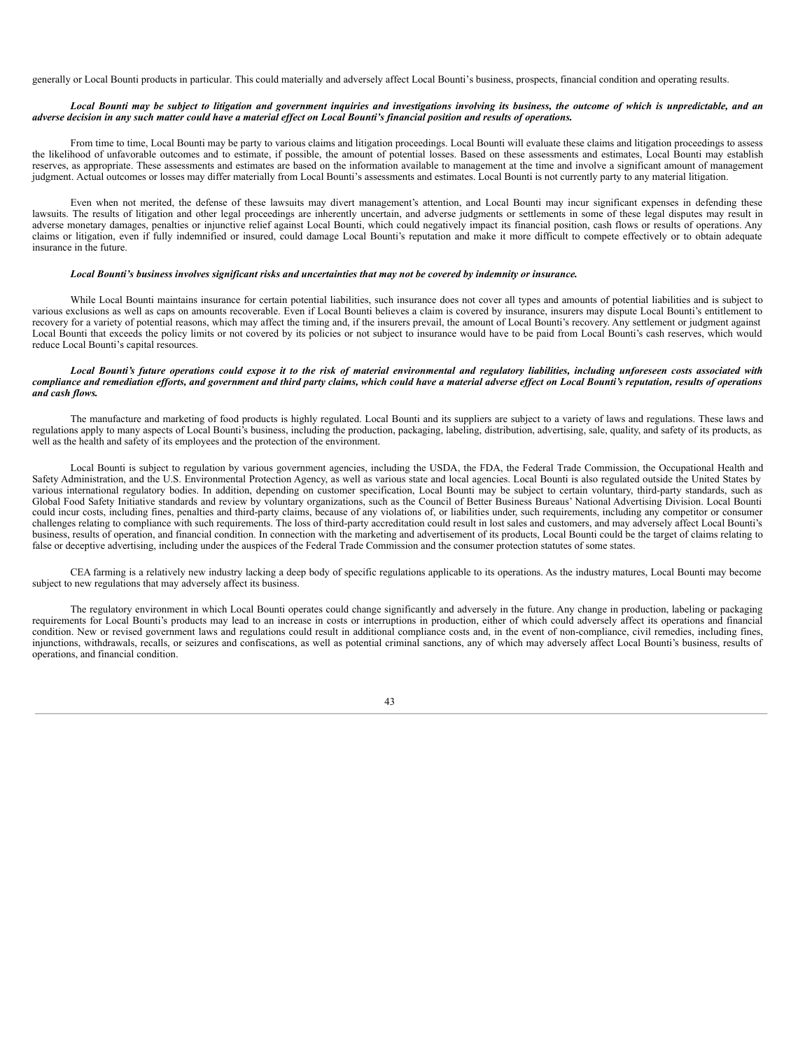generally or Local Bounti products in particular. This could materially and adversely affect Local Bounti's business, prospects, financial condition and operating results.

***Local Bounti may be subject to litigation and government inquiries and investigations involving its business, the outcome of which is unpredictable, and an adverse decision in any such matter could have a material effect on Local Bounti's financial position and results of operations.***

From time to time, Local Bounti may be party to various claims and litigation proceedings. Local Bounti will evaluate these claims and litigation proceedings to assess the likelihood of unfavorable outcomes and to estimate, if possible, the amount of potential losses. Based on these assessments and estimates, Local Bounti may establish reserves, as appropriate. These assessments and estimates are based on the information available to management at the time and involve a significant amount of management judgment. Actual outcomes or losses may differ materially from Local Bounti's assessments and estimates. Local Bounti is not currently party to any material litigation.

Even when not merited, the defense of these lawsuits may divert management's attention, and Local Bounti may incur significant expenses in defending these lawsuits. The results of litigation and other legal proceedings are inherently uncertain, and adverse judgments or settlements in some of these legal disputes may result in adverse monetary damages, penalties or injunctive relief against Local Bounti, which could negatively impact its financial position, cash flows or results of operations. Any claims or litigation, even if fully indemnified or insured, could damage Local Bounti's reputation and make it more difficult to compete effectively or to obtain adequate insurance in the future.

***Local Bounti's business involves significant risks and uncertainties that may not be covered by indemnity or insurance.***

While Local Bounti maintains insurance for certain potential liabilities, such insurance does not cover all types and amounts of potential liabilities and is subject to various exclusions as well as caps on amounts recoverable. Even if Local Bounti believes a claim is covered by insurance, insurers may dispute Local Bounti's entitlement to recovery for a variety of potential reasons, which may affect the timing and, if the insurers prevail, the amount of Local Bounti's recovery. Any settlement or judgment against Local Bounti that exceeds the policy limits or not covered by its policies or not subject to insurance would have to be paid from Local Bounti's cash reserves, which would reduce Local Bounti's capital resources.

***Local Bounti's future operations could expose it to the risk of material environmental and regulatory liabilities, including unforeseen costs associated with compliance and remediation efforts, and government and third party claims, which could have a material adverse effect on Local Bounti's reputation, results of operations and cash flows.***

The manufacture and marketing of food products is highly regulated. Local Bounti and its suppliers are subject to a variety of laws and regulations. These laws and regulations apply to many aspects of Local Bounti's business, including the production, packaging, labeling, distribution, advertising, sale, quality, and safety of its products, as well as the health and safety of its employees and the protection of the environment.

Local Bounti is subject to regulation by various government agencies, including the USDA, the FDA, the Federal Trade Commission, the Occupational Health and Safety Administration, and the U.S. Environmental Protection Agency, as well as various state and local agencies. Local Bounti is also regulated outside the United States by various international regulatory bodies. In addition, depending on customer specification, Local Bounti may be subject to certain voluntary, third-party standards, such as Global Food Safety Initiative standards and review by voluntary organizations, such as the Council of Better Business Bureaus' National Advertising Division. Local Bounti could incur costs, including fines, penalties and third-party claims, because of any violations of, or liabilities under, such requirements, including any competitor or consumer challenges relating to compliance with such requirements. The loss of third-party accreditation could result in lost sales and customers, and may adversely affect Local Bounti's business, results of operation, and financial condition. In connection with the marketing and advertisement of its products, Local Bounti could be the target of claims relating to false or deceptive advertising, including under the auspices of the Federal Trade Commission and the consumer protection statutes of some states.

CEA farming is a relatively new industry lacking a deep body of specific regulations applicable to its operations. As the industry matures, Local Bounti may become subject to new regulations that may adversely affect its business.

The regulatory environment in which Local Bounti operates could change significantly and adversely in the future. Any change in production, labeling or packaging requirements for Local Bounti's products may lead to an increase in costs or interruptions in production, either of which could adversely affect its operations and financial condition. New or revised government laws and regulations could result in additional compliance costs and, in the event of non-compliance, civil remedies, including fines, injunctions, withdrawals, recalls, or seizures and confiscations, as well as potential criminal sanctions, any of which may adversely affect Local Bounti's business, results of operations, and financial condition.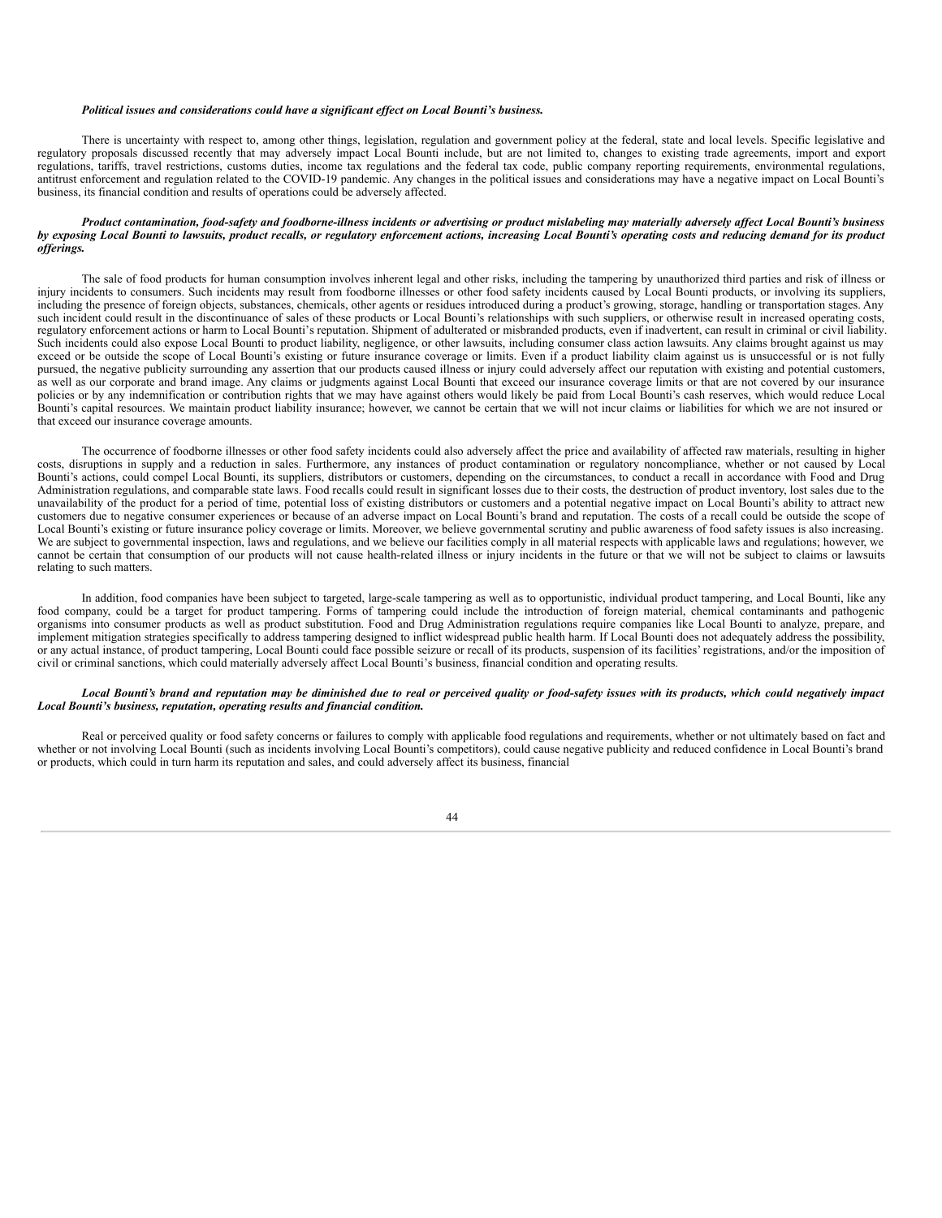***Political issues and considerations could have a significant effect on Local Bounti's business.***

There is uncertainty with respect to, among other things, legislation, regulation and government policy at the federal, state and local levels. Specific legislative and regulatory proposals discussed recently that may adversely impact Local Bounti include, but are not limited to, changes to existing trade agreements, import and export regulations, tariffs, travel restrictions, customs duties, income tax regulations and the federal tax code, public company reporting requirements, environmental regulations, antitrust enforcement and regulation related to the COVID-19 pandemic. Any changes in the political issues and considerations may have a negative impact on Local Bounti's business, its financial condition and results of operations could be adversely affected.

***Product contamination, food-safety and foodborne-illness incidents or advertising or product mislabeling may materially adversely affect Local Bounti's business by exposing Local Bounti to lawsuits, product recalls, or regulatory enforcement actions, increasing Local Bounti's operating costs and reducing demand for its product offerings.***

The sale of food products for human consumption involves inherent legal and other risks, including the tampering by unauthorized third parties and risk of illness or injury incidents to consumers. Such incidents may result from foodborne illnesses or other food safety incidents caused by Local Bounti products, or involving its suppliers, including the presence of foreign objects, substances, chemicals, other agents or residues introduced during a product's growing, storage, handling or transportation stages. Any such incident could result in the discontinuance of sales of these products or Local Bounti's relationships with such suppliers, or otherwise result in increased operating costs, regulatory enforcement actions or harm to Local Bounti's reputation. Shipment of adulterated or misbranded products, even if inadvertent, can result in criminal or civil liability. Such incidents could also expose Local Bounti to product liability, negligence, or other lawsuits, including consumer class action lawsuits. Any claims brought against us may exceed or be outside the scope of Local Bounti's existing or future insurance coverage or limits. Even if a product liability claim against us is unsuccessful or is not fully pursued, the negative publicity surrounding any assertion that our products caused illness or injury could adversely affect our reputation with existing and potential customers, as well as our corporate and brand image. Any claims or judgments against Local Bounti that exceed our insurance coverage limits or that are not covered by our insurance policies or by any indemnification or contribution rights that we may have against others would likely be paid from Local Bounti's cash reserves, which would reduce Local Bounti's capital resources. We maintain product liability insurance; however, we cannot be certain that we will not incur claims or liabilities for which we are not insured or that exceed our insurance coverage amounts.

The occurrence of foodborne illnesses or other food safety incidents could also adversely affect the price and availability of affected raw materials, resulting in higher costs, disruptions in supply and a reduction in sales. Furthermore, any instances of product contamination or regulatory noncompliance, whether or not caused by Local Bounti's actions, could compel Local Bounti, its suppliers, distributors or customers, depending on the circumstances, to conduct a recall in accordance with Food and Drug Administration regulations, and comparable state laws. Food recalls could result in significant losses due to their costs, the destruction of product inventory, lost sales due to the unavailability of the product for a period of time, potential loss of existing distributors or customers and a potential negative impact on Local Bounti's ability to attract new customers due to negative consumer experiences or because of an adverse impact on Local Bounti's brand and reputation. The costs of a recall could be outside the scope of Local Bounti's existing or future insurance policy coverage or limits. Moreover, we believe governmental scrutiny and public awareness of food safety issues is also increasing. We are subject to governmental inspection, laws and regulations, and we believe our facilities comply in all material respects with applicable laws and regulations; however, we cannot be certain that consumption of our products will not cause health-related illness or injury incidents in the future or that we will not be subject to claims or lawsuits relating to such matters.

In addition, food companies have been subject to targeted, large-scale tampering as well as to opportunistic, individual product tampering, and Local Bounti, like any food company, could be a target for product tampering. Forms of tampering could include the introduction of foreign material, chemical contaminants and pathogenic organisms into consumer products as well as product substitution. Food and Drug Administration regulations require companies like Local Bounti to analyze, prepare, and implement mitigation strategies specifically to address tampering designed to inflict widespread public health harm. If Local Bounti does not adequately address the possibility, or any actual instance, of product tampering, Local Bounti could face possible seizure or recall of its products, suspension of its facilities' registrations, and/or the imposition of civil or criminal sanctions, which could materially adversely affect Local Bounti's business, financial condition and operating results.

***Local Bounti's brand and reputation may be diminished due to real or perceived quality or food-safety issues with its products, which could negatively impact Local Bounti's business, reputation, operating results and financial condition.***

Real or perceived quality or food safety concerns or failures to comply with applicable food regulations and requirements, whether or not ultimately based on fact and whether or not involving Local Bounti (such as incidents involving Local Bounti's competitors), could cause negative publicity and reduced confidence in Local Bounti's brand or products, which could in turn harm its reputation and sales, and could adversely affect its business, financial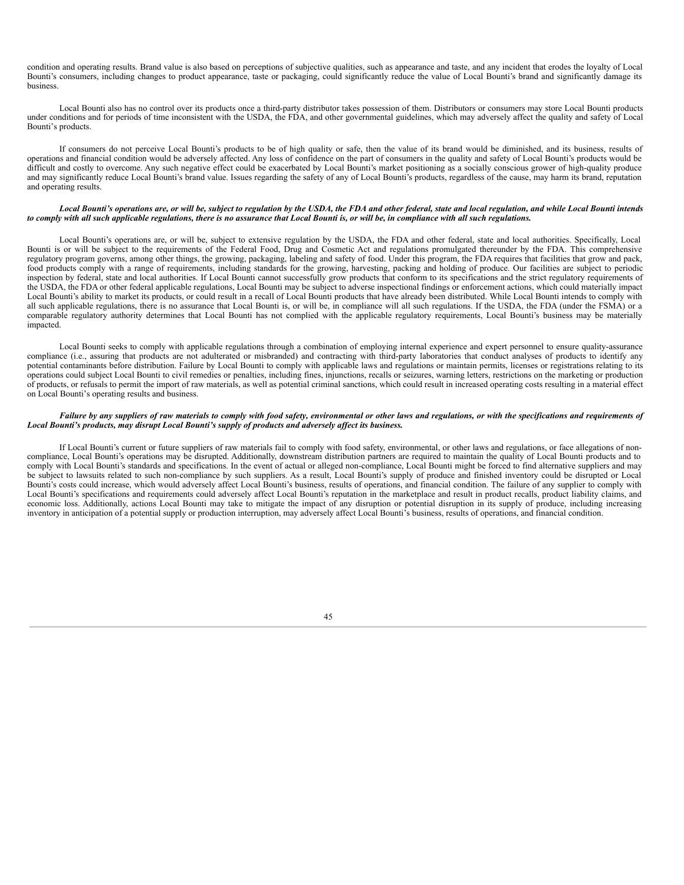condition and operating results. Brand value is also based on perceptions of subjective qualities, such as appearance and taste, and any incident that erodes the loyalty of Local Bounti's consumers, including changes to product appearance, taste or packaging, could significantly reduce the value of Local Bounti's brand and significantly damage its business.

Local Bounti also has no control over its products once a third-party distributor takes possession of them. Distributors or consumers may store Local Bounti products under conditions and for periods of time inconsistent with the USDA, the FDA, and other governmental guidelines, which may adversely affect the quality and safety of Local Bounti's products.

If consumers do not perceive Local Bounti's products to be of high quality or safe, then the value of its brand would be diminished, and its business, results of operations and financial condition would be adversely affected. Any loss of confidence on the part of consumers in the quality and safety of Local Bounti's products would be difficult and costly to overcome. Any such negative effect could be exacerbated by Local Bounti's market positioning as a socially conscious grower of high-quality produce and may significantly reduce Local Bounti's brand value. Issues regarding the safety of any of Local Bounti's products, regardless of the cause, may harm its brand, reputation and operating results.

***Local Bounti's operations are, or will be, subject to regulation by the USDA, the FDA and other federal, state and local regulation, and while Local Bounti intends to comply with all such applicable regulations, there is no assurance that Local Bounti is, or will be, in compliance with all such regulations.***

Local Bounti's operations are, or will be, subject to extensive regulation by the USDA, the FDA and other federal, state and local authorities. Specifically, Local Bounti is or will be subject to the requirements of the Federal Food, Drug and Cosmetic Act and regulations promulgated thereunder by the FDA. This comprehensive regulatory program governs, among other things, the growing, packaging, labeling and safety of food. Under this program, the FDA requires that facilities that grow and pack, food products comply with a range of requirements, including standards for the growing, harvesting, packing and holding of produce. Our facilities are subject to periodic inspection by federal, state and local authorities. If Local Bounti cannot successfully grow products that conform to its specifications and the strict regulatory requirements of the USDA, the FDA or other federal applicable regulations, Local Bounti may be subject to adverse inspectional findings or enforcement actions, which could materially impact Local Bounti's ability to market its products, or could result in a recall of Local Bounti products that have already been distributed. While Local Bounti intends to comply with all such applicable regulations, there is no assurance that Local Bounti is, or will be, in compliance will all such regulations. If the USDA, the FDA (under the FSMA) or a comparable regulatory authority determines that Local Bounti has not complied with the applicable regulatory requirements, Local Bounti's business may be materially impacted.

Local Bounti seeks to comply with applicable regulations through a combination of employing internal experience and expert personnel to ensure quality-assurance compliance (i.e., assuring that products are not adulterated or misbranded) and contracting with third-party laboratories that conduct analyses of products to identify any potential contaminants before distribution. Failure by Local Bounti to comply with applicable laws and regulations or maintain permits, licenses or registrations relating to its operations could subject Local Bounti to civil remedies or penalties, including fines, injunctions, recalls or seizures, warning letters, restrictions on the marketing or production of products, or refusals to permit the import of raw materials, as well as potential criminal sanctions, which could result in increased operating costs resulting in a material effect on Local Bounti's operating results and business.

***Failure by any suppliers of raw materials to comply with food safety, environmental or other laws and regulations, or with the specifications and requirements of Local Bounti's products, may disrupt Local Bounti's supply of products and adversely affect its business.***

If Local Bounti's current or future suppliers of raw materials fail to comply with food safety, environmental, or other laws and regulations, or face allegations of non-compliance, Local Bounti's operations may be disrupted. Additionally, downstream distribution partners are required to maintain the quality of Local Bounti products and to comply with Local Bounti's standards and specifications. In the event of actual or alleged non-compliance, Local Bounti might be forced to find alternative suppliers and may be subject to lawsuits related to such non-compliance by such suppliers. As a result, Local Bounti's supply of produce and finished inventory could be disrupted or Local Bounti's costs could increase, which would adversely affect Local Bounti's business, results of operations, and financial condition. The failure of any supplier to comply with Local Bounti's specifications and requirements could adversely affect Local Bounti's reputation in the marketplace and result in product recalls, product liability claims, and economic loss. Additionally, actions Local Bounti may take to mitigate the impact of any disruption or potential disruption in its supply of produce, including increasing inventory in anticipation of a potential supply or production interruption, may adversely affect Local Bounti's business, results of operations, and financial condition.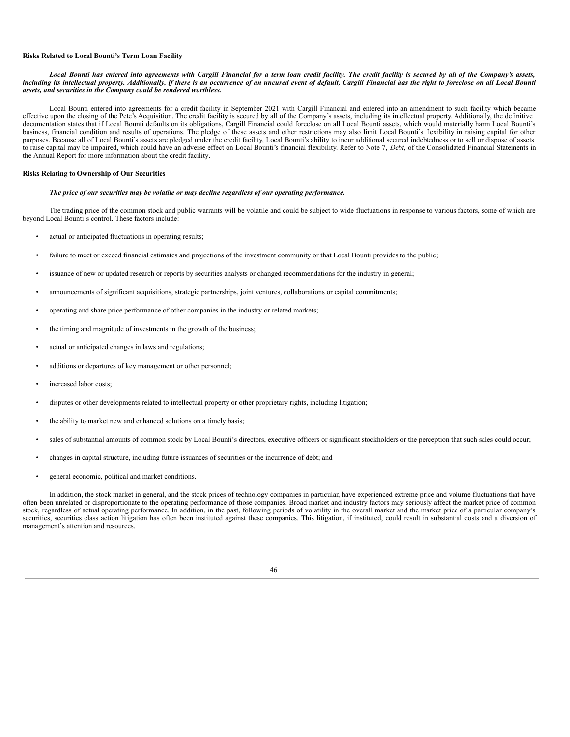**Risks Related to Local Bounti's Term Loan Facility**

***Local Bounti has entered into agreements with Cargill Financial for a term loan credit facility. The credit facility is secured by all of the Company's assets, including its intellectual property. Additionally, if there is an occurrence of an uncured event of default, Cargill Financial has the right to foreclose on all Local Bounti assets, and securities in the Company could be rendered worthless.***

Local Bounti entered into agreements for a credit facility in September 2021 with Cargill Financial and entered into an amendment to such facility which became effective upon the closing of the Pete's Acquisition. The credit facility is secured by all of the Company's assets, including its intellectual property. Additionally, the definitive documentation states that if Local Bounti defaults on its obligations, Cargill Financial could foreclose on all Local Bounti assets, which would materially harm Local Bounti's business, financial condition and results of operations. The pledge of these assets and other restrictions may also limit Local Bounti's flexibility in raising capital for other purposes. Because all of Local Bounti's assets are pledged under the credit facility, Local Bounti's ability to incur additional secured indebtedness or to sell or dispose of assets to raise capital may be impaired, which could have an adverse effect on Local Bounti's financial flexibility. Refer to Note 7, *Debt*, of the Consolidated Financial Statements in the Annual Report for more information about the credit facility.

**Risks Relating to Ownership of Our Securities**

***The price of our securities may be volatile or may decline regardless of our operating performance.***

The trading price of the common stock and public warrants will be volatile and could be subject to wide fluctuations in response to various factors, some of which are beyond Local Bounti's control. These factors include:

- actual or anticipated fluctuations in operating results;
- failure to meet or exceed financial estimates and projections of the investment community or that Local Bounti provides to the public;
- issuance of new or updated research or reports by securities analysts or changed recommendations for the industry in general;
- announcements of significant acquisitions, strategic partnerships, joint ventures, collaborations or capital commitments;
- operating and share price performance of other companies in the industry or related markets;
- the timing and magnitude of investments in the growth of the business;
- actual or anticipated changes in laws and regulations;
- additions or departures of key management or other personnel;
- increased labor costs;
- disputes or other developments related to intellectual property or other proprietary rights, including litigation;
- the ability to market new and enhanced solutions on a timely basis;
- sales of substantial amounts of common stock by Local Bounti's directors, executive officers or significant stockholders or the perception that such sales could occur;
- changes in capital structure, including future issuances of securities or the incurrence of debt; and
- general economic, political and market conditions.

In addition, the stock market in general, and the stock prices of technology companies in particular, have experienced extreme price and volume fluctuations that have often been unrelated or disproportionate to the operating performance of those companies. Broad market and industry factors may seriously affect the market price of common stock, regardless of actual operating performance. In addition, in the past, following periods of volatility in the overall market and the market price of a particular company's securities, securities class action litigation has often been instituted against these companies. This litigation, if instituted, could result in substantial costs and a diversion of management's attention and resources.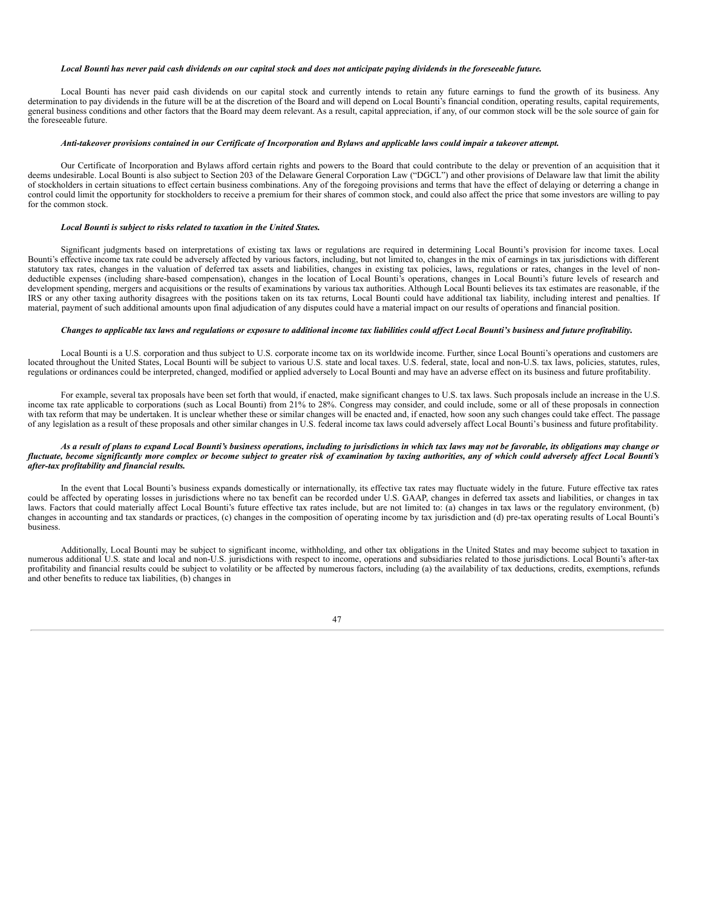***Local Bounti has never paid cash dividends on our capital stock and does not anticipate paying dividends in the foreseeable future.***

Local Bounti has never paid cash dividends on our capital stock and currently intends to retain any future earnings to fund the growth of its business. Any determination to pay dividends in the future will be at the discretion of the Board and will depend on Local Bounti's financial condition, operating results, capital requirements, general business conditions and other factors that the Board may deem relevant. As a result, capital appreciation, if any, of our common stock will be the sole source of gain for the foreseeable future.

***Anti-takeover provisions contained in our Certificate of Incorporation and Bylaws and applicable laws could impair a takeover attempt.***

Our Certificate of Incorporation and Bylaws afford certain rights and powers to the Board that could contribute to the delay or prevention of an acquisition that it deems undesirable. Local Bounti is also subject to Section 203 of the Delaware General Corporation Law ("DGCL") and other provisions of Delaware law that limit the ability of stockholders in certain situations to effect certain business combinations. Any of the foregoing provisions and terms that have the effect of delaying or deterring a change in control could limit the opportunity for stockholders to receive a premium for their shares of common stock, and could also affect the price that some investors are willing to pay for the common stock.

***Local Bounti is subject to risks related to taxation in the United States.***

Significant judgments based on interpretations of existing tax laws or regulations are required in determining Local Bounti's provision for income taxes. Local Bounti's effective income tax rate could be adversely affected by various factors, including, but not limited to, changes in the mix of earnings in tax jurisdictions with different statutory tax rates, changes in the valuation of deferred tax assets and liabilities, changes in existing tax policies, laws, regulations or rates, changes in the level of non-deductible expenses (including share-based compensation), changes in the location of Local Bounti's operations, changes in Local Bounti's future levels of research and development spending, mergers and acquisitions or the results of examinations by various tax authorities. Although Local Bounti believes its tax estimates are reasonable, if the IRS or any other taxing authority disagrees with the positions taken on its tax returns, Local Bounti could have additional tax liability, including interest and penalties. If material, payment of such additional amounts upon final adjudication of any disputes could have a material impact on our results of operations and financial position.

***Changes to applicable tax laws and regulations or exposure to additional income tax liabilities could affect Local Bounti's business and future profitability.***

Local Bounti is a U.S. corporation and thus subject to U.S. corporate income tax on its worldwide income. Further, since Local Bounti's operations and customers are located throughout the United States, Local Bounti will be subject to various U.S. state and local taxes. U.S. federal, state, local and non-U.S. tax laws, policies, statutes, rules, regulations or ordinances could be interpreted, changed, modified or applied adversely to Local Bounti and may have an adverse effect on its business and future profitability.

For example, several tax proposals have been set forth that would, if enacted, make significant changes to U.S. tax laws. Such proposals include an increase in the U.S. income tax rate applicable to corporations (such as Local Bounti) from 21% to 28%. Congress may consider, and could include, some or all of these proposals in connection with tax reform that may be undertaken. It is unclear whether these or similar changes will be enacted and, if enacted, how soon any such changes could take effect. The passage of any legislation as a result of these proposals and other similar changes in U.S. federal income tax laws could adversely affect Local Bounti's business and future profitability.

***As a result of plans to expand Local Bounti's business operations, including to jurisdictions in which tax laws may not be favorable, its obligations may change or fluctuate, become significantly more complex or become subject to greater risk of examination by taxing authorities, any of which could adversely affect Local Bounti's after-tax profitability and financial results.***

In the event that Local Bounti's business expands domestically or internationally, its effective tax rates may fluctuate widely in the future. Future effective tax rates could be affected by operating losses in jurisdictions where no tax benefit can be recorded under U.S. GAAP, changes in deferred tax assets and liabilities, or changes in tax laws. Factors that could materially affect Local Bounti's future effective tax rates include, but are not limited to: (a) changes in tax laws or the regulatory environment, (b) changes in accounting and tax standards or practices, (c) changes in the composition of operating income by tax jurisdiction and (d) pre-tax operating results of Local Bounti's business.

Additionally, Local Bounti may be subject to significant income, withholding, and other tax obligations in the United States and may become subject to taxation in numerous additional U.S. state and local and non-U.S. jurisdictions with respect to income, operations and subsidiaries related to those jurisdictions. Local Bounti's after-tax profitability and financial results could be subject to volatility or be affected by numerous factors, including (a) the availability of tax deductions, credits, exemptions, refunds and other benefits to reduce tax liabilities, (b) changes in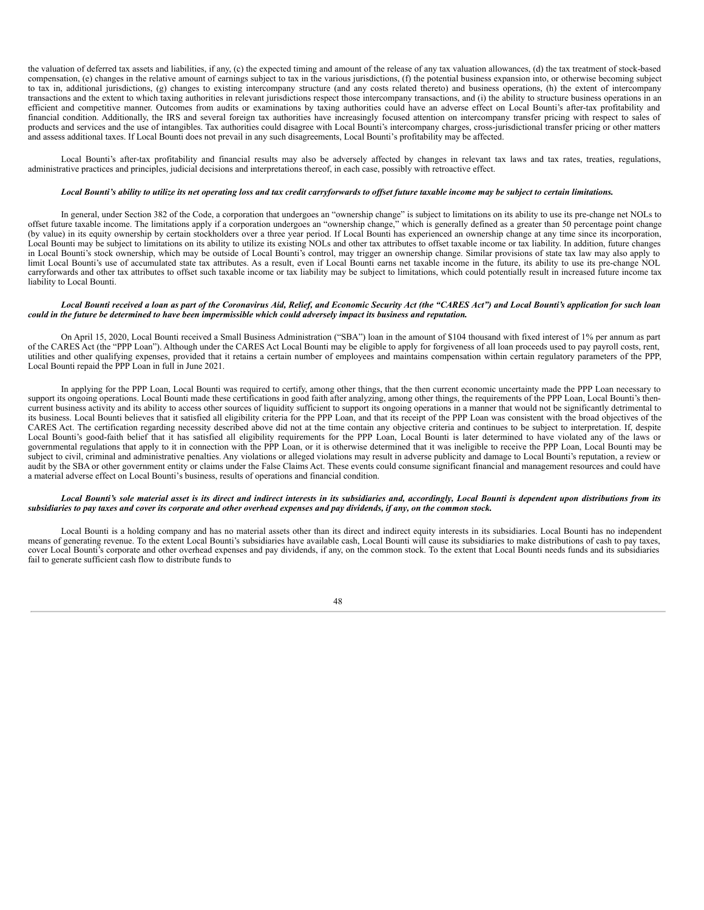the valuation of deferred tax assets and liabilities, if any, (c) the expected timing and amount of the release of any tax valuation allowances, (d) the tax treatment of stock-based compensation, (e) changes in the relative amount of earnings subject to tax in the various jurisdictions, (f) the potential business expansion into, or otherwise becoming subject to tax in, additional jurisdictions, (g) changes to existing intercompany structure (and any costs related thereto) and business operations, (h) the extent of intercompany transactions and the extent to which taxing authorities in relevant jurisdictions respect those intercompany transactions, and (i) the ability to structure business operations in an efficient and competitive manner. Outcomes from audits or examinations by taxing authorities could have an adverse effect on Local Bounti's after-tax profitability and financial condition. Additionally, the IRS and several foreign tax authorities have increasingly focused attention on intercompany transfer pricing with respect to sales of products and services and the use of intangibles. Tax authorities could disagree with Local Bounti's intercompany charges, cross-jurisdictional transfer pricing or other matters and assess additional taxes. If Local Bounti does not prevail in any such disagreements, Local Bounti's profitability may be affected.

Local Bounti's after-tax profitability and financial results may also be adversely affected by changes in relevant tax laws and tax rates, treaties, regulations, administrative practices and principles, judicial decisions and interpretations thereof, in each case, possibly with retroactive effect.

***Local Bounti's ability to utilize its net operating loss and tax credit carryforwards to offset future taxable income may be subject to certain limitations.***

In general, under Section 382 of the Code, a corporation that undergoes an "ownership change" is subject to limitations on its ability to use its pre-change net NOLs to offset future taxable income. The limitations apply if a corporation undergoes an "ownership change," which is generally defined as a greater than 50 percentage point change (by value) in its equity ownership by certain stockholders over a three year period. If Local Bounti has experienced an ownership change at any time since its incorporation, Local Bounti may be subject to limitations on its ability to utilize its existing NOLs and other tax attributes to offset taxable income or tax liability. In addition, future changes in Local Bounti's stock ownership, which may be outside of Local Bounti's control, may trigger an ownership change. Similar provisions of state tax law may also apply to limit Local Bounti's use of accumulated state tax attributes. As a result, even if Local Bounti earns net taxable income in the future, its ability to use its pre-change NOL carryforwards and other tax attributes to offset such taxable income or tax liability may be subject to limitations, which could potentially result in increased future income tax liability to Local Bounti.

***Local Bounti received a loan as part of the Coronavirus Aid, Relief, and Economic Security Act (the "CARES Act") and Local Bounti's application for such loan could in the future be determined to have been impermissible which could adversely impact its business and reputation.***

On April 15, 2020, Local Bounti received a Small Business Administration ("SBA") loan in the amount of $104 thousand with fixed interest of 1% per annum as part of the CARES Act (the "PPP Loan"). Although under the CARES Act Local Bounti may be eligible to apply for forgiveness of all loan proceeds used to pay payroll costs, rent, utilities and other qualifying expenses, provided that it retains a certain number of employees and maintains compensation within certain regulatory parameters of the PPP, Local Bounti repaid the PPP Loan in full in June 2021.

In applying for the PPP Loan, Local Bounti was required to certify, among other things, that the then current economic uncertainty made the PPP Loan necessary to support its ongoing operations. Local Bounti made these certifications in good faith after analyzing, among other things, the requirements of the PPP Loan, Local Bounti's then-current business activity and its ability to access other sources of liquidity sufficient to support its ongoing operations in a manner that would not be significantly detrimental to its business. Local Bounti believes that it satisfied all eligibility criteria for the PPP Loan, and that its receipt of the PPP Loan was consistent with the broad objectives of the CARES Act. The certification regarding necessity described above did not at the time contain any objective criteria and continues to be subject to interpretation. If, despite Local Bounti's good-faith belief that it has satisfied all eligibility requirements for the PPP Loan, Local Bounti is later determined to have violated any of the laws or governmental regulations that apply to it in connection with the PPP Loan, or it is otherwise determined that it was ineligible to receive the PPP Loan, Local Bounti may be subject to civil, criminal and administrative penalties. Any violations or alleged violations may result in adverse publicity and damage to Local Bounti's reputation, a review or audit by the SBA or other government entity or claims under the False Claims Act. These events could consume significant financial and management resources and could have a material adverse effect on Local Bounti's business, results of operations and financial condition.

***Local Bounti's sole material asset is its direct and indirect interests in its subsidiaries and, accordingly, Local Bounti is dependent upon distributions from its subsidiaries to pay taxes and cover its corporate and other overhead expenses and pay dividends, if any, on the common stock.***

Local Bounti is a holding company and has no material assets other than its direct and indirect equity interests in its subsidiaries. Local Bounti has no independent means of generating revenue. To the extent Local Bounti's subsidiaries have available cash, Local Bounti will cause its subsidiaries to make distributions of cash to pay taxes, cover Local Bounti's corporate and other overhead expenses and pay dividends, if any, on the common stock. To the extent that Local Bounti needs funds and its subsidiaries fail to generate sufficient cash flow to distribute funds to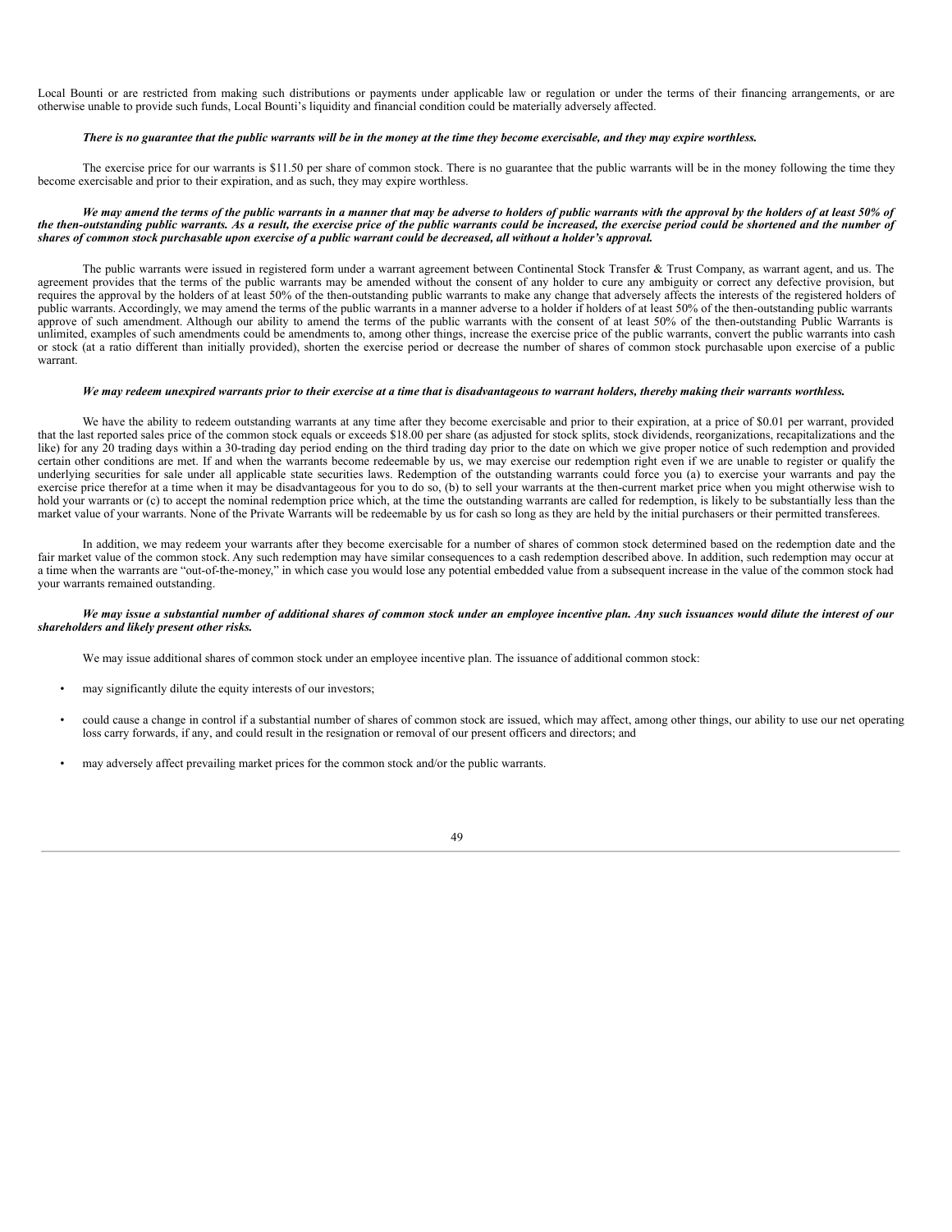Local Bounti or are restricted from making such distributions or payments under applicable law or regulation or under the terms of their financing arrangements, or are otherwise unable to provide such funds, Local Bounti's liquidity and financial condition could be materially adversely affected.

***There is no guarantee that the public warrants will be in the money at the time they become exercisable, and they may expire worthless.***

The exercise price for our warrants is $11.50 per share of common stock. There is no guarantee that the public warrants will be in the money following the time they become exercisable and prior to their expiration, and as such, they may expire worthless.

***We may amend the terms of the public warrants in a manner that may be adverse to holders of public warrants with the approval by the holders of at least 50% of the then-outstanding public warrants. As a result, the exercise price of the public warrants could be increased, the exercise period could be shortened and the number of shares of common stock purchasable upon exercise of a public warrant could be decreased, all without a holder's approval.***

The public warrants were issued in registered form under a warrant agreement between Continental Stock Transfer & Trust Company, as warrant agent, and us. The agreement provides that the terms of the public warrants may be amended without the consent of any holder to cure any ambiguity or correct any defective provision, but requires the approval by the holders of at least 50% of the then-outstanding public warrants to make any change that adversely affects the interests of the registered holders of public warrants. Accordingly, we may amend the terms of the public warrants in a manner adverse to a holder if holders of at least 50% of the then-outstanding public warrants approve of such amendment. Although our ability to amend the terms of the public warrants with the consent of at least 50% of the then-outstanding Public Warrants is unlimited, examples of such amendments could be amendments to, among other things, increase the exercise price of the public warrants, convert the public warrants into cash or stock (at a ratio different than initially provided), shorten the exercise period or decrease the number of shares of common stock purchasable upon exercise of a public warrant.

***We may redeem unexpired warrants prior to their exercise at a time that is disadvantageous to warrant holders, thereby making their warrants worthless.***

We have the ability to redeem outstanding warrants at any time after they become exercisable and prior to their expiration, at a price of $0.01 per warrant, provided that the last reported sales price of the common stock equals or exceeds $18.00 per share (as adjusted for stock splits, stock dividends, reorganizations, recapitalizations and the like) for any 20 trading days within a 30-trading day period ending on the third trading day prior to the date on which we give proper notice of such redemption and provided certain other conditions are met. If and when the warrants become redeemable by us, we may exercise our redemption right even if we are unable to register or qualify the underlying securities for sale under all applicable state securities laws. Redemption of the outstanding warrants could force you (a) to exercise your warrants and pay the exercise price therefor at a time when it may be disadvantageous for you to do so, (b) to sell your warrants at the then-current market price when you might otherwise wish to hold your warrants or (c) to accept the nominal redemption price which, at the time the outstanding warrants are called for redemption, is likely to be substantially less than the market value of your warrants. None of the Private Warrants will be redeemable by us for cash so long as they are held by the initial purchasers or their permitted transferees.

In addition, we may redeem your warrants after they become exercisable for a number of shares of common stock determined based on the redemption date and the fair market value of the common stock. Any such redemption may have similar consequences to a cash redemption described above. In addition, such redemption may occur at a time when the warrants are "out-of-the-money," in which case you would lose any potential embedded value from a subsequent increase in the value of the common stock had your warrants remained outstanding.

***We may issue a substantial number of additional shares of common stock under an employee incentive plan. Any such issuances would dilute the interest of our shareholders and likely present other risks.***

We may issue additional shares of common stock under an employee incentive plan. The issuance of additional common stock:

- may significantly dilute the equity interests of our investors;
- could cause a change in control if a substantial number of shares of common stock are issued, which may affect, among other things, our ability to use our net operating loss carry forwards, if any, and could result in the resignation or removal of our present officers and directors; and
- may adversely affect prevailing market prices for the common stock and/or the public warrants.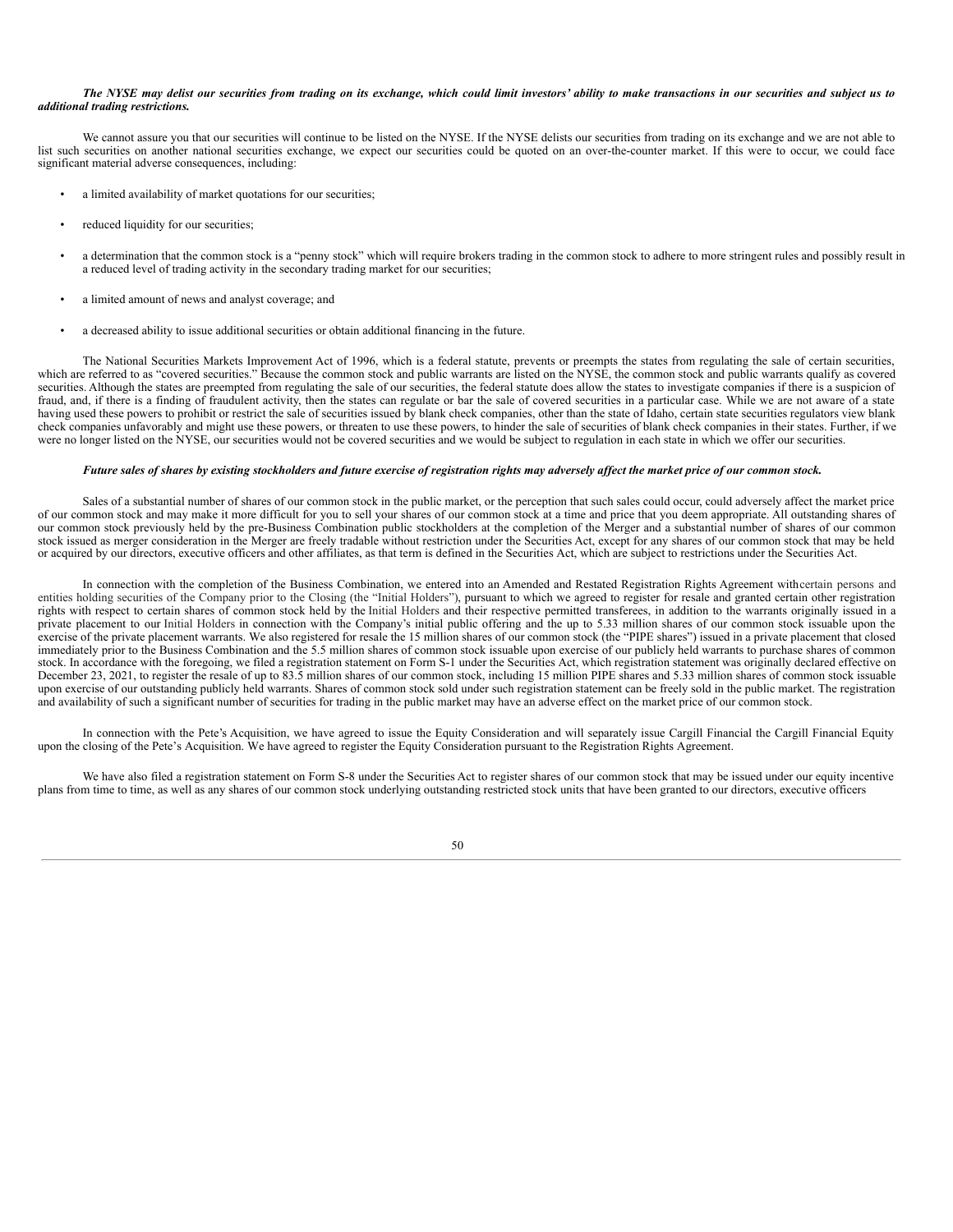***The NYSE may delist our securities from trading on its exchange, which could limit investors' ability to make transactions in our securities and subject us to additional trading restrictions.***

We cannot assure you that our securities will continue to be listed on the NYSE. If the NYSE delists our securities from trading on its exchange and we are not able to list such securities on another national securities exchange, we expect our securities could be quoted on an over-the-counter market. If this were to occur, we could face significant material adverse consequences, including:

- a limited availability of market quotations for our securities;
- reduced liquidity for our securities;
- a determination that the common stock is a "penny stock" which will require brokers trading in the common stock to adhere to more stringent rules and possibly result in a reduced level of trading activity in the secondary trading market for our securities;
- a limited amount of news and analyst coverage; and
- a decreased ability to issue additional securities or obtain additional financing in the future.

The National Securities Markets Improvement Act of 1996, which is a federal statute, prevents or preempts the states from regulating the sale of certain securities, which are referred to as "covered securities." Because the common stock and public warrants are listed on the NYSE, the common stock and public warrants qualify as covered securities. Although the states are preempted from regulating the sale of our securities, the federal statute does allow the states to investigate companies if there is a suspicion of fraud, and, if there is a finding of fraudulent activity, then the states can regulate or bar the sale of covered securities in a particular case. While we are not aware of a state having used these powers to prohibit or restrict the sale of securities issued by blank check companies, other than the state of Idaho, certain state securities regulators view blank check companies unfavorably and might use these powers, or threaten to use these powers, to hinder the sale of securities of blank check companies in their states. Further, if we were no longer listed on the NYSE, our securities would not be covered securities and we would be subject to regulation in each state in which we offer our securities.

***Future sales of shares by existing stockholders and future exercise of registration rights may adversely affect the market price of our common stock.***

Sales of a substantial number of shares of our common stock in the public market, or the perception that such sales could occur, could adversely affect the market price of our common stock and may make it more difficult for you to sell your shares of our common stock at a time and price that you deem appropriate. All outstanding shares of our common stock previously held by the pre-Business Combination public stockholders at the completion of the Merger and a substantial number of shares of our common stock issued as merger consideration in the Merger are freely tradable without restriction under the Securities Act, except for any shares of our common stock that may be held or acquired by our directors, executive officers and other affiliates, as that term is defined in the Securities Act, which are subject to restrictions under the Securities Act.

In connection with the completion of the Business Combination, we entered into an Amended and Restated Registration Rights Agreement withcertain persons and entities holding securities of the Company prior to the Closing (the "Initial Holders"), pursuant to which we agreed to register for resale and granted certain other registration rights with respect to certain shares of common stock held by the Initial Holders and their respective permitted transferees, in addition to the warrants originally issued in a private placement to our Initial Holders in connection with the Company's initial public offering and the up to 5.33 million shares of our common stock issuable upon the exercise of the private placement warrants. We also registered for resale the 15 million shares of our common stock (the "PIPE shares") issued in a private placement that closed immediately prior to the Business Combination and the 5.5 million shares of common stock issuable upon exercise of our publicly held warrants to purchase shares of common stock. In accordance with the foregoing, we filed a registration statement on Form S-1 under the Securities Act, which registration statement was originally declared effective on December 23, 2021, to register the resale of up to 83.5 million shares of our common stock, including 15 million PIPE shares and 5.33 million shares of common stock issuable upon exercise of our outstanding publicly held warrants. Shares of common stock sold under such registration statement can be freely sold in the public market. The registration and availability of such a significant number of securities for trading in the public market may have an adverse effect on the market price of our common stock.

In connection with the Pete's Acquisition, we have agreed to issue the Equity Consideration and will separately issue Cargill Financial the Cargill Financial Equity upon the closing of the Pete's Acquisition. We have agreed to register the Equity Consideration pursuant to the Registration Rights Agreement.

We have also filed a registration statement on Form S-8 under the Securities Act to register shares of our common stock that may be issued under our equity incentive plans from time to time, as well as any shares of our common stock underlying outstanding restricted stock units that have been granted to our directors, executive officers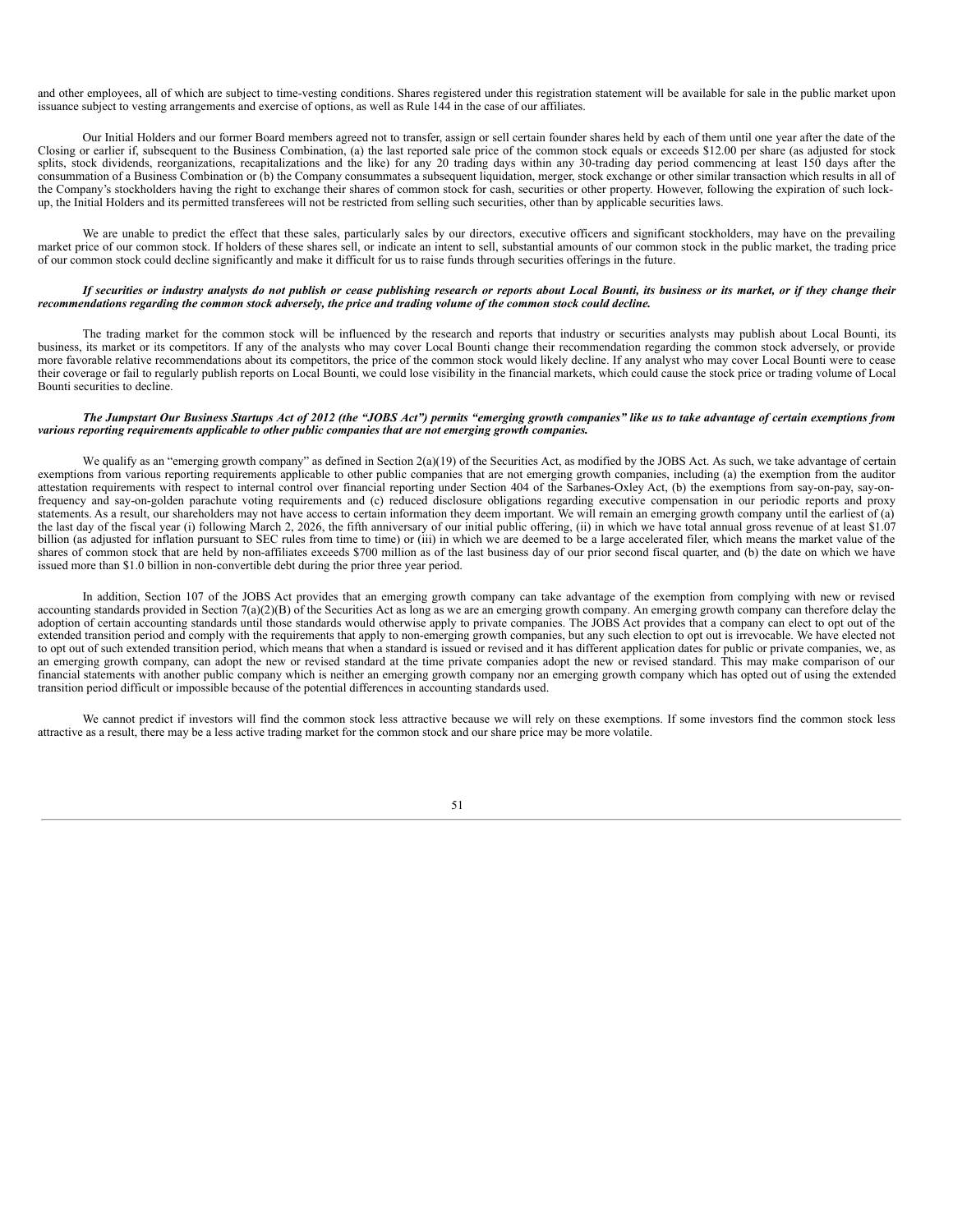and other employees, all of which are subject to time-vesting conditions. Shares registered under this registration statement will be available for sale in the public market upon issuance subject to vesting arrangements and exercise of options, as well as Rule 144 in the case of our affiliates.

Our Initial Holders and our former Board members agreed not to transfer, assign or sell certain founder shares held by each of them until one year after the date of the Closing or earlier if, subsequent to the Business Combination, (a) the last reported sale price of the common stock equals or exceeds $12.00 per share (as adjusted for stock splits, stock dividends, reorganizations, recapitalizations and the like) for any 20 trading days within any 30-trading day period commencing at least 150 days after the consummation of a Business Combination or (b) the Company consummates a subsequent liquidation, merger, stock exchange or other similar transaction which results in all of the Company's stockholders having the right to exchange their shares of common stock for cash, securities or other property. However, following the expiration of such lock-up, the Initial Holders and its permitted transferees will not be restricted from selling such securities, other than by applicable securities laws.

We are unable to predict the effect that these sales, particularly sales by our directors, executive officers and significant stockholders, may have on the prevailing market price of our common stock. If holders of these shares sell, or indicate an intent to sell, substantial amounts of our common stock in the public market, the trading price of our common stock could decline significantly and make it difficult for us to raise funds through securities offerings in the future.

***If securities or industry analysts do not publish or cease publishing research or reports about Local Bounti, its business or its market, or if they change their recommendations regarding the common stock adversely, the price and trading volume of the common stock could decline.***

The trading market for the common stock will be influenced by the research and reports that industry or securities analysts may publish about Local Bounti, its business, its market or its competitors. If any of the analysts who may cover Local Bounti change their recommendation regarding the common stock adversely, or provide more favorable relative recommendations about its competitors, the price of the common stock would likely decline. If any analyst who may cover Local Bounti were to cease their coverage or fail to regularly publish reports on Local Bounti, we could lose visibility in the financial markets, which could cause the stock price or trading volume of Local Bounti securities to decline.

***The Jumpstart Our Business Startups Act of 2012 (the "JOBS Act") permits "emerging growth companies" like us to take advantage of certain exemptions from various reporting requirements applicable to other public companies that are not emerging growth companies.***

We qualify as an "emerging growth company" as defined in Section 2(a)(19) of the Securities Act, as modified by the JOBS Act. As such, we take advantage of certain exemptions from various reporting requirements applicable to other public companies that are not emerging growth companies, including (a) the exemption from the auditor attestation requirements with respect to internal control over financial reporting under Section 404 of the Sarbanes-Oxley Act, (b) the exemptions from say-on-pay, say-on-frequency and say-on-golden parachute voting requirements and (c) reduced disclosure obligations regarding executive compensation in our periodic reports and proxy statements. As a result, our shareholders may not have access to certain information they deem important. We will remain an emerging growth company until the earliest of (a) the last day of the fiscal year (i) following March 2, 2026, the fifth anniversary of our initial public offering, (ii) in which we have total annual gross revenue of at least $1.07 billion (as adjusted for inflation pursuant to SEC rules from time to time) or (iii) in which we are deemed to be a large accelerated filer, which means the market value of the shares of common stock that are held by non-affiliates exceeds $700 million as of the last business day of our prior second fiscal quarter, and (b) the date on which we have issued more than $1.0 billion in non-convertible debt during the prior three year period.

In addition, Section 107 of the JOBS Act provides that an emerging growth company can take advantage of the exemption from complying with new or revised accounting standards provided in Section 7(a)(2)(B) of the Securities Act as long as we are an emerging growth company. An emerging growth company can therefore delay the adoption of certain accounting standards until those standards would otherwise apply to private companies. The JOBS Act provides that a company can elect to opt out of the extended transition period and comply with the requirements that apply to non-emerging growth companies, but any such election to opt out is irrevocable. We have elected not to opt out of such extended transition period, which means that when a standard is issued or revised and it has different application dates for public or private companies, we, as an emerging growth company, can adopt the new or revised standard at the time private companies adopt the new or revised standard. This may make comparison of our financial statements with another public company which is neither an emerging growth company nor an emerging growth company which has opted out of using the extended transition period difficult or impossible because of the potential differences in accounting standards used.

We cannot predict if investors will find the common stock less attractive because we will rely on these exemptions. If some investors find the common stock less attractive as a result, there may be a less active trading market for the common stock and our share price may be more volatile.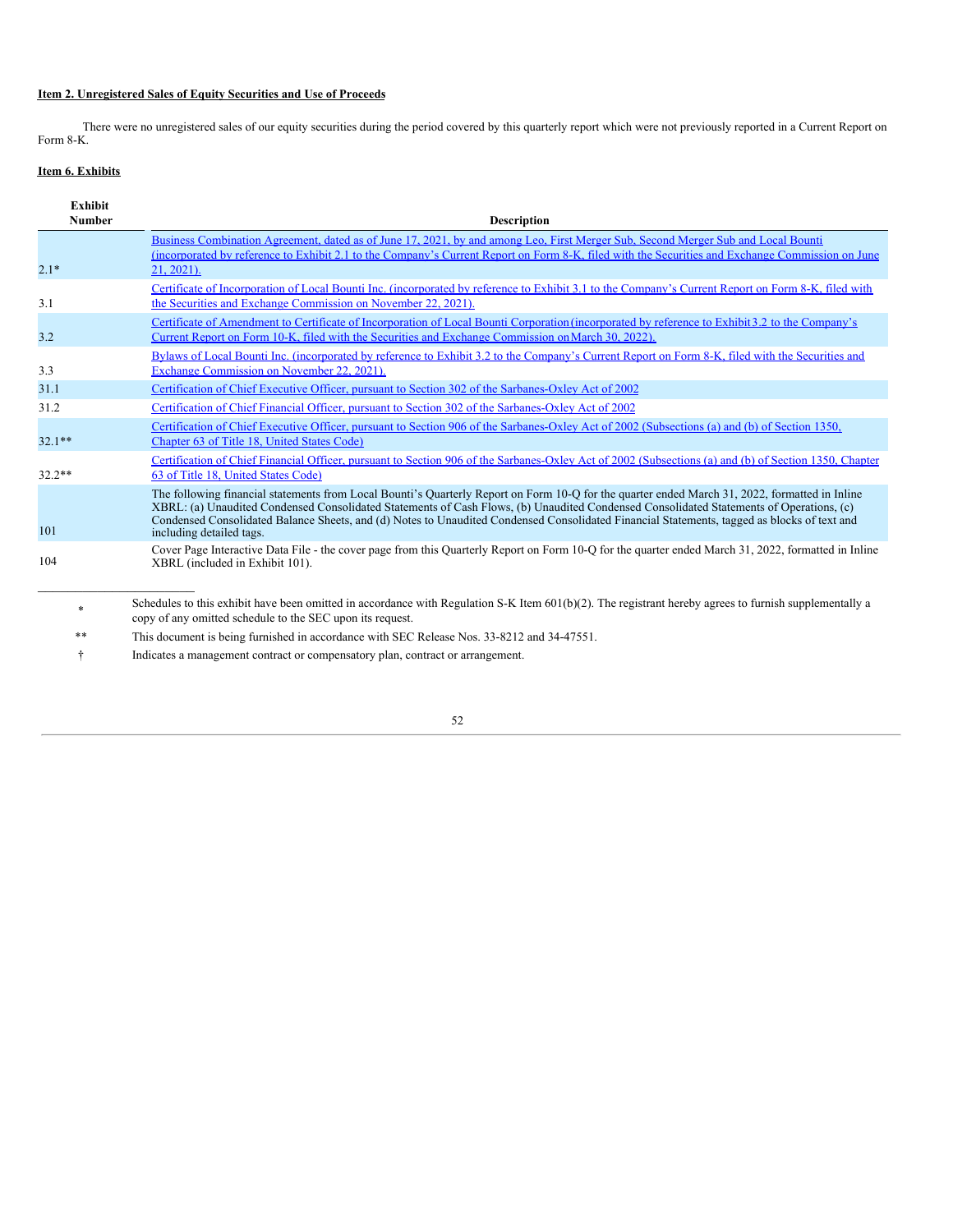**Item 2. Unregistered Sales of Equity Securities and Use of Proceeds**

There were no unregistered sales of our equity securities during the period covered by this quarterly report which were not previously reported in a Current Report on Form 8-K.

**Item 6. Exhibits**

| Exhibit Number | Description |
|---|---|
| 2.1* | Business Combination Agreement, dated as of June 17, 2021, by and among Leo, First Merger Sub, Second Merger Sub and Local Bounti (incorporated by reference to Exhibit 2.1 to the Company's Current Report on Form 8-K, filed with the Securities and Exchange Commission on June 21, 2021). |
| 3.1 | Certificate of Incorporation of Local Bounti Inc. (incorporated by reference to Exhibit 3.1 to the Company's Current Report on Form 8-K, filed with the Securities and Exchange Commission on November 22, 2021). |
| 3.2 | Certificate of Amendment to Certificate of Incorporation of Local Bounti Corporation (incorporated by reference to Exhibit 3.2 to the Company's Current Report on Form 10-K, filed with the Securities and Exchange Commission on March 30, 2022). |
| 3.3 | Bylaws of Local Bounti Inc. (incorporated by reference to Exhibit 3.2 to the Company's Current Report on Form 8-K, filed with the Securities and Exchange Commission on November 22, 2021). |
| 31.1 | Certification of Chief Executive Officer, pursuant to Section 302 of the Sarbanes-Oxley Act of 2002 |
| 31.2 | Certification of Chief Financial Officer, pursuant to Section 302 of the Sarbanes-Oxley Act of 2002 |
| 32.1** | Certification of Chief Executive Officer, pursuant to Section 906 of the Sarbanes-Oxley Act of 2002 (Subsections (a) and (b) of Section 1350, Chapter 63 of Title 18, United States Code) |
| 32.2** | Certification of Chief Financial Officer, pursuant to Section 906 of the Sarbanes-Oxley Act of 2002 (Subsections (a) and (b) of Section 1350, Chapter 63 of Title 18, United States Code) |
| 101 | The following financial statements from Local Bounti's Quarterly Report on Form 10-Q for the quarter ended March 31, 2022, formatted in Inline XBRL: (a) Unaudited Condensed Consolidated Statements of Cash Flows, (b) Unaudited Condensed Consolidated Statements of Operations, (c) Condensed Consolidated Balance Sheets, and (d) Notes to Unaudited Condensed Consolidated Financial Statements, tagged as blocks of text and including detailed tags. |
| 104 | Cover Page Interactive Data File - the cover page from this Quarterly Report on Form 10-Q for the quarter ended March 31, 2022, formatted in Inline XBRL (included in Exhibit 101). |

---

\* Schedules to this exhibit have been omitted in accordance with Regulation S-K Item 601(b)(2). The registrant hereby agrees to furnish supplementally a copy of any omitted schedule to the SEC upon its request.

** This document is being furnished in accordance with SEC Release Nos. 33-8212 and 34-47551.

† Indicates a management contract or compensatory plan, contract or arrangement.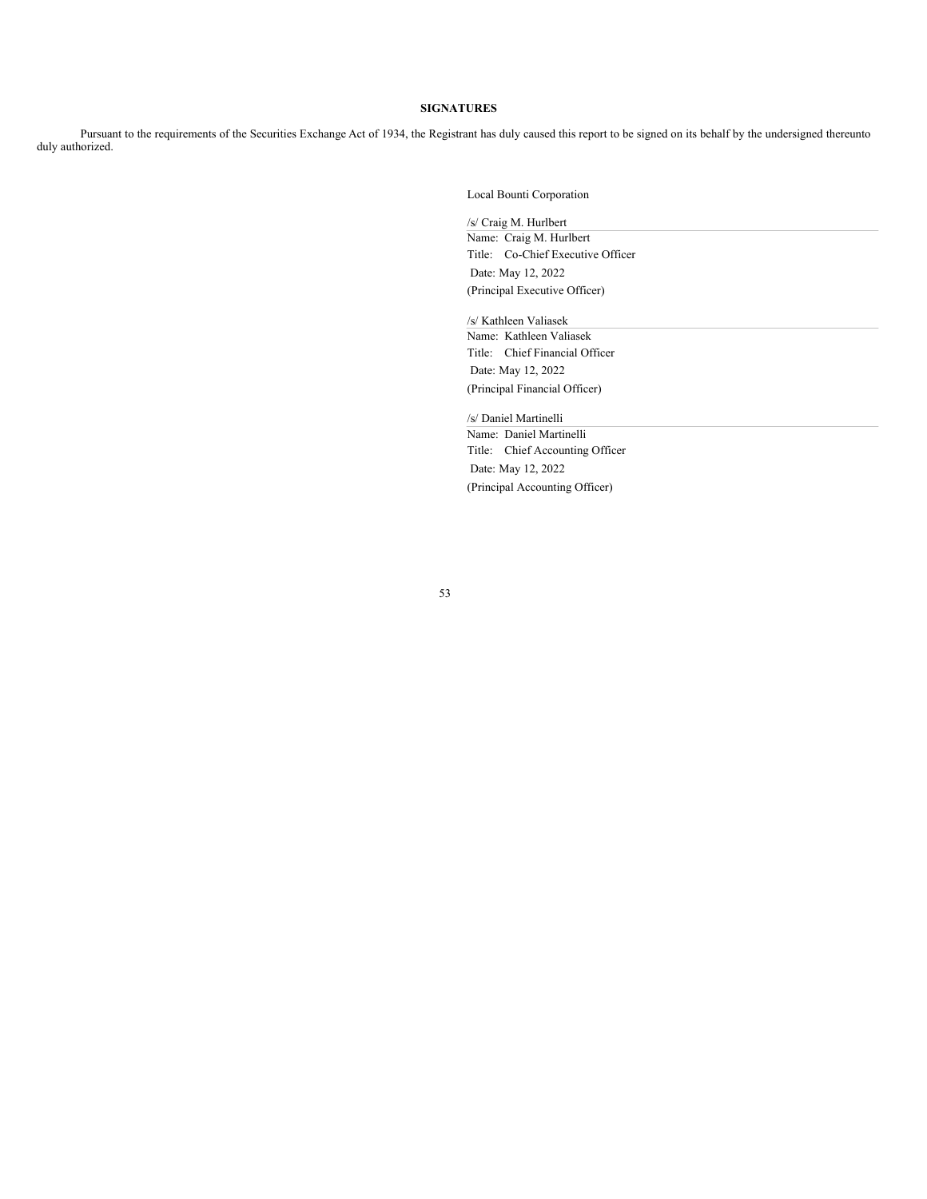**SIGNATURES**

Pursuant to the requirements of the Securities Exchange Act of 1934, the Registrant has duly caused this report to be signed on its behalf by the undersigned thereunto duly authorized.

Local Bounti Corporation

/s/ Craig M. Hurlbert
Name: Craig M. Hurlbert
Title: Co-Chief Executive Officer
Date: May 12, 2022
(Principal Executive Officer)

/s/ Kathleen Valiasek
Name: Kathleen Valiasek
Title: Chief Financial Officer
Date: May 12, 2022
(Principal Financial Officer)

/s/ Daniel Martinelli
Name: Daniel Martinelli
Title: Chief Accounting Officer
Date: May 12, 2022
(Principal Accounting Officer)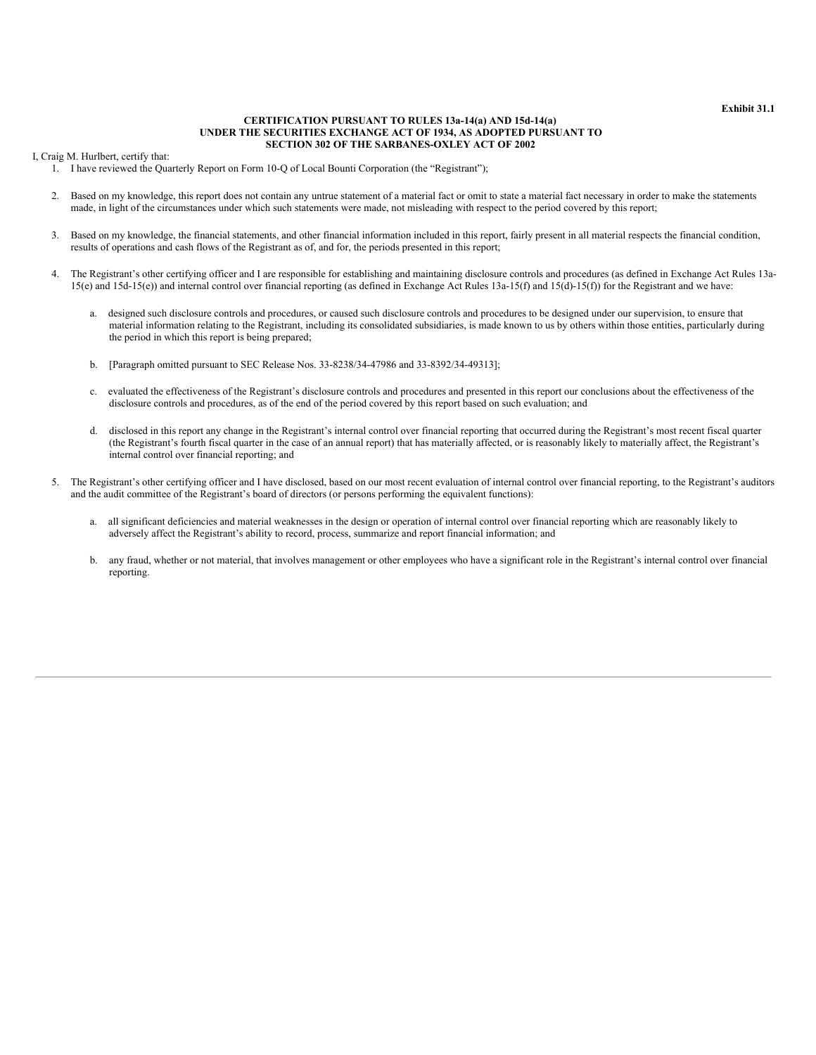**Exhibit 31.1**

**CERTIFICATION PURSUANT TO RULES 13a-14(a) AND 15d-14(a)
UNDER THE SECURITIES EXCHANGE ACT OF 1934, AS ADOPTED PURSUANT TO
SECTION 302 OF THE SARBANES-OXLEY ACT OF 2002**

I, Craig M. Hurlbert, certify that:

1. I have reviewed the Quarterly Report on Form 10-Q of Local Bounti Corporation (the "Registrant");

2. Based on my knowledge, this report does not contain any untrue statement of a material fact or omit to state a material fact necessary in order to make the statements made, in light of the circumstances under which such statements were made, not misleading with respect to the period covered by this report;

3. Based on my knowledge, the financial statements, and other financial information included in this report, fairly present in all material respects the financial condition, results of operations and cash flows of the Registrant as of, and for, the periods presented in this report;

4. The Registrant's other certifying officer and I are responsible for establishing and maintaining disclosure controls and procedures (as defined in Exchange Act Rules 13a-15(e) and 15d-15(e)) and internal control over financial reporting (as defined in Exchange Act Rules 13a-15(f) and 15(d)-15(f)) for the Registrant and we have:

   a. designed such disclosure controls and procedures, or caused such disclosure controls and procedures to be designed under our supervision, to ensure that material information relating to the Registrant, including its consolidated subsidiaries, is made known to us by others within those entities, particularly during the period in which this report is being prepared;

   b. [Paragraph omitted pursuant to SEC Release Nos. 33-8238/34-47986 and 33-8392/34-49313];

   c. evaluated the effectiveness of the Registrant's disclosure controls and procedures and presented in this report our conclusions about the effectiveness of the disclosure controls and procedures, as of the end of the period covered by this report based on such evaluation; and

   d. disclosed in this report any change in the Registrant's internal control over financial reporting that occurred during the Registrant's most recent fiscal quarter (the Registrant's fourth fiscal quarter in the case of an annual report) that has materially affected, or is reasonably likely to materially affect, the Registrant's internal control over financial reporting; and

5. The Registrant's other certifying officer and I have disclosed, based on our most recent evaluation of internal control over financial reporting, to the Registrant's auditors and the audit committee of the Registrant's board of directors (or persons performing the equivalent functions):

   a. all significant deficiencies and material weaknesses in the design or operation of internal control over financial reporting which are reasonably likely to adversely affect the Registrant's ability to record, process, summarize and report financial information; and

   b. any fraud, whether or not material, that involves management or other employees who have a significant role in the Registrant's internal control over financial reporting.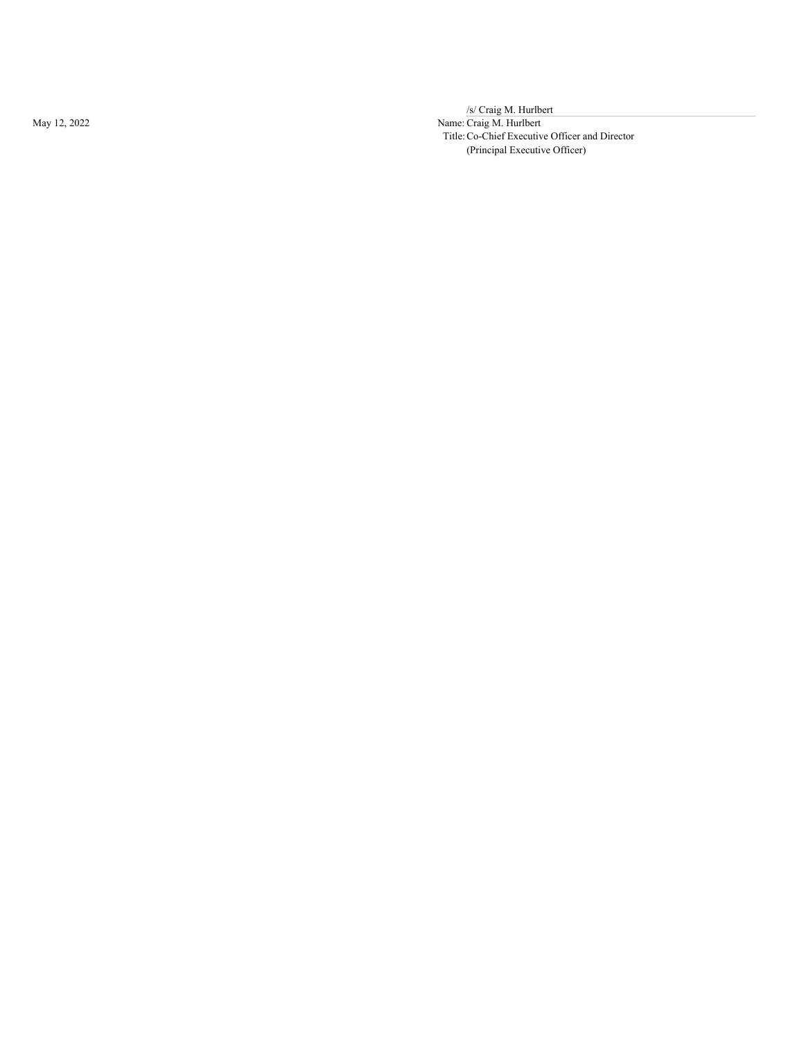May 12, 2022

/s/ Craig M. Hurlbert

Name: Craig M. Hurlbert

Title: Co-Chief Executive Officer and Director
(Principal Executive Officer)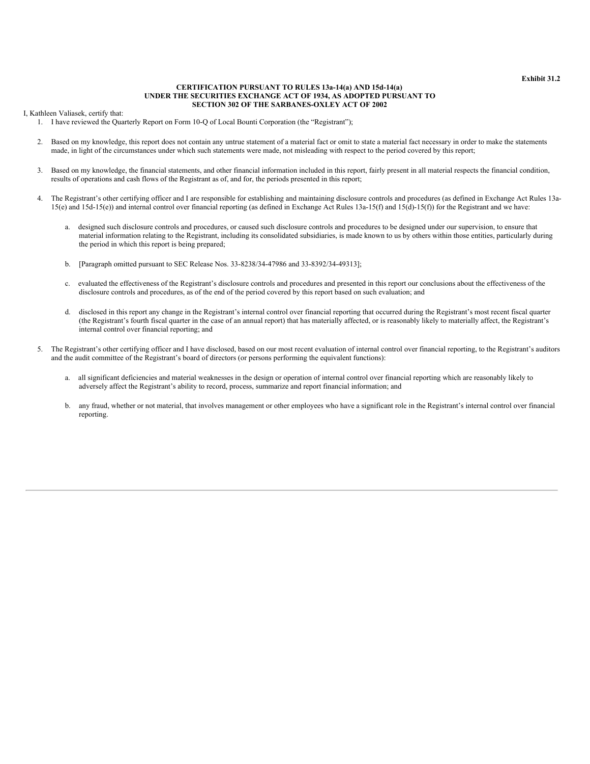**Exhibit 31.2**

**CERTIFICATION PURSUANT TO RULES 13a-14(a) AND 15d-14(a)
UNDER THE SECURITIES EXCHANGE ACT OF 1934, AS ADOPTED PURSUANT TO
SECTION 302 OF THE SARBANES-OXLEY ACT OF 2002**

I, Kathleen Valiasek, certify that:

1. I have reviewed the Quarterly Report on Form 10-Q of Local Bounti Corporation (the "Registrant");

2. Based on my knowledge, this report does not contain any untrue statement of a material fact or omit to state a material fact necessary in order to make the statements made, in light of the circumstances under which such statements were made, not misleading with respect to the period covered by this report;

3. Based on my knowledge, the financial statements, and other financial information included in this report, fairly present in all material respects the financial condition, results of operations and cash flows of the Registrant as of, and for, the periods presented in this report;

4. The Registrant's other certifying officer and I are responsible for establishing and maintaining disclosure controls and procedures (as defined in Exchange Act Rules 13a-15(e) and 15d-15(e)) and internal control over financial reporting (as defined in Exchange Act Rules 13a-15(f) and 15(d)-15(f)) for the Registrant and we have:

   a. designed such disclosure controls and procedures, or caused such disclosure controls and procedures to be designed under our supervision, to ensure that material information relating to the Registrant, including its consolidated subsidiaries, is made known to us by others within those entities, particularly during the period in which this report is being prepared;

   b. [Paragraph omitted pursuant to SEC Release Nos. 33-8238/34-47986 and 33-8392/34-49313];

   c. evaluated the effectiveness of the Registrant's disclosure controls and procedures and presented in this report our conclusions about the effectiveness of the disclosure controls and procedures, as of the end of the period covered by this report based on such evaluation; and

   d. disclosed in this report any change in the Registrant's internal control over financial reporting that occurred during the Registrant's most recent fiscal quarter (the Registrant's fourth fiscal quarter in the case of an annual report) that has materially affected, or is reasonably likely to materially affect, the Registrant's internal control over financial reporting; and

5. The Registrant's other certifying officer and I have disclosed, based on our most recent evaluation of internal control over financial reporting, to the Registrant's auditors and the audit committee of the Registrant's board of directors (or persons performing the equivalent functions):

   a. all significant deficiencies and material weaknesses in the design or operation of internal control over financial reporting which are reasonably likely to adversely affect the Registrant's ability to record, process, summarize and report financial information; and

   b. any fraud, whether or not material, that involves management or other employees who have a significant role in the Registrant's internal control over financial reporting.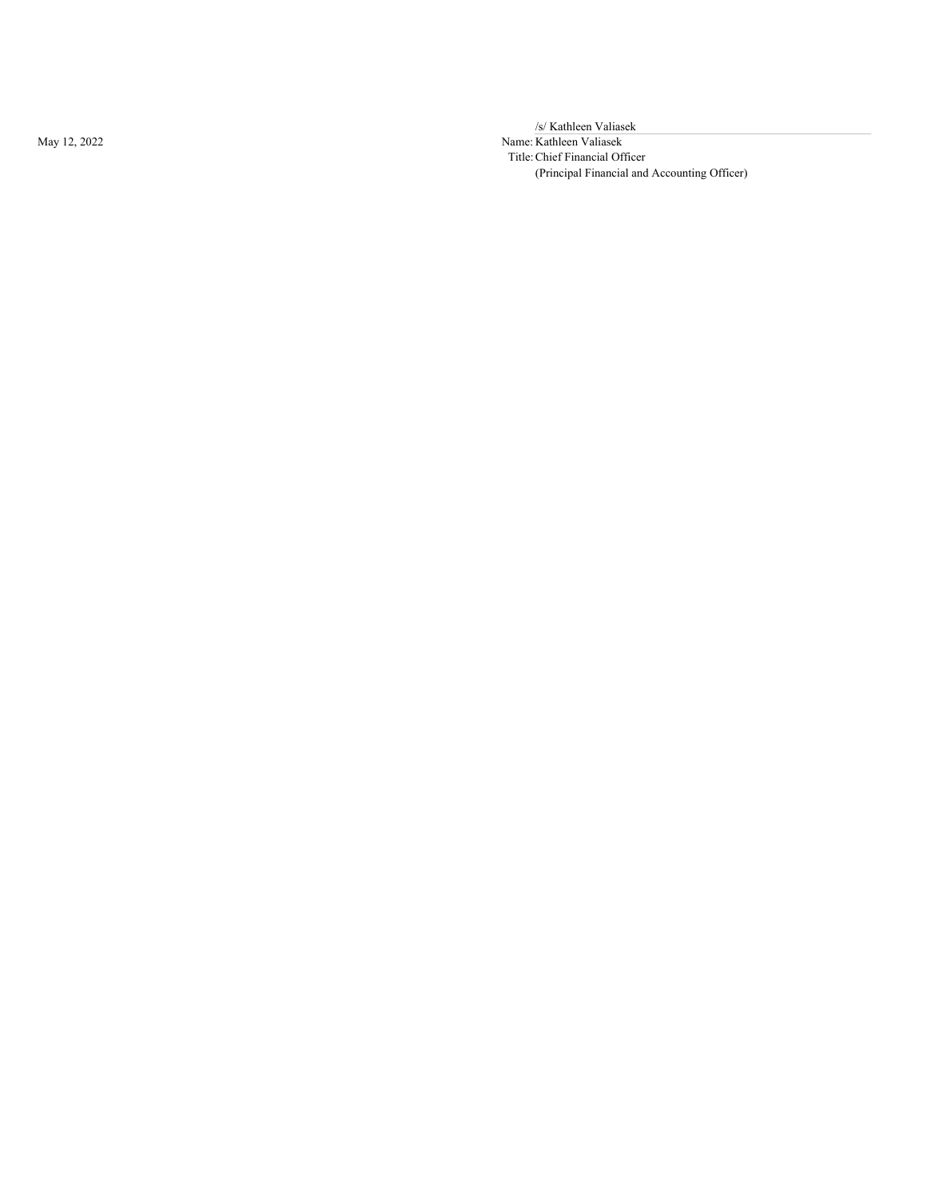May 12, 2022

/s/ Kathleen Valiasek

Name: Kathleen Valiasek

Title: Chief Financial Officer

(Principal Financial and Accounting Officer)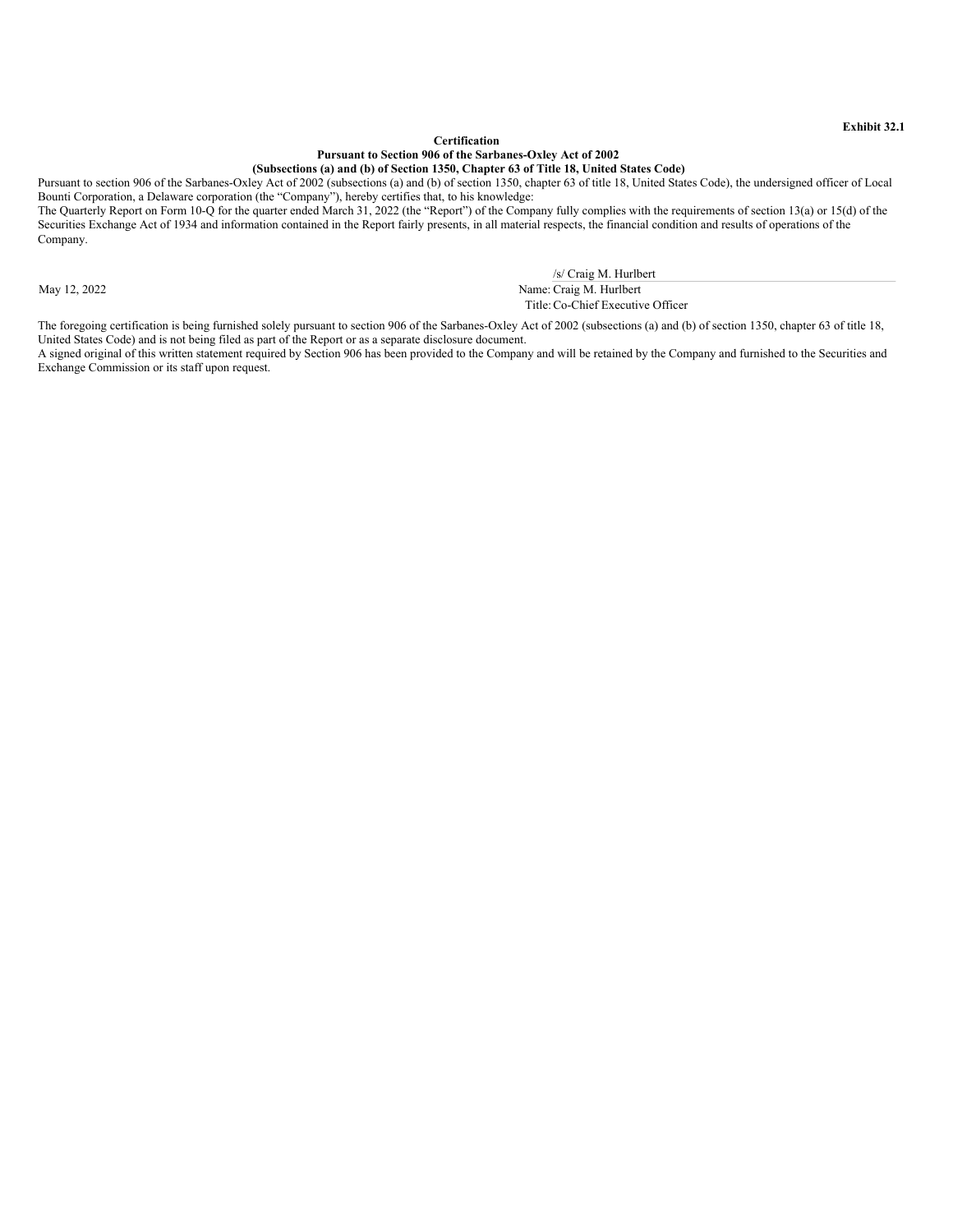**Exhibit 32.1**

**Certification**
**Pursuant to Section 906 of the Sarbanes-Oxley Act of 2002**
**(Subsections (a) and (b) of Section 1350, Chapter 63 of Title 18, United States Code)**

Pursuant to section 906 of the Sarbanes-Oxley Act of 2002 (subsections (a) and (b) of section 1350, chapter 63 of title 18, United States Code), the undersigned officer of Local Bounti Corporation, a Delaware corporation (the "Company"), hereby certifies that, to his knowledge:

The Quarterly Report on Form 10-Q for the quarter ended March 31, 2022 (the "Report") of the Company fully complies with the requirements of section 13(a) or 15(d) of the Securities Exchange Act of 1934 and information contained in the Report fairly presents, in all material respects, the financial condition and results of operations of the Company.

| | |
|---|---|
| | /s/ Craig M. Hurlbert |
| May 12, 2022 | Name: Craig M. Hurlbert |
| | Title: Co-Chief Executive Officer |

The foregoing certification is being furnished solely pursuant to section 906 of the Sarbanes-Oxley Act of 2002 (subsections (a) and (b) of section 1350, chapter 63 of title 18, United States Code) and is not being filed as part of the Report or as a separate disclosure document.

A signed original of this written statement required by Section 906 has been provided to the Company and will be retained by the Company and furnished to the Securities and Exchange Commission or its staff upon request.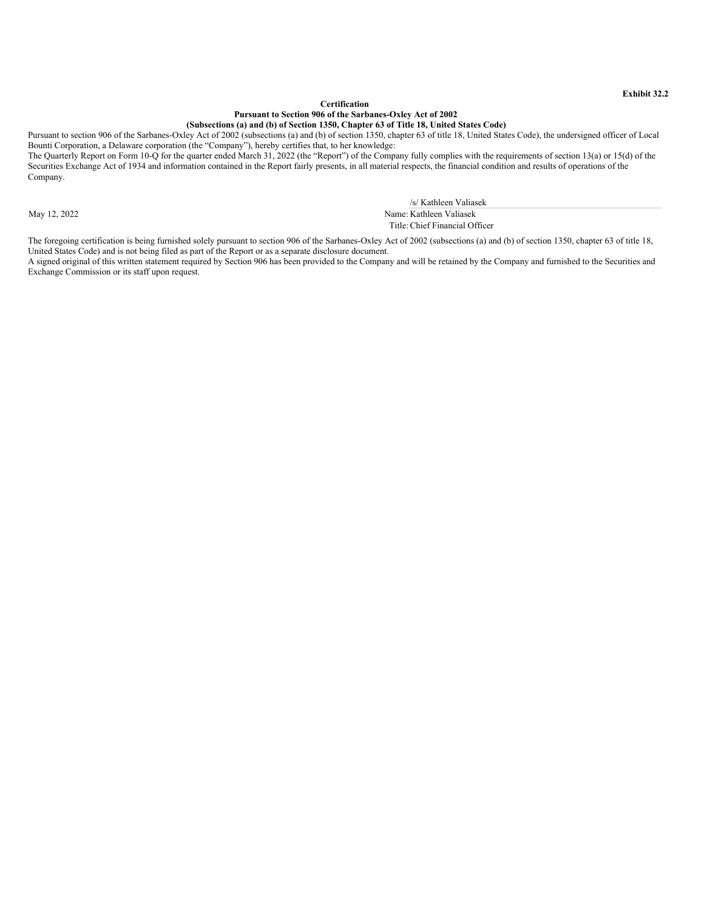**Exhibit 32.2**

**Certification**
**Pursuant to Section 906 of the Sarbanes-Oxley Act of 2002**
**(Subsections (a) and (b) of Section 1350, Chapter 63 of Title 18, United States Code)**

Pursuant to section 906 of the Sarbanes-Oxley Act of 2002 (subsections (a) and (b) of section 1350, chapter 63 of title 18, United States Code), the undersigned officer of Local Bounti Corporation, a Delaware corporation (the "Company"), hereby certifies that, to her knowledge:

The Quarterly Report on Form 10-Q for the quarter ended March 31, 2022 (the "Report") of the Company fully complies with the requirements of section 13(a) or 15(d) of the Securities Exchange Act of 1934 and information contained in the Report fairly presents, in all material respects, the financial condition and results of operations of the Company.

| | | |
|---|---|---|
| | | /s/ Kathleen Valiasek |
| May 12, 2022 | Name: | Kathleen Valiasek |
| | Title: | Chief Financial Officer |

The foregoing certification is being furnished solely pursuant to section 906 of the Sarbanes-Oxley Act of 2002 (subsections (a) and (b) of section 1350, chapter 63 of title 18, United States Code) and is not being filed as part of the Report or as a separate disclosure document.

A signed original of this written statement required by Section 906 has been provided to the Company and will be retained by the Company and furnished to the Securities and Exchange Commission or its staff upon request.